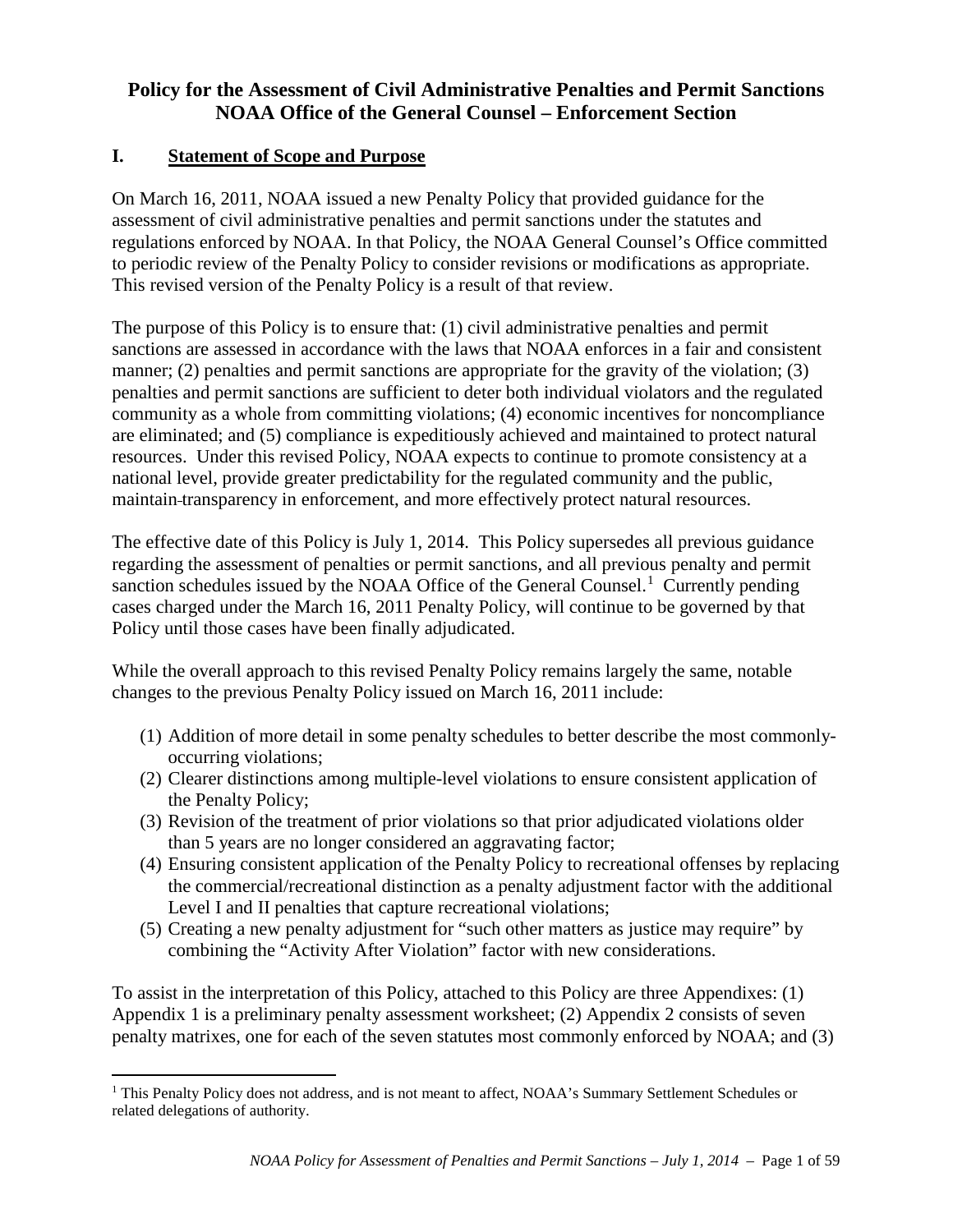# Policy for the Assessment of Civil Administrative Penalties and Permit Sanctions NOAA Office of the General Counsel – Enforcement Section

## I. Statement of Scope and Purpose

On March 16, 2011, NOAA issued a new Penalty Policy that provided guidance for the assessment of civil administrative penalties and permit sanctions under the statutes and regulations enforced by NOAA. In that Policy, the NOAA General Counsel's Office committed to periodic review of the Penalty Policy to consider revisions or modifications as appropriate. This revised version of the Penalty Policy is a result of that review.

The purpose of this Policy is to ensure that: (1) civil administrative penalties and permit sanctions are assessed in accordance with the laws that NOAA enforces in a fair and consistent manner; (2) penalties and permit sanctions are appropriate for the gravity of the violation; (3) penalties and permit sanctions are sufficient to deter both individual violators and the regulated community as a whole from committing violations; (4) economic incentives for noncompliance are eliminated; and (5) compliance is expeditiously achieved and maintained to protect natural resources. Under this revised Policy, NOAA expects to continue to promote consistency at a national level, provide greater predictability for the regulated community and the public, maintain transparency in enforcement, and more effectively protect natural resources.

The effective date of this Policy is July 1, 2014. This Policy supersedes all previous guidance regarding the assessment of penalties or permit sanctions, and all previous penalty and permit sanction schedules issued by the NOAA Office of the General Counsel.[1] Currently pending cases charged under the March 16, 2011 Penalty Policy, will continue to be governed by that Policy until those cases have been finally adjudicated.

While the overall approach to this revised Penalty Policy remains largely the same, notable changes to the previous Penalty Policy issued on March 16, 2011 include:

(1) Addition of more detail in some penalty schedules to better describe the most commonly-occurring violations;
(2) Clearer distinctions among multiple-level violations to ensure consistent application of the Penalty Policy;
(3) Revision of the treatment of prior violations so that prior adjudicated violations older than 5 years are no longer considered an aggravating factor;
(4) Ensuring consistent application of the Penalty Policy to recreational offenses by replacing the commercial/recreational distinction as a penalty adjustment factor with the additional Level I and II penalties that capture recreational violations;
(5) Creating a new penalty adjustment for "such other matters as justice may require" by combining the "Activity After Violation" factor with new considerations.

To assist in the interpretation of this Policy, attached to this Policy are three Appendixes: (1) Appendix 1 is a preliminary penalty assessment worksheet; (2) Appendix 2 consists of seven penalty matrixes, one for each of the seven statutes most commonly enforced by NOAA; and (3)

[1] This Penalty Policy does not address, and is not meant to affect, NOAA's Summary Settlement Schedules or related delegations of authority.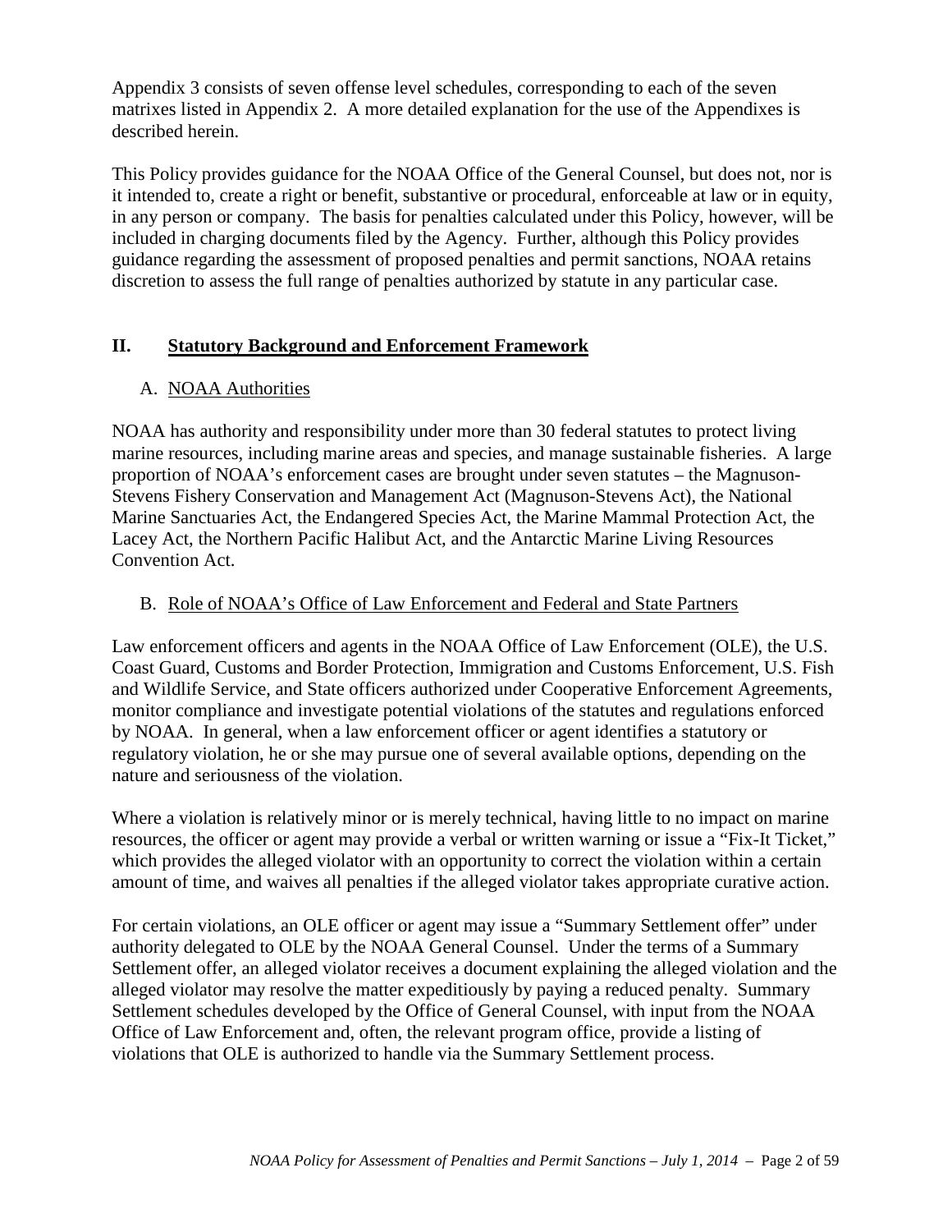Appendix 3 consists of seven offense level schedules, corresponding to each of the seven matrixes listed in Appendix 2. A more detailed explanation for the use of the Appendixes is described herein.

This Policy provides guidance for the NOAA Office of the General Counsel, but does not, nor is it intended to, create a right or benefit, substantive or procedural, enforceable at law or in equity, in any person or company. The basis for penalties calculated under this Policy, however, will be included in charging documents filed by the Agency. Further, although this Policy provides guidance regarding the assessment of proposed penalties and permit sanctions, NOAA retains discretion to assess the full range of penalties authorized by statute in any particular case.

## II. Statutory Background and Enforcement Framework

### A. NOAA Authorities

NOAA has authority and responsibility under more than 30 federal statutes to protect living marine resources, including marine areas and species, and manage sustainable fisheries. A large proportion of NOAA's enforcement cases are brought under seven statutes – the Magnuson-Stevens Fishery Conservation and Management Act (Magnuson-Stevens Act), the National Marine Sanctuaries Act, the Endangered Species Act, the Marine Mammal Protection Act, the Lacey Act, the Northern Pacific Halibut Act, and the Antarctic Marine Living Resources Convention Act.

### B. Role of NOAA's Office of Law Enforcement and Federal and State Partners

Law enforcement officers and agents in the NOAA Office of Law Enforcement (OLE), the U.S. Coast Guard, Customs and Border Protection, Immigration and Customs Enforcement, U.S. Fish and Wildlife Service, and State officers authorized under Cooperative Enforcement Agreements, monitor compliance and investigate potential violations of the statutes and regulations enforced by NOAA. In general, when a law enforcement officer or agent identifies a statutory or regulatory violation, he or she may pursue one of several available options, depending on the nature and seriousness of the violation.

Where a violation is relatively minor or is merely technical, having little to no impact on marine resources, the officer or agent may provide a verbal or written warning or issue a "Fix-It Ticket," which provides the alleged violator with an opportunity to correct the violation within a certain amount of time, and waives all penalties if the alleged violator takes appropriate curative action.

For certain violations, an OLE officer or agent may issue a "Summary Settlement offer" under authority delegated to OLE by the NOAA General Counsel. Under the terms of a Summary Settlement offer, an alleged violator receives a document explaining the alleged violation and the alleged violator may resolve the matter expeditiously by paying a reduced penalty. Summary Settlement schedules developed by the Office of General Counsel, with input from the NOAA Office of Law Enforcement and, often, the relevant program office, provide a listing of violations that OLE is authorized to handle via the Summary Settlement process.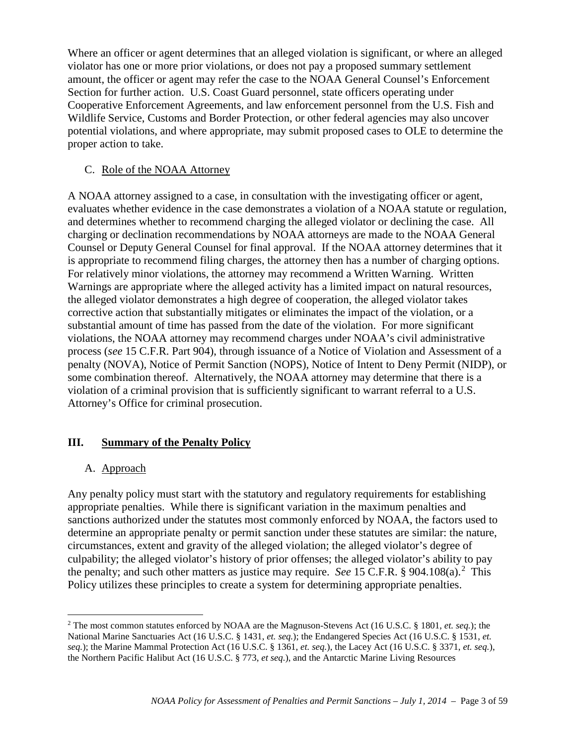Where an officer or agent determines that an alleged violation is significant, or where an alleged violator has one or more prior violations, or does not pay a proposed summary settlement amount, the officer or agent may refer the case to the NOAA General Counsel's Enforcement Section for further action. U.S. Coast Guard personnel, state officers operating under Cooperative Enforcement Agreements, and law enforcement personnel from the U.S. Fish and Wildlife Service, Customs and Border Protection, or other federal agencies may also uncover potential violations, and where appropriate, may submit proposed cases to OLE to determine the proper action to take.

### C. Role of the NOAA Attorney

A NOAA attorney assigned to a case, in consultation with the investigating officer or agent, evaluates whether evidence in the case demonstrates a violation of a NOAA statute or regulation, and determines whether to recommend charging the alleged violator or declining the case. All charging or declination recommendations by NOAA attorneys are made to the NOAA General Counsel or Deputy General Counsel for final approval. If the NOAA attorney determines that it is appropriate to recommend filing charges, the attorney then has a number of charging options. For relatively minor violations, the attorney may recommend a Written Warning. Written Warnings are appropriate where the alleged activity has a limited impact on natural resources, the alleged violator demonstrates a high degree of cooperation, the alleged violator takes corrective action that substantially mitigates or eliminates the impact of the violation, or a substantial amount of time has passed from the date of the violation. For more significant violations, the NOAA attorney may recommend charges under NOAA's civil administrative process (*see* 15 C.F.R. Part 904), through issuance of a Notice of Violation and Assessment of a penalty (NOVA), Notice of Permit Sanction (NOPS), Notice of Intent to Deny Permit (NIDP), or some combination thereof. Alternatively, the NOAA attorney may determine that there is a violation of a criminal provision that is sufficiently significant to warrant referral to a U.S. Attorney's Office for criminal prosecution.

## III. Summary of the Penalty Policy

### A. Approach

Any penalty policy must start with the statutory and regulatory requirements for establishing appropriate penalties. While there is significant variation in the maximum penalties and sanctions authorized under the statutes most commonly enforced by NOAA, the factors used to determine an appropriate penalty or permit sanction under these statutes are similar: the nature, circumstances, extent and gravity of the alleged violation; the alleged violator's degree of culpability; the alleged violator's history of prior offenses; the alleged violator's ability to pay the penalty; and such other matters as justice may require. *See* 15 C.F.R. § 904.108(a).[2] This Policy utilizes these principles to create a system for determining appropriate penalties.

[2] The most common statutes enforced by NOAA are the Magnuson-Stevens Act (16 U.S.C. § 1801, *et. seq.*); the National Marine Sanctuaries Act (16 U.S.C. § 1431, *et. seq.*); the Endangered Species Act (16 U.S.C. § 1531, *et. seq.*); the Marine Mammal Protection Act (16 U.S.C. § 1361, *et. seq.*), the Lacey Act (16 U.S.C. § 3371, *et. seq.*), the Northern Pacific Halibut Act (16 U.S.C. § 773, *et seq.*), and the Antarctic Marine Living Resources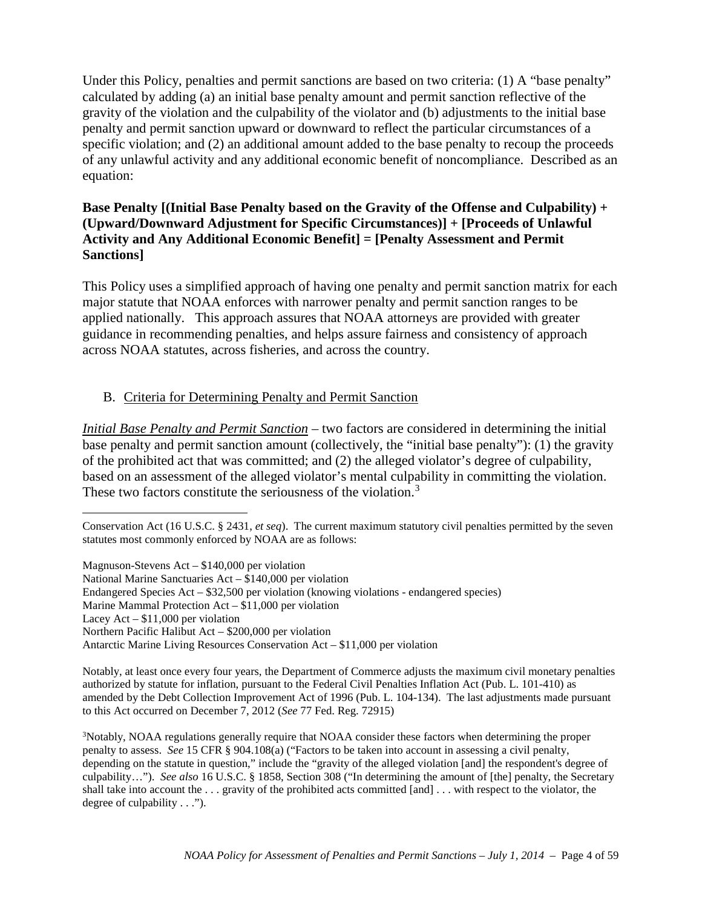Under this Policy, penalties and permit sanctions are based on two criteria: (1) A "base penalty" calculated by adding (a) an initial base penalty amount and permit sanction reflective of the gravity of the violation and the culpability of the violator and (b) adjustments to the initial base penalty and permit sanction upward or downward to reflect the particular circumstances of a specific violation; and (2) an additional amount added to the base penalty to recoup the proceeds of any unlawful activity and any additional economic benefit of noncompliance. Described as an equation:

**Base Penalty [(Initial Base Penalty based on the Gravity of the Offense and Culpability) + (Upward/Downward Adjustment for Specific Circumstances)] + [Proceeds of Unlawful Activity and Any Additional Economic Benefit] = [Penalty Assessment and Permit Sanctions]**

This Policy uses a simplified approach of having one penalty and permit sanction matrix for each major statute that NOAA enforces with narrower penalty and permit sanction ranges to be applied nationally. This approach assures that NOAA attorneys are provided with greater guidance in recommending penalties, and helps assure fairness and consistency of approach across NOAA statutes, across fisheries, and across the country.

## B. Criteria for Determining Penalty and Permit Sanction

***Initial Base Penalty and Permit Sanction*** – two factors are considered in determining the initial base penalty and permit sanction amount (collectively, the "initial base penalty"): (1) the gravity of the prohibited act that was committed; and (2) the alleged violator's degree of culpability, based on an assessment of the alleged violator's mental culpability in committing the violation. These two factors constitute the seriousness of the violation.[3]

---

Conservation Act (16 U.S.C. § 2431, *et seq*). The current maximum statutory civil penalties permitted by the seven statutes most commonly enforced by NOAA are as follows:

Magnuson-Stevens Act – $140,000 per violation
National Marine Sanctuaries Act – $140,000 per violation
Endangered Species Act – $32,500 per violation (knowing violations - endangered species)
Marine Mammal Protection Act – $11,000 per violation
Lacey Act – $11,000 per violation
Northern Pacific Halibut Act – $200,000 per violation
Antarctic Marine Living Resources Conservation Act – $11,000 per violation

Notably, at least once every four years, the Department of Commerce adjusts the maximum civil monetary penalties authorized by statute for inflation, pursuant to the Federal Civil Penalties Inflation Act (Pub. L. 101-410) as amended by the Debt Collection Improvement Act of 1996 (Pub. L. 104-134). The last adjustments made pursuant to this Act occurred on December 7, 2012 (*See* 77 Fed. Reg. 72915)

[3]Notably, NOAA regulations generally require that NOAA consider these factors when determining the proper penalty to assess. *See* 15 CFR § 904.108(a) ("Factors to be taken into account in assessing a civil penalty, depending on the statute in question," include the "gravity of the alleged violation [and] the respondent's degree of culpability…"). *See also* 16 U.S.C. § 1858, Section 308 ("In determining the amount of [the] penalty, the Secretary shall take into account the . . . gravity of the prohibited acts committed [and] . . . with respect to the violator, the degree of culpability . . .").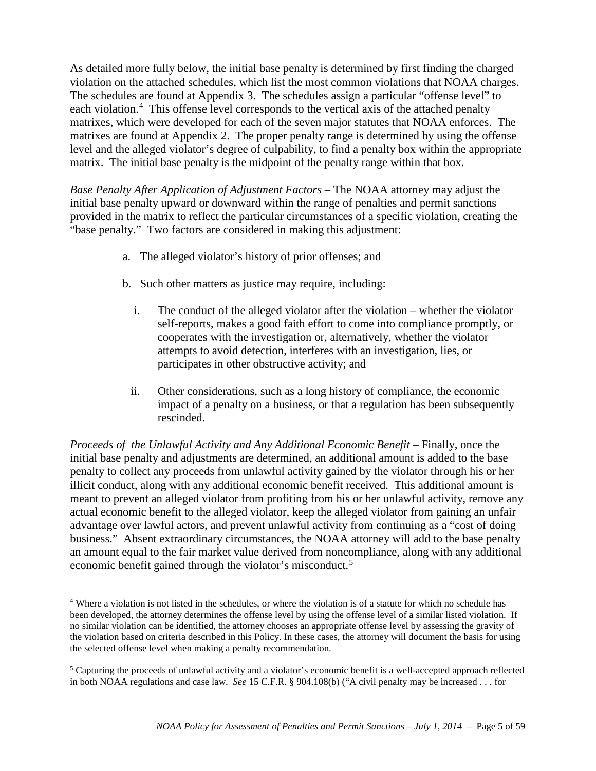As detailed more fully below, the initial base penalty is determined by first finding the charged violation on the attached schedules, which list the most common violations that NOAA charges. The schedules are found at Appendix 3. The schedules assign a particular "offense level" to each violation.[4] This offense level corresponds to the vertical axis of the attached penalty matrixes, which were developed for each of the seven major statutes that NOAA enforces. The matrixes are found at Appendix 2. The proper penalty range is determined by using the offense level and the alleged violator's degree of culpability, to find a penalty box within the appropriate matrix. The initial base penalty is the midpoint of the penalty range within that box.

*Base Penalty After Application of Adjustment Factors* – The NOAA attorney may adjust the initial base penalty upward or downward within the range of penalties and permit sanctions provided in the matrix to reflect the particular circumstances of a specific violation, creating the "base penalty." Two factors are considered in making this adjustment:

a. The alleged violator's history of prior offenses; and

b. Such other matters as justice may require, including:

   i. The conduct of the alleged violator after the violation – whether the violator self-reports, makes a good faith effort to come into compliance promptly, or cooperates with the investigation or, alternatively, whether the violator attempts to avoid detection, interferes with an investigation, lies, or participates in other obstructive activity; and

   ii. Other considerations, such as a long history of compliance, the economic impact of a penalty on a business, or that a regulation has been subsequently rescinded.

*Proceeds of the Unlawful Activity and Any Additional Economic Benefit* – Finally, once the initial base penalty and adjustments are determined, an additional amount is added to the base penalty to collect any proceeds from unlawful activity gained by the violator through his or her illicit conduct, along with any additional economic benefit received. This additional amount is meant to prevent an alleged violator from profiting from his or her unlawful activity, remove any actual economic benefit to the alleged violator, keep the alleged violator from gaining an unfair advantage over lawful actors, and prevent unlawful activity from continuing as a "cost of doing business." Absent extraordinary circumstances, the NOAA attorney will add to the base penalty an amount equal to the fair market value derived from noncompliance, along with any additional economic benefit gained through the violator's misconduct.[5]

---

[4] Where a violation is not listed in the schedules, or where the violation is of a statute for which no schedule has been developed, the attorney determines the offense level by using the offense level of a similar listed violation. If no similar violation can be identified, the attorney chooses an appropriate offense level by assessing the gravity of the violation based on criteria described in this Policy. In these cases, the attorney will document the basis for using the selected offense level when making a penalty recommendation.

[5] Capturing the proceeds of unlawful activity and a violator's economic benefit is a well-accepted approach reflected in both NOAA regulations and case law. *See* 15 C.F.R. § 904.108(b) ("A civil penalty may be increased . . . for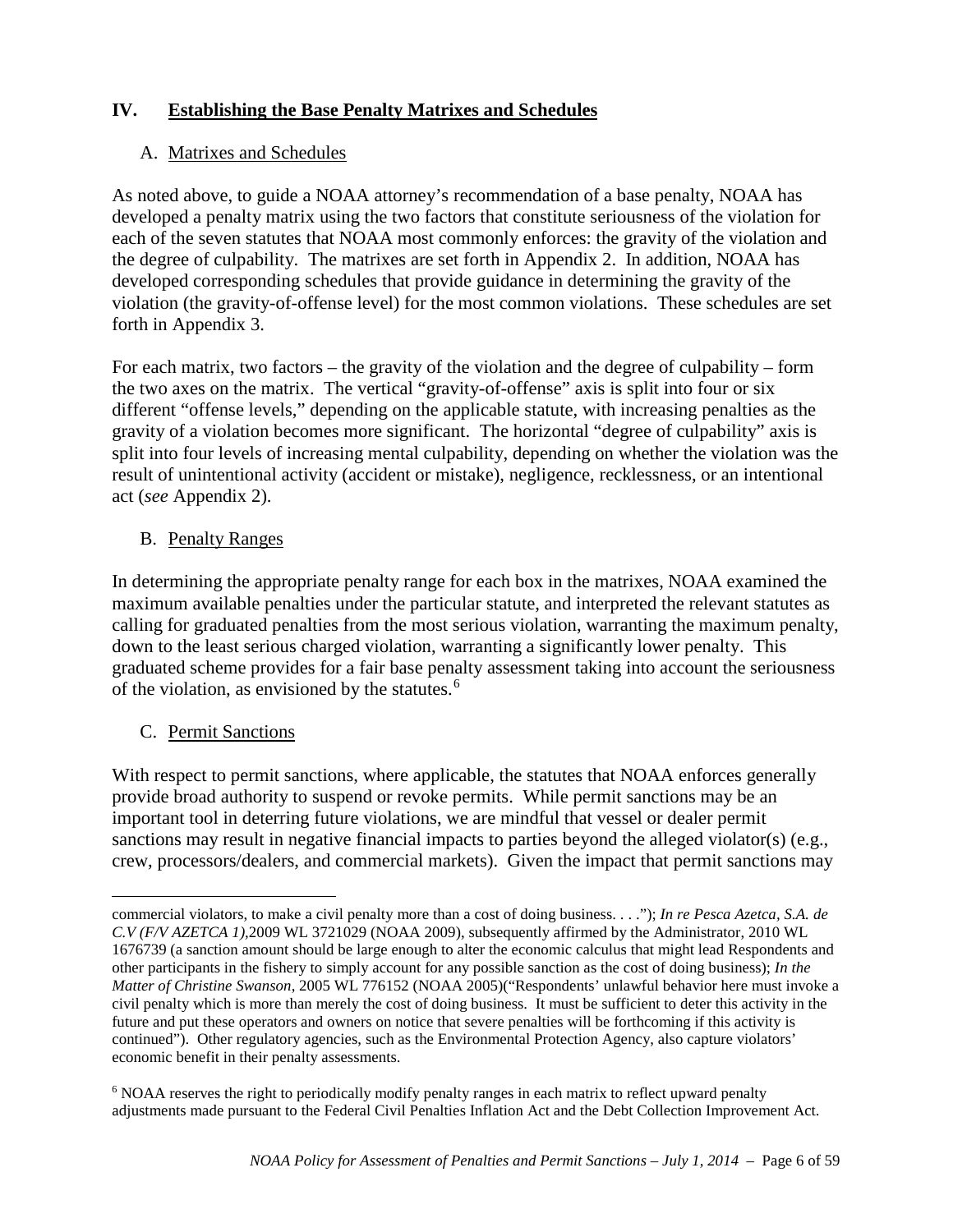## IV. Establishing the Base Penalty Matrixes and Schedules

### A. Matrixes and Schedules

As noted above, to guide a NOAA attorney's recommendation of a base penalty, NOAA has developed a penalty matrix using the two factors that constitute seriousness of the violation for each of the seven statutes that NOAA most commonly enforces: the gravity of the violation and the degree of culpability. The matrixes are set forth in Appendix 2. In addition, NOAA has developed corresponding schedules that provide guidance in determining the gravity of the violation (the gravity-of-offense level) for the most common violations. These schedules are set forth in Appendix 3.

For each matrix, two factors – the gravity of the violation and the degree of culpability – form the two axes on the matrix. The vertical "gravity-of-offense" axis is split into four or six different "offense levels," depending on the applicable statute, with increasing penalties as the gravity of a violation becomes more significant. The horizontal "degree of culpability" axis is split into four levels of increasing mental culpability, depending on whether the violation was the result of unintentional activity (accident or mistake), negligence, recklessness, or an intentional act (*see* Appendix 2).

### B. Penalty Ranges

In determining the appropriate penalty range for each box in the matrixes, NOAA examined the maximum available penalties under the particular statute, and interpreted the relevant statutes as calling for graduated penalties from the most serious violation, warranting the maximum penalty, down to the least serious charged violation, warranting a significantly lower penalty. This graduated scheme provides for a fair base penalty assessment taking into account the seriousness of the violation, as envisioned by the statutes.[6]

### C. Permit Sanctions

With respect to permit sanctions, where applicable, the statutes that NOAA enforces generally provide broad authority to suspend or revoke permits. While permit sanctions may be an important tool in deterring future violations, we are mindful that vessel or dealer permit sanctions may result in negative financial impacts to parties beyond the alleged violator(s) (e.g., crew, processors/dealers, and commercial markets). Given the impact that permit sanctions may

---

commercial violators, to make a civil penalty more than a cost of doing business. . . ."); *In re Pesca Azetca, S.A. de C.V (F/V AZETCA 1),*2009 WL 3721029 (NOAA 2009), subsequently affirmed by the Administrator, 2010 WL 1676739 (a sanction amount should be large enough to alter the economic calculus that might lead Respondents and other participants in the fishery to simply account for any possible sanction as the cost of doing business); *In the Matter of Christine Swanson*, 2005 WL 776152 (NOAA 2005)("Respondents' unlawful behavior here must invoke a civil penalty which is more than merely the cost of doing business. It must be sufficient to deter this activity in the future and put these operators and owners on notice that severe penalties will be forthcoming if this activity is continued"). Other regulatory agencies, such as the Environmental Protection Agency, also capture violators' economic benefit in their penalty assessments.

[6] NOAA reserves the right to periodically modify penalty ranges in each matrix to reflect upward penalty adjustments made pursuant to the Federal Civil Penalties Inflation Act and the Debt Collection Improvement Act.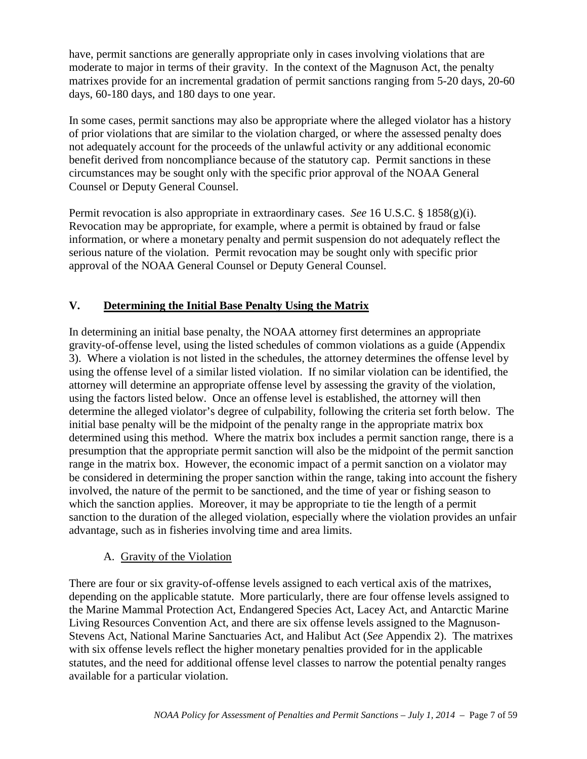have, permit sanctions are generally appropriate only in cases involving violations that are moderate to major in terms of their gravity. In the context of the Magnuson Act, the penalty matrixes provide for an incremental gradation of permit sanctions ranging from 5-20 days, 20-60 days, 60-180 days, and 180 days to one year.

In some cases, permit sanctions may also be appropriate where the alleged violator has a history of prior violations that are similar to the violation charged, or where the assessed penalty does not adequately account for the proceeds of the unlawful activity or any additional economic benefit derived from noncompliance because of the statutory cap. Permit sanctions in these circumstances may be sought only with the specific prior approval of the NOAA General Counsel or Deputy General Counsel.

Permit revocation is also appropriate in extraordinary cases. *See* 16 U.S.C. § 1858(g)(i). Revocation may be appropriate, for example, where a permit is obtained by fraud or false information, or where a monetary penalty and permit suspension do not adequately reflect the serious nature of the violation. Permit revocation may be sought only with specific prior approval of the NOAA General Counsel or Deputy General Counsel.

## V. Determining the Initial Base Penalty Using the Matrix

In determining an initial base penalty, the NOAA attorney first determines an appropriate gravity-of-offense level, using the listed schedules of common violations as a guide (Appendix 3). Where a violation is not listed in the schedules, the attorney determines the offense level by using the offense level of a similar listed violation. If no similar violation can be identified, the attorney will determine an appropriate offense level by assessing the gravity of the violation, using the factors listed below. Once an offense level is established, the attorney will then determine the alleged violator's degree of culpability, following the criteria set forth below. The initial base penalty will be the midpoint of the penalty range in the appropriate matrix box determined using this method. Where the matrix box includes a permit sanction range, there is a presumption that the appropriate permit sanction will also be the midpoint of the permit sanction range in the matrix box. However, the economic impact of a permit sanction on a violator may be considered in determining the proper sanction within the range, taking into account the fishery involved, the nature of the permit to be sanctioned, and the time of year or fishing season to which the sanction applies. Moreover, it may be appropriate to tie the length of a permit sanction to the duration of the alleged violation, especially where the violation provides an unfair advantage, such as in fisheries involving time and area limits.

### A. Gravity of the Violation

There are four or six gravity-of-offense levels assigned to each vertical axis of the matrixes, depending on the applicable statute. More particularly, there are four offense levels assigned to the Marine Mammal Protection Act, Endangered Species Act, Lacey Act, and Antarctic Marine Living Resources Convention Act, and there are six offense levels assigned to the Magnuson-Stevens Act, National Marine Sanctuaries Act, and Halibut Act (*See* Appendix 2). The matrixes with six offense levels reflect the higher monetary penalties provided for in the applicable statutes, and the need for additional offense level classes to narrow the potential penalty ranges available for a particular violation.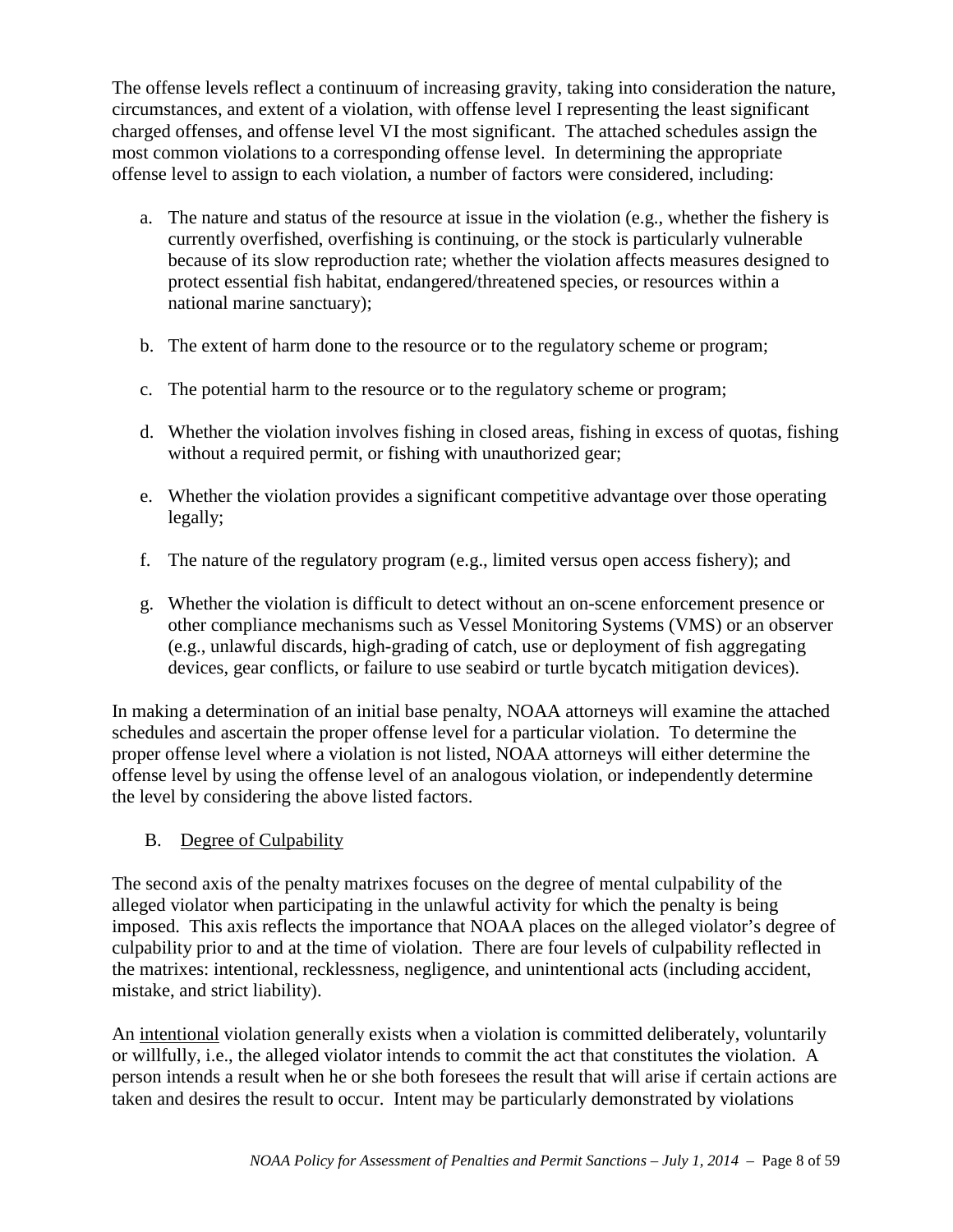The offense levels reflect a continuum of increasing gravity, taking into consideration the nature, circumstances, and extent of a violation, with offense level I representing the least significant charged offenses, and offense level VI the most significant. The attached schedules assign the most common violations to a corresponding offense level. In determining the appropriate offense level to assign to each violation, a number of factors were considered, including:

a. The nature and status of the resource at issue in the violation (e.g., whether the fishery is currently overfished, overfishing is continuing, or the stock is particularly vulnerable because of its slow reproduction rate; whether the violation affects measures designed to protect essential fish habitat, endangered/threatened species, or resources within a national marine sanctuary);

b. The extent of harm done to the resource or to the regulatory scheme or program;

c. The potential harm to the resource or to the regulatory scheme or program;

d. Whether the violation involves fishing in closed areas, fishing in excess of quotas, fishing without a required permit, or fishing with unauthorized gear;

e. Whether the violation provides a significant competitive advantage over those operating legally;

f. The nature of the regulatory program (e.g., limited versus open access fishery); and

g. Whether the violation is difficult to detect without an on-scene enforcement presence or other compliance mechanisms such as Vessel Monitoring Systems (VMS) or an observer (e.g., unlawful discards, high-grading of catch, use or deployment of fish aggregating devices, gear conflicts, or failure to use seabird or turtle bycatch mitigation devices).

In making a determination of an initial base penalty, NOAA attorneys will examine the attached schedules and ascertain the proper offense level for a particular violation. To determine the proper offense level where a violation is not listed, NOAA attorneys will either determine the offense level by using the offense level of an analogous violation, or independently determine the level by considering the above listed factors.

### B. Degree of Culpability

The second axis of the penalty matrixes focuses on the degree of mental culpability of the alleged violator when participating in the unlawful activity for which the penalty is being imposed. This axis reflects the importance that NOAA places on the alleged violator's degree of culpability prior to and at the time of violation. There are four levels of culpability reflected in the matrixes: intentional, recklessness, negligence, and unintentional acts (including accident, mistake, and strict liability).

An intentional violation generally exists when a violation is committed deliberately, voluntarily or willfully, i.e., the alleged violator intends to commit the act that constitutes the violation. A person intends a result when he or she both foresees the result that will arise if certain actions are taken and desires the result to occur. Intent may be particularly demonstrated by violations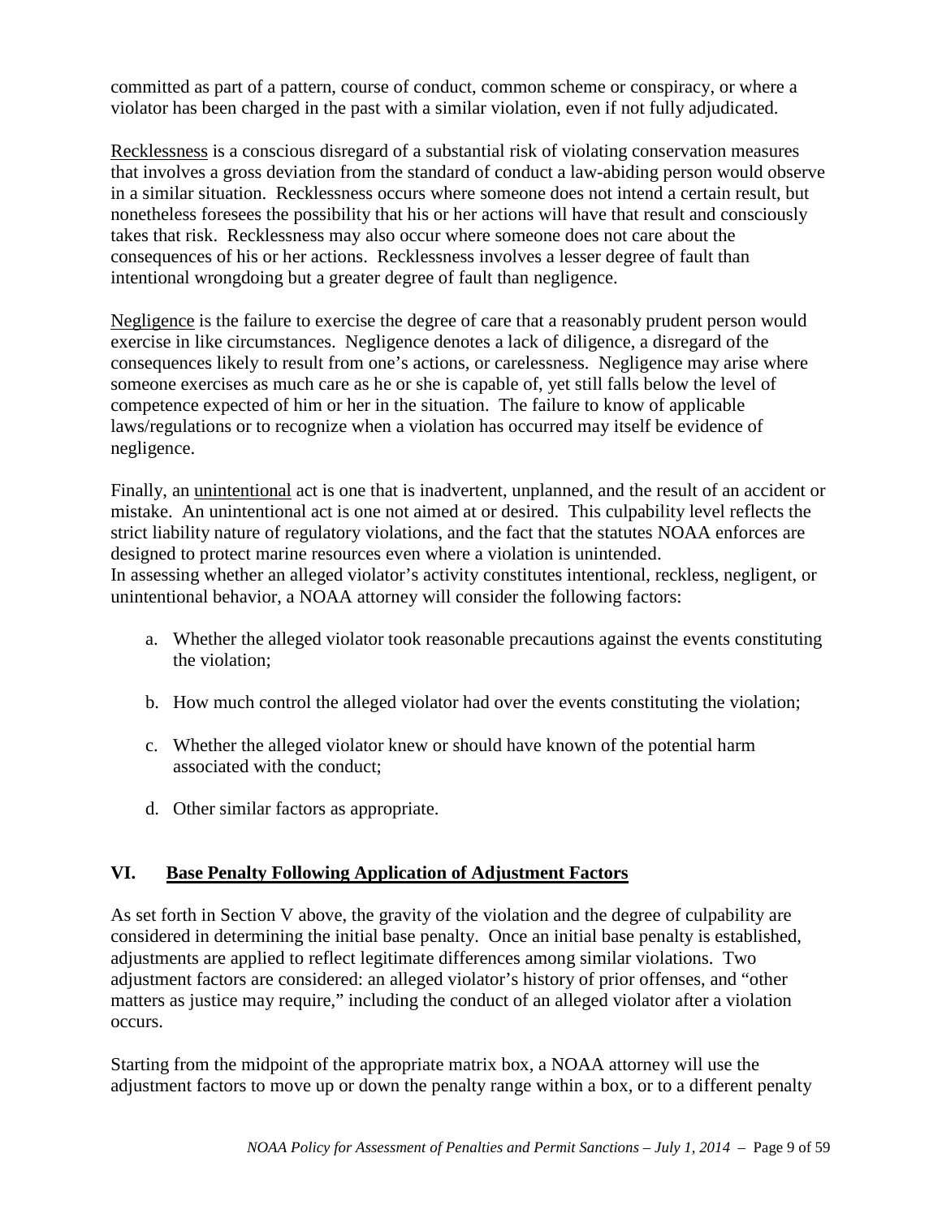committed as part of a pattern, course of conduct, common scheme or conspiracy, or where a violator has been charged in the past with a similar violation, even if not fully adjudicated.

Recklessness is a conscious disregard of a substantial risk of violating conservation measures that involves a gross deviation from the standard of conduct a law-abiding person would observe in a similar situation. Recklessness occurs where someone does not intend a certain result, but nonetheless foresees the possibility that his or her actions will have that result and consciously takes that risk. Recklessness may also occur where someone does not care about the consequences of his or her actions. Recklessness involves a lesser degree of fault than intentional wrongdoing but a greater degree of fault than negligence.

Negligence is the failure to exercise the degree of care that a reasonably prudent person would exercise in like circumstances. Negligence denotes a lack of diligence, a disregard of the consequences likely to result from one's actions, or carelessness. Negligence may arise where someone exercises as much care as he or she is capable of, yet still falls below the level of competence expected of him or her in the situation. The failure to know of applicable laws/regulations or to recognize when a violation has occurred may itself be evidence of negligence.

Finally, an unintentional act is one that is inadvertent, unplanned, and the result of an accident or mistake. An unintentional act is one not aimed at or desired. This culpability level reflects the strict liability nature of regulatory violations, and the fact that the statutes NOAA enforces are designed to protect marine resources even where a violation is unintended.
In assessing whether an alleged violator's activity constitutes intentional, reckless, negligent, or unintentional behavior, a NOAA attorney will consider the following factors:

a. Whether the alleged violator took reasonable precautions against the events constituting the violation;

b. How much control the alleged violator had over the events constituting the violation;

c. Whether the alleged violator knew or should have known of the potential harm associated with the conduct;

d. Other similar factors as appropriate.

## VI. Base Penalty Following Application of Adjustment Factors

As set forth in Section V above, the gravity of the violation and the degree of culpability are considered in determining the initial base penalty. Once an initial base penalty is established, adjustments are applied to reflect legitimate differences among similar violations. Two adjustment factors are considered: an alleged violator's history of prior offenses, and "other matters as justice may require," including the conduct of an alleged violator after a violation occurs.

Starting from the midpoint of the appropriate matrix box, a NOAA attorney will use the adjustment factors to move up or down the penalty range within a box, or to a different penalty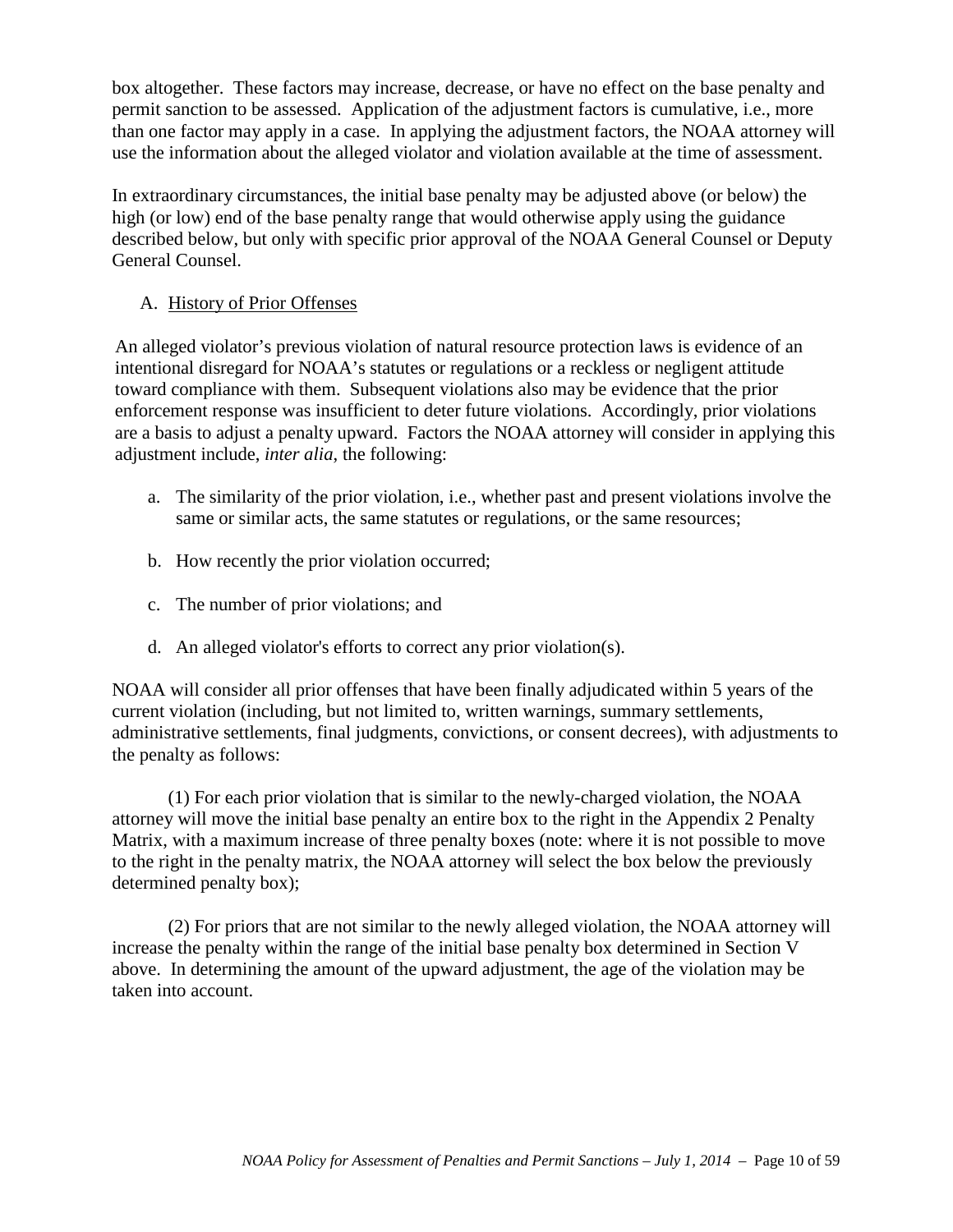box altogether. These factors may increase, decrease, or have no effect on the base penalty and permit sanction to be assessed. Application of the adjustment factors is cumulative, i.e., more than one factor may apply in a case. In applying the adjustment factors, the NOAA attorney will use the information about the alleged violator and violation available at the time of assessment.

In extraordinary circumstances, the initial base penalty may be adjusted above (or below) the high (or low) end of the base penalty range that would otherwise apply using the guidance described below, but only with specific prior approval of the NOAA General Counsel or Deputy General Counsel.

### A. History of Prior Offenses

An alleged violator's previous violation of natural resource protection laws is evidence of an intentional disregard for NOAA's statutes or regulations or a reckless or negligent attitude toward compliance with them. Subsequent violations also may be evidence that the prior enforcement response was insufficient to deter future violations. Accordingly, prior violations are a basis to adjust a penalty upward. Factors the NOAA attorney will consider in applying this adjustment include, *inter alia*, the following:

a. The similarity of the prior violation, i.e., whether past and present violations involve the same or similar acts, the same statutes or regulations, or the same resources;

b. How recently the prior violation occurred;

c. The number of prior violations; and

d. An alleged violator's efforts to correct any prior violation(s).

NOAA will consider all prior offenses that have been finally adjudicated within 5 years of the current violation (including, but not limited to, written warnings, summary settlements, administrative settlements, final judgments, convictions, or consent decrees), with adjustments to the penalty as follows:

(1) For each prior violation that is similar to the newly-charged violation, the NOAA attorney will move the initial base penalty an entire box to the right in the Appendix 2 Penalty Matrix, with a maximum increase of three penalty boxes (note: where it is not possible to move to the right in the penalty matrix, the NOAA attorney will select the box below the previously determined penalty box);

(2) For priors that are not similar to the newly alleged violation, the NOAA attorney will increase the penalty within the range of the initial base penalty box determined in Section V above. In determining the amount of the upward adjustment, the age of the violation may be taken into account.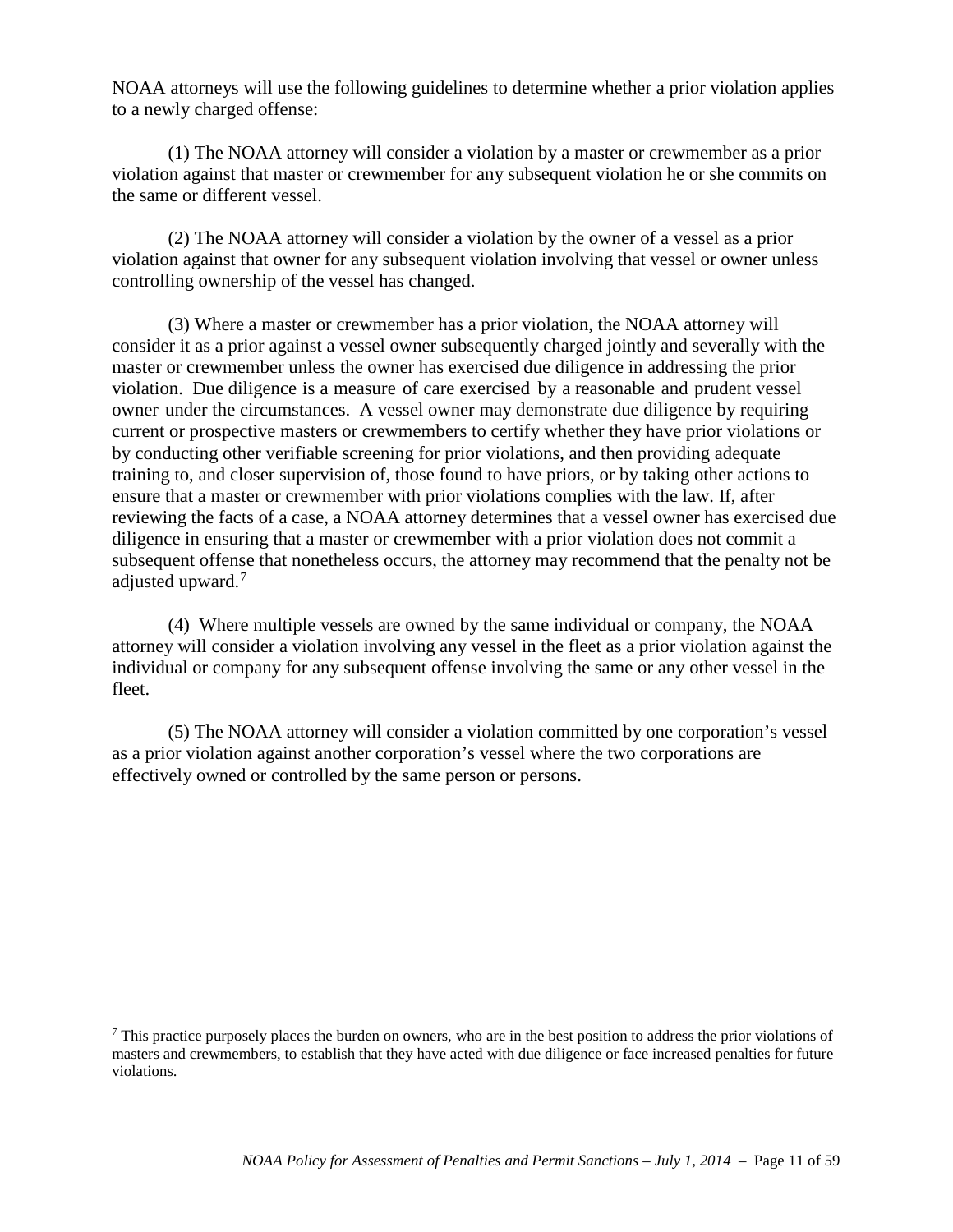NOAA attorneys will use the following guidelines to determine whether a prior violation applies to a newly charged offense:

(1) The NOAA attorney will consider a violation by a master or crewmember as a prior violation against that master or crewmember for any subsequent violation he or she commits on the same or different vessel.

(2) The NOAA attorney will consider a violation by the owner of a vessel as a prior violation against that owner for any subsequent violation involving that vessel or owner unless controlling ownership of the vessel has changed.

(3) Where a master or crewmember has a prior violation, the NOAA attorney will consider it as a prior against a vessel owner subsequently charged jointly and severally with the master or crewmember unless the owner has exercised due diligence in addressing the prior violation. Due diligence is a measure of care exercised by a reasonable and prudent vessel owner under the circumstances. A vessel owner may demonstrate due diligence by requiring current or prospective masters or crewmembers to certify whether they have prior violations or by conducting other verifiable screening for prior violations, and then providing adequate training to, and closer supervision of, those found to have priors, or by taking other actions to ensure that a master or crewmember with prior violations complies with the law. If, after reviewing the facts of a case, a NOAA attorney determines that a vessel owner has exercised due diligence in ensuring that a master or crewmember with a prior violation does not commit a subsequent offense that nonetheless occurs, the attorney may recommend that the penalty not be adjusted upward.[7]

(4) Where multiple vessels are owned by the same individual or company, the NOAA attorney will consider a violation involving any vessel in the fleet as a prior violation against the individual or company for any subsequent offense involving the same or any other vessel in the fleet.

(5) The NOAA attorney will consider a violation committed by one corporation's vessel as a prior violation against another corporation's vessel where the two corporations are effectively owned or controlled by the same person or persons.

---

[7] This practice purposely places the burden on owners, who are in the best position to address the prior violations of masters and crewmembers, to establish that they have acted with due diligence or face increased penalties for future violations.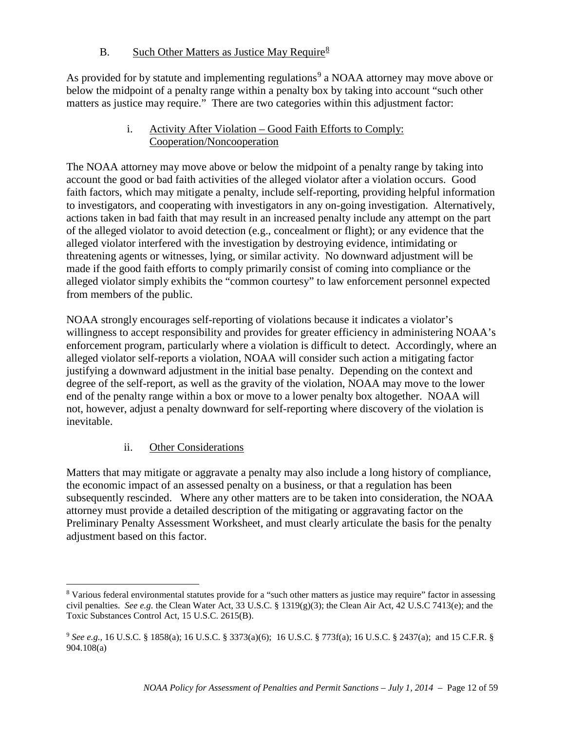### B. Such Other Matters as Justice May Require[8]

As provided for by statute and implementing regulations[9] a NOAA attorney may move above or below the midpoint of a penalty range within a penalty box by taking into account "such other matters as justice may require." There are two categories within this adjustment factor:

#### i. Activity After Violation – Good Faith Efforts to Comply: Cooperation/Noncooperation

The NOAA attorney may move above or below the midpoint of a penalty range by taking into account the good or bad faith activities of the alleged violator after a violation occurs. Good faith factors, which may mitigate a penalty, include self-reporting, providing helpful information to investigators, and cooperating with investigators in any on-going investigation. Alternatively, actions taken in bad faith that may result in an increased penalty include any attempt on the part of the alleged violator to avoid detection (e.g., concealment or flight); or any evidence that the alleged violator interfered with the investigation by destroying evidence, intimidating or threatening agents or witnesses, lying, or similar activity. No downward adjustment will be made if the good faith efforts to comply primarily consist of coming into compliance or the alleged violator simply exhibits the "common courtesy" to law enforcement personnel expected from members of the public.

NOAA strongly encourages self-reporting of violations because it indicates a violator's willingness to accept responsibility and provides for greater efficiency in administering NOAA's enforcement program, particularly where a violation is difficult to detect. Accordingly, where an alleged violator self-reports a violation, NOAA will consider such action a mitigating factor justifying a downward adjustment in the initial base penalty. Depending on the context and degree of the self-report, as well as the gravity of the violation, NOAA may move to the lower end of the penalty range within a box or move to a lower penalty box altogether. NOAA will not, however, adjust a penalty downward for self-reporting where discovery of the violation is inevitable.

#### ii. Other Considerations

Matters that may mitigate or aggravate a penalty may also include a long history of compliance, the economic impact of an assessed penalty on a business, or that a regulation has been subsequently rescinded. Where any other matters are to be taken into consideration, the NOAA attorney must provide a detailed description of the mitigating or aggravating factor on the Preliminary Penalty Assessment Worksheet, and must clearly articulate the basis for the penalty adjustment based on this factor.

---

[8] Various federal environmental statutes provide for a "such other matters as justice may require" factor in assessing civil penalties. *See e.g.* the Clean Water Act, 33 U.S.C. § 1319(g)(3); the Clean Air Act, 42 U.S.C 7413(e); and the Toxic Substances Control Act, 15 U.S.C. 2615(B).

[9] *See e.g.,* 16 U.S.C. § 1858(a); 16 U.S.C. § 3373(a)(6); 16 U.S.C. § 773f(a); 16 U.S.C. § 2437(a); and 15 C.F.R. § 904.108(a)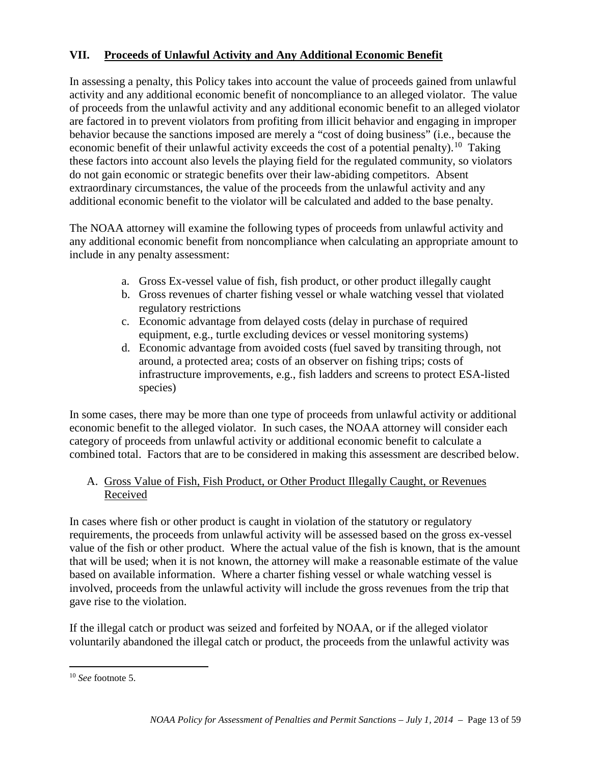## VII. Proceeds of Unlawful Activity and Any Additional Economic Benefit

In assessing a penalty, this Policy takes into account the value of proceeds gained from unlawful activity and any additional economic benefit of noncompliance to an alleged violator. The value of proceeds from the unlawful activity and any additional economic benefit to an alleged violator are factored in to prevent violators from profiting from illicit behavior and engaging in improper behavior because the sanctions imposed are merely a "cost of doing business" (i.e., because the economic benefit of their unlawful activity exceeds the cost of a potential penalty).[10] Taking these factors into account also levels the playing field for the regulated community, so violators do not gain economic or strategic benefits over their law-abiding competitors. Absent extraordinary circumstances, the value of the proceeds from the unlawful activity and any additional economic benefit to the violator will be calculated and added to the base penalty.

The NOAA attorney will examine the following types of proceeds from unlawful activity and any additional economic benefit from noncompliance when calculating an appropriate amount to include in any penalty assessment:

a. Gross Ex-vessel value of fish, fish product, or other product illegally caught
b. Gross revenues of charter fishing vessel or whale watching vessel that violated regulatory restrictions
c. Economic advantage from delayed costs (delay in purchase of required equipment, e.g., turtle excluding devices or vessel monitoring systems)
d. Economic advantage from avoided costs (fuel saved by transiting through, not around, a protected area; costs of an observer on fishing trips; costs of infrastructure improvements, e.g., fish ladders and screens to protect ESA-listed species)

In some cases, there may be more than one type of proceeds from unlawful activity or additional economic benefit to the alleged violator. In such cases, the NOAA attorney will consider each category of proceeds from unlawful activity or additional economic benefit to calculate a combined total. Factors that are to be considered in making this assessment are described below.

### A. Gross Value of Fish, Fish Product, or Other Product Illegally Caught, or Revenues Received

In cases where fish or other product is caught in violation of the statutory or regulatory requirements, the proceeds from unlawful activity will be assessed based on the gross ex-vessel value of the fish or other product. Where the actual value of the fish is known, that is the amount that will be used; when it is not known, the attorney will make a reasonable estimate of the value based on available information. Where a charter fishing vessel or whale watching vessel is involved, proceeds from the unlawful activity will include the gross revenues from the trip that gave rise to the violation.

If the illegal catch or product was seized and forfeited by NOAA, or if the alleged violator voluntarily abandoned the illegal catch or product, the proceeds from the unlawful activity was

[10] *See* footnote 5.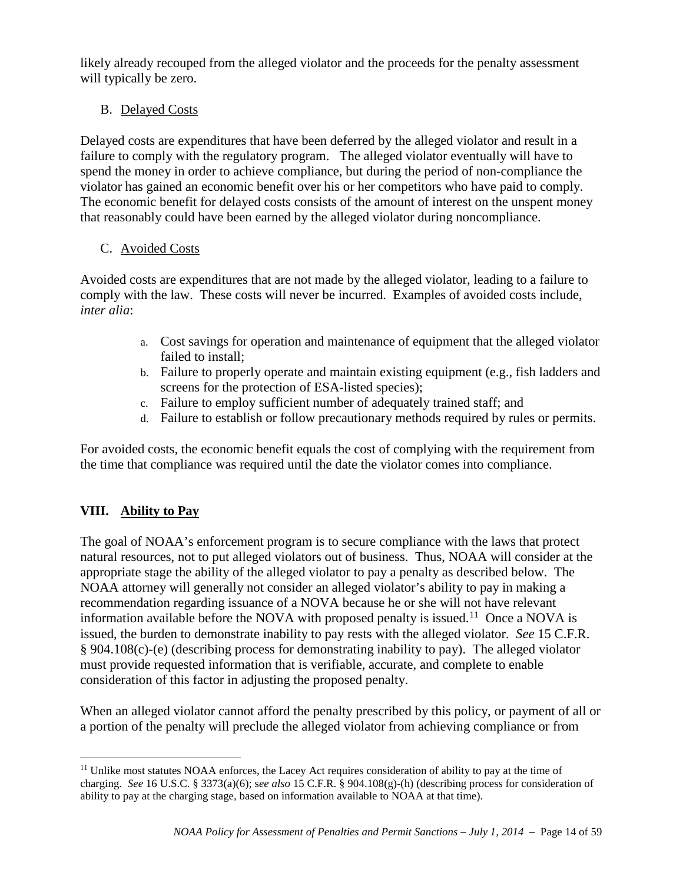likely already recouped from the alleged violator and the proceeds for the penalty assessment will typically be zero.

### B. Delayed Costs

Delayed costs are expenditures that have been deferred by the alleged violator and result in a failure to comply with the regulatory program. The alleged violator eventually will have to spend the money in order to achieve compliance, but during the period of non-compliance the violator has gained an economic benefit over his or her competitors who have paid to comply. The economic benefit for delayed costs consists of the amount of interest on the unspent money that reasonably could have been earned by the alleged violator during noncompliance.

### C. Avoided Costs

Avoided costs are expenditures that are not made by the alleged violator, leading to a failure to comply with the law. These costs will never be incurred. Examples of avoided costs include, *inter alia*:

a. Cost savings for operation and maintenance of equipment that the alleged violator failed to install;
b. Failure to properly operate and maintain existing equipment (e.g., fish ladders and screens for the protection of ESA-listed species);
c. Failure to employ sufficient number of adequately trained staff; and
d. Failure to establish or follow precautionary methods required by rules or permits.

For avoided costs, the economic benefit equals the cost of complying with the requirement from the time that compliance was required until the date the violator comes into compliance.

## VIII. Ability to Pay

The goal of NOAA's enforcement program is to secure compliance with the laws that protect natural resources, not to put alleged violators out of business. Thus, NOAA will consider at the appropriate stage the ability of the alleged violator to pay a penalty as described below. The NOAA attorney will generally not consider an alleged violator's ability to pay in making a recommendation regarding issuance of a NOVA because he or she will not have relevant information available before the NOVA with proposed penalty is issued.[11] Once a NOVA is issued, the burden to demonstrate inability to pay rests with the alleged violator. *See* 15 C.F.R. § 904.108(c)-(e) (describing process for demonstrating inability to pay). The alleged violator must provide requested information that is verifiable, accurate, and complete to enable consideration of this factor in adjusting the proposed penalty.

When an alleged violator cannot afford the penalty prescribed by this policy, or payment of all or a portion of the penalty will preclude the alleged violator from achieving compliance or from

[11] Unlike most statutes NOAA enforces, the Lacey Act requires consideration of ability to pay at the time of charging. *See* 16 U.S.C. § 3373(a)(6); s*ee also* 15 C.F.R. § 904.108(g)-(h) (describing process for consideration of ability to pay at the charging stage, based on information available to NOAA at that time).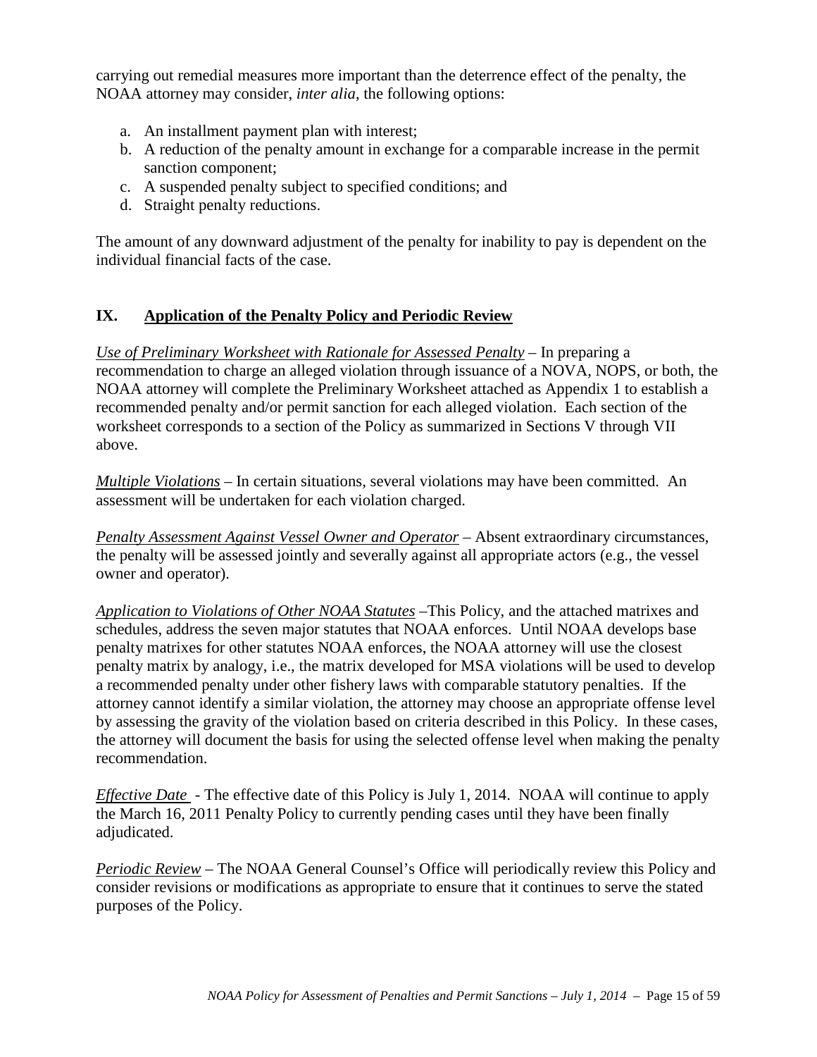carrying out remedial measures more important than the deterrence effect of the penalty, the NOAA attorney may consider, *inter alia*, the following options:

a. An installment payment plan with interest;
b. A reduction of the penalty amount in exchange for a comparable increase in the permit sanction component;
c. A suspended penalty subject to specified conditions; and
d. Straight penalty reductions.

The amount of any downward adjustment of the penalty for inability to pay is dependent on the individual financial facts of the case.

## IX. Application of the Penalty Policy and Periodic Review

*Use of Preliminary Worksheet with Rationale for Assessed Penalty* – In preparing a recommendation to charge an alleged violation through issuance of a NOVA, NOPS, or both, the NOAA attorney will complete the Preliminary Worksheet attached as Appendix 1 to establish a recommended penalty and/or permit sanction for each alleged violation. Each section of the worksheet corresponds to a section of the Policy as summarized in Sections V through VII above.

*Multiple Violations* – In certain situations, several violations may have been committed. An assessment will be undertaken for each violation charged.

*Penalty Assessment Against Vessel Owner and Operator* – Absent extraordinary circumstances, the penalty will be assessed jointly and severally against all appropriate actors (e.g., the vessel owner and operator).

*Application to Violations of Other NOAA Statutes* –This Policy, and the attached matrixes and schedules, address the seven major statutes that NOAA enforces. Until NOAA develops base penalty matrixes for other statutes NOAA enforces, the NOAA attorney will use the closest penalty matrix by analogy, i.e., the matrix developed for MSA violations will be used to develop a recommended penalty under other fishery laws with comparable statutory penalties. If the attorney cannot identify a similar violation, the attorney may choose an appropriate offense level by assessing the gravity of the violation based on criteria described in this Policy. In these cases, the attorney will document the basis for using the selected offense level when making the penalty recommendation.

*Effective Date* - The effective date of this Policy is July 1, 2014. NOAA will continue to apply the March 16, 2011 Penalty Policy to currently pending cases until they have been finally adjudicated.

*Periodic Review* – The NOAA General Counsel's Office will periodically review this Policy and consider revisions or modifications as appropriate to ensure that it continues to serve the stated purposes of the Policy.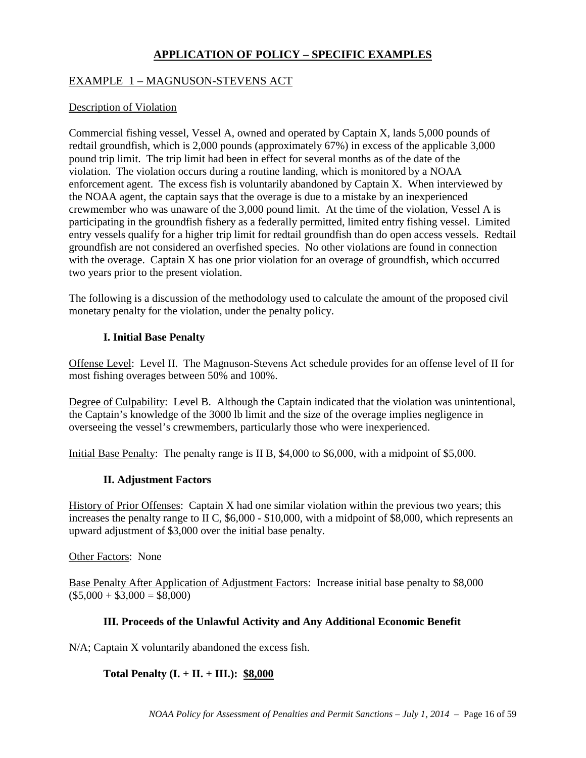# APPLICATION OF POLICY – SPECIFIC EXAMPLES

## EXAMPLE 1 – MAGNUSON-STEVENS ACT

### Description of Violation

Commercial fishing vessel, Vessel A, owned and operated by Captain X, lands 5,000 pounds of redtail groundfish, which is 2,000 pounds (approximately 67%) in excess of the applicable 3,000 pound trip limit. The trip limit had been in effect for several months as of the date of the violation. The violation occurs during a routine landing, which is monitored by a NOAA enforcement agent. The excess fish is voluntarily abandoned by Captain X. When interviewed by the NOAA agent, the captain says that the overage is due to a mistake by an inexperienced crewmember who was unaware of the 3,000 pound limit. At the time of the violation, Vessel A is participating in the groundfish fishery as a federally permitted, limited entry fishing vessel. Limited entry vessels qualify for a higher trip limit for redtail groundfish than do open access vessels. Redtail groundfish are not considered an overfished species. No other violations are found in connection with the overage. Captain X has one prior violation for an overage of groundfish, which occurred two years prior to the present violation.

The following is a discussion of the methodology used to calculate the amount of the proposed civil monetary penalty for the violation, under the penalty policy.

### I. Initial Base Penalty

Offense Level: Level II. The Magnuson-Stevens Act schedule provides for an offense level of II for most fishing overages between 50% and 100%.

Degree of Culpability: Level B. Although the Captain indicated that the violation was unintentional, the Captain's knowledge of the 3000 lb limit and the size of the overage implies negligence in overseeing the vessel's crewmembers, particularly those who were inexperienced.

Initial Base Penalty: The penalty range is II B, $4,000 to $6,000, with a midpoint of $5,000.

### II. Adjustment Factors

History of Prior Offenses: Captain X had one similar violation within the previous two years; this increases the penalty range to II C, $6,000 - $10,000, with a midpoint of $8,000, which represents an upward adjustment of $3,000 over the initial base penalty.

Other Factors: None

Base Penalty After Application of Adjustment Factors: Increase initial base penalty to $8,000 ($5,000 + $3,000 = $8,000)

### III. Proceeds of the Unlawful Activity and Any Additional Economic Benefit

N/A; Captain X voluntarily abandoned the excess fish.

**Total Penalty (I. + II. + III.): $8,000**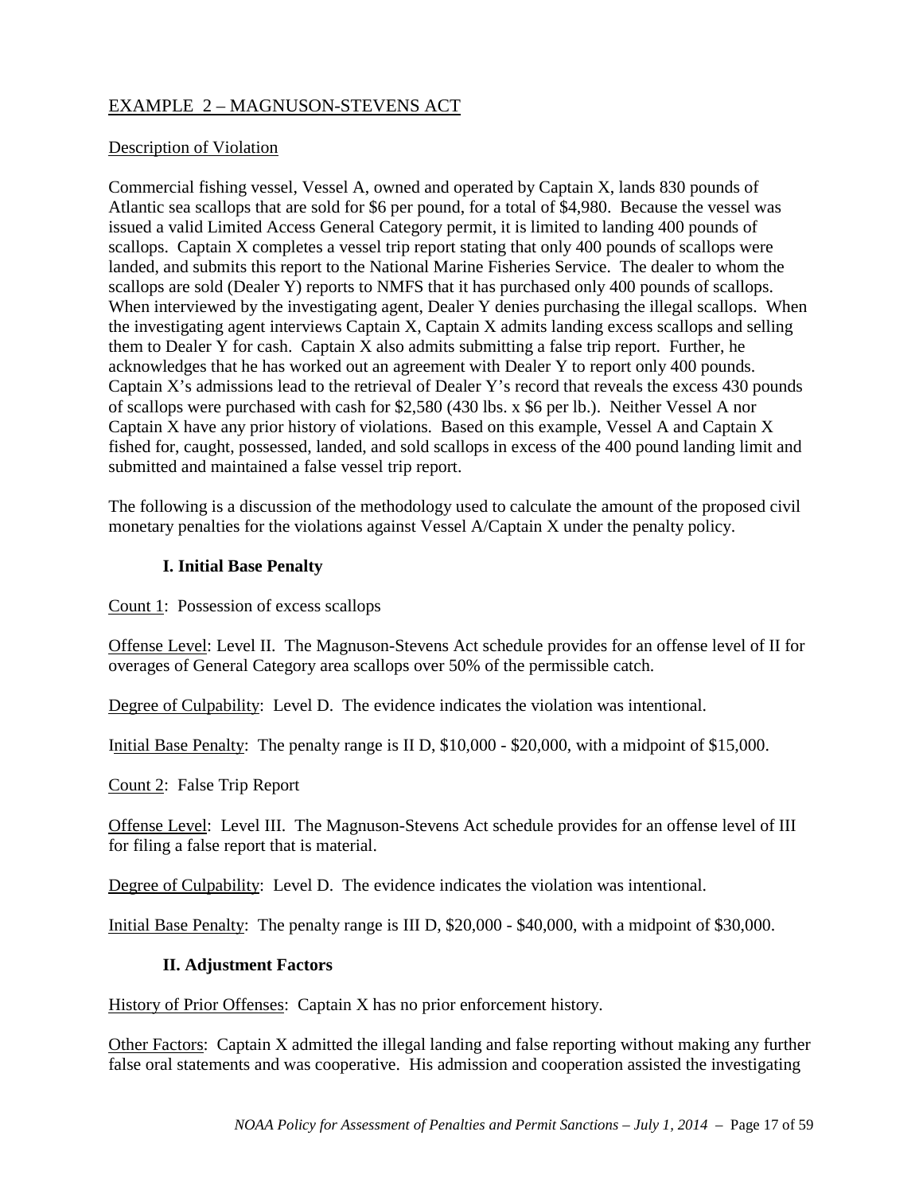## EXAMPLE 2 – MAGNUSON-STEVENS ACT

Description of Violation

Commercial fishing vessel, Vessel A, owned and operated by Captain X, lands 830 pounds of Atlantic sea scallops that are sold for $6 per pound, for a total of $4,980. Because the vessel was issued a valid Limited Access General Category permit, it is limited to landing 400 pounds of scallops. Captain X completes a vessel trip report stating that only 400 pounds of scallops were landed, and submits this report to the National Marine Fisheries Service. The dealer to whom the scallops are sold (Dealer Y) reports to NMFS that it has purchased only 400 pounds of scallops. When interviewed by the investigating agent, Dealer Y denies purchasing the illegal scallops. When the investigating agent interviews Captain X, Captain X admits landing excess scallops and selling them to Dealer Y for cash. Captain X also admits submitting a false trip report. Further, he acknowledges that he has worked out an agreement with Dealer Y to report only 400 pounds. Captain X's admissions lead to the retrieval of Dealer Y's record that reveals the excess 430 pounds of scallops were purchased with cash for $2,580 (430 lbs. x $6 per lb.). Neither Vessel A nor Captain X have any prior history of violations. Based on this example, Vessel A and Captain X fished for, caught, possessed, landed, and sold scallops in excess of the 400 pound landing limit and submitted and maintained a false vessel trip report.

The following is a discussion of the methodology used to calculate the amount of the proposed civil monetary penalties for the violations against Vessel A/Captain X under the penalty policy.

### I. Initial Base Penalty

Count 1: Possession of excess scallops

Offense Level: Level II. The Magnuson-Stevens Act schedule provides for an offense level of II for overages of General Category area scallops over 50% of the permissible catch.

Degree of Culpability: Level D. The evidence indicates the violation was intentional.

Initial Base Penalty: The penalty range is II D, $10,000 - $20,000, with a midpoint of $15,000.

Count 2: False Trip Report

Offense Level: Level III. The Magnuson-Stevens Act schedule provides for an offense level of III for filing a false report that is material.

Degree of Culpability: Level D. The evidence indicates the violation was intentional.

Initial Base Penalty: The penalty range is III D, $20,000 - $40,000, with a midpoint of $30,000.

### II. Adjustment Factors

History of Prior Offenses: Captain X has no prior enforcement history.

Other Factors: Captain X admitted the illegal landing and false reporting without making any further false oral statements and was cooperative. His admission and cooperation assisted the investigating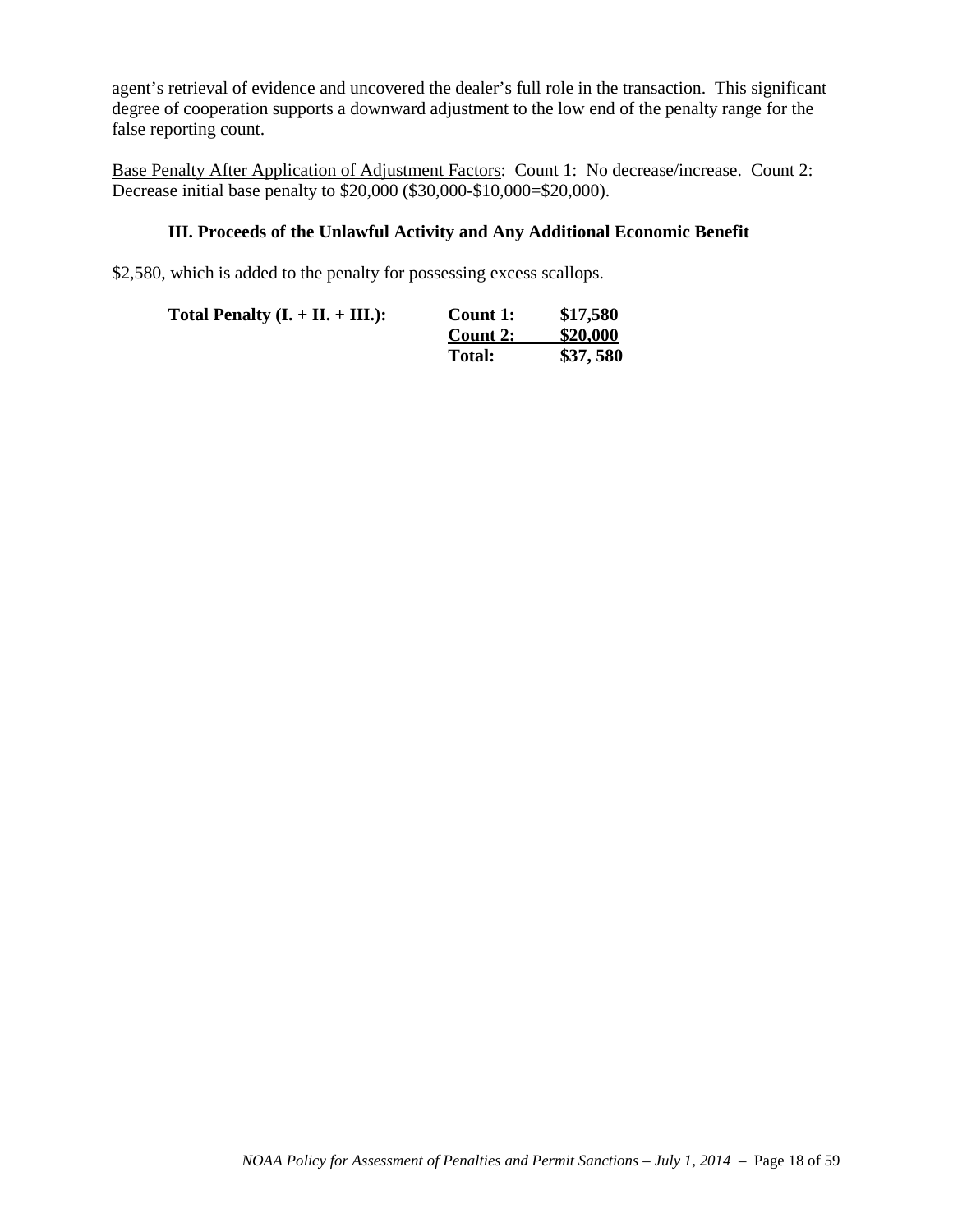agent's retrieval of evidence and uncovered the dealer's full role in the transaction. This significant degree of cooperation supports a downward adjustment to the low end of the penalty range for the false reporting count.

Base Penalty After Application of Adjustment Factors: Count 1: No decrease/increase. Count 2: Decrease initial base penalty to $20,000 ($30,000-$10,000=$20,000).

### III. Proceeds of the Unlawful Activity and Any Additional Economic Benefit

$2,580, which is added to the penalty for possessing excess scallops.

| **Total Penalty (I. + II. + III.):** | **Count 1:** | **$17,580** |
|---|---|---|
| | **Count 2:** | **$20,000** |
| | **Total:** | **$37, 580** |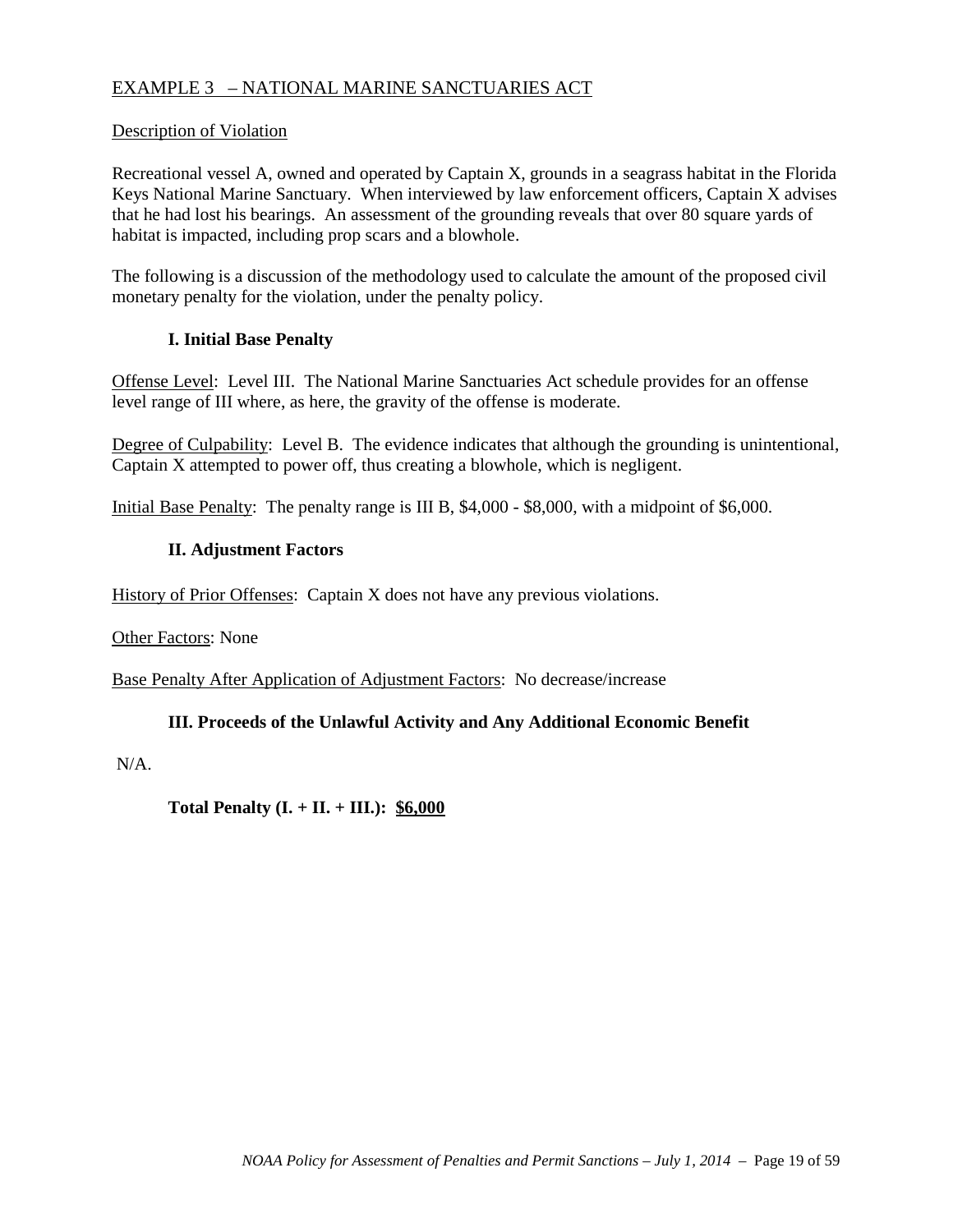## EXAMPLE 3 – NATIONAL MARINE SANCTUARIES ACT

Description of Violation

Recreational vessel A, owned and operated by Captain X, grounds in a seagrass habitat in the Florida Keys National Marine Sanctuary. When interviewed by law enforcement officers, Captain X advises that he had lost his bearings. An assessment of the grounding reveals that over 80 square yards of habitat is impacted, including prop scars and a blowhole.

The following is a discussion of the methodology used to calculate the amount of the proposed civil monetary penalty for the violation, under the penalty policy.

### I. Initial Base Penalty

Offense Level: Level III. The National Marine Sanctuaries Act schedule provides for an offense level range of III where, as here, the gravity of the offense is moderate.

Degree of Culpability: Level B. The evidence indicates that although the grounding is unintentional, Captain X attempted to power off, thus creating a blowhole, which is negligent.

Initial Base Penalty: The penalty range is III B, $4,000 - $8,000, with a midpoint of $6,000.

### II. Adjustment Factors

History of Prior Offenses: Captain X does not have any previous violations.

Other Factors: None

Base Penalty After Application of Adjustment Factors: No decrease/increase

### III. Proceeds of the Unlawful Activity and Any Additional Economic Benefit

N/A.

**Total Penalty (I. + II. + III.): $6,000**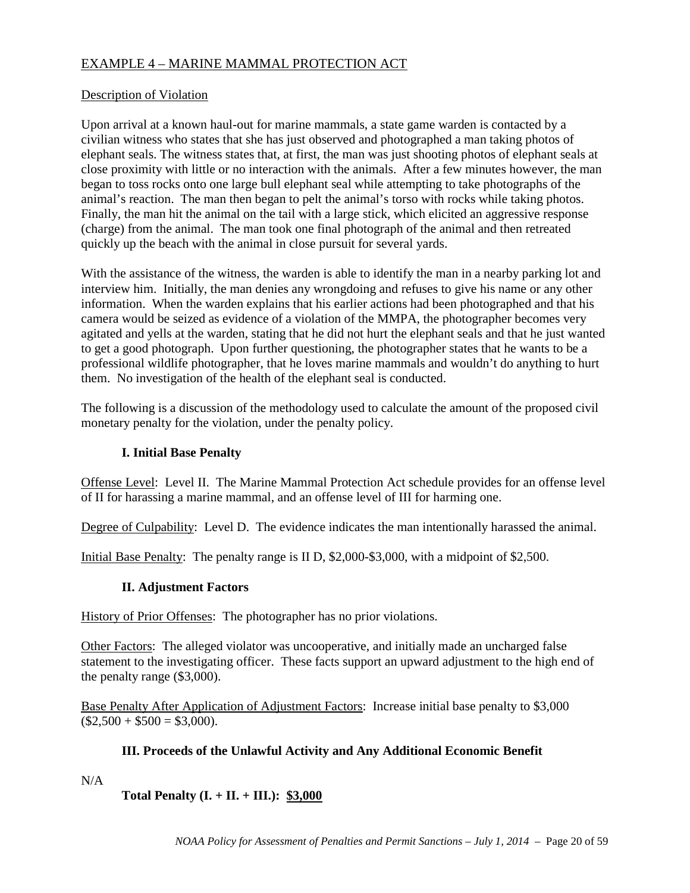## EXAMPLE 4 – MARINE MAMMAL PROTECTION ACT

### Description of Violation

Upon arrival at a known haul-out for marine mammals, a state game warden is contacted by a civilian witness who states that she has just observed and photographed a man taking photos of elephant seals. The witness states that, at first, the man was just shooting photos of elephant seals at close proximity with little or no interaction with the animals. After a few minutes however, the man began to toss rocks onto one large bull elephant seal while attempting to take photographs of the animal's reaction. The man then began to pelt the animal's torso with rocks while taking photos. Finally, the man hit the animal on the tail with a large stick, which elicited an aggressive response (charge) from the animal. The man took one final photograph of the animal and then retreated quickly up the beach with the animal in close pursuit for several yards.

With the assistance of the witness, the warden is able to identify the man in a nearby parking lot and interview him. Initially, the man denies any wrongdoing and refuses to give his name or any other information. When the warden explains that his earlier actions had been photographed and that his camera would be seized as evidence of a violation of the MMPA, the photographer becomes very agitated and yells at the warden, stating that he did not hurt the elephant seals and that he just wanted to get a good photograph. Upon further questioning, the photographer states that he wants to be a professional wildlife photographer, that he loves marine mammals and wouldn't do anything to hurt them. No investigation of the health of the elephant seal is conducted.

The following is a discussion of the methodology used to calculate the amount of the proposed civil monetary penalty for the violation, under the penalty policy.

#### I. Initial Base Penalty

Offense Level: Level II. The Marine Mammal Protection Act schedule provides for an offense level of II for harassing a marine mammal, and an offense level of III for harming one.

Degree of Culpability: Level D. The evidence indicates the man intentionally harassed the animal.

Initial Base Penalty: The penalty range is II D, $2,000-$3,000, with a midpoint of $2,500.

#### II. Adjustment Factors

History of Prior Offenses: The photographer has no prior violations.

Other Factors: The alleged violator was uncooperative, and initially made an uncharged false statement to the investigating officer. These facts support an upward adjustment to the high end of the penalty range ($3,000).

Base Penalty After Application of Adjustment Factors: Increase initial base penalty to $3,000 ($2,500 + $500 = $3,000).

#### III. Proceeds of the Unlawful Activity and Any Additional Economic Benefit

N/A

**Total Penalty (I. + II. + III.): $3,000**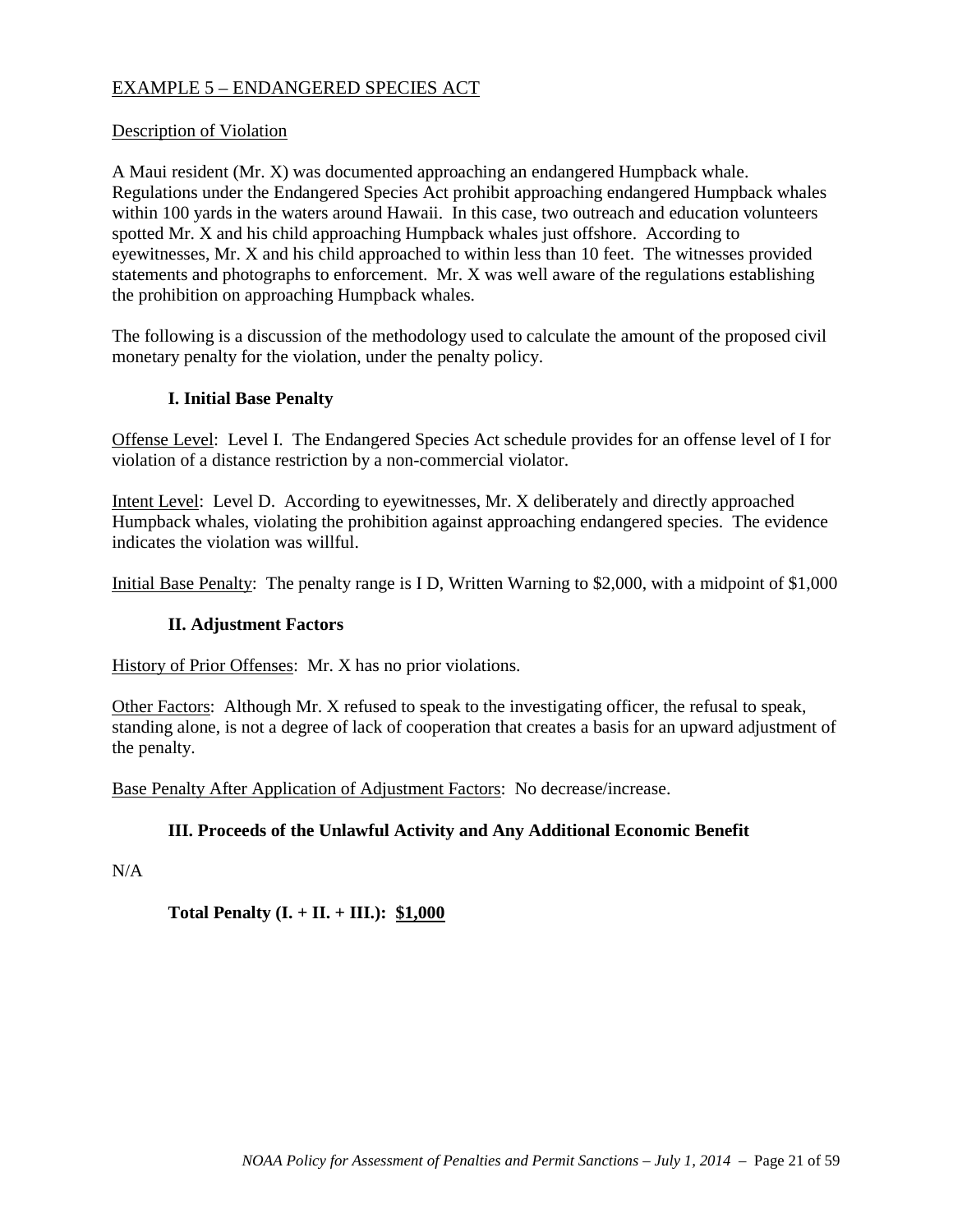## EXAMPLE 5 – ENDANGERED SPECIES ACT

Description of Violation

A Maui resident (Mr. X) was documented approaching an endangered Humpback whale. Regulations under the Endangered Species Act prohibit approaching endangered Humpback whales within 100 yards in the waters around Hawaii. In this case, two outreach and education volunteers spotted Mr. X and his child approaching Humpback whales just offshore. According to eyewitnesses, Mr. X and his child approached to within less than 10 feet. The witnesses provided statements and photographs to enforcement. Mr. X was well aware of the regulations establishing the prohibition on approaching Humpback whales.

The following is a discussion of the methodology used to calculate the amount of the proposed civil monetary penalty for the violation, under the penalty policy.

### I. Initial Base Penalty

Offense Level: Level I. The Endangered Species Act schedule provides for an offense level of I for violation of a distance restriction by a non-commercial violator.

Intent Level: Level D. According to eyewitnesses, Mr. X deliberately and directly approached Humpback whales, violating the prohibition against approaching endangered species. The evidence indicates the violation was willful.

Initial Base Penalty: The penalty range is I D, Written Warning to $2,000, with a midpoint of $1,000

### II. Adjustment Factors

History of Prior Offenses: Mr. X has no prior violations.

Other Factors: Although Mr. X refused to speak to the investigating officer, the refusal to speak, standing alone, is not a degree of lack of cooperation that creates a basis for an upward adjustment of the penalty.

Base Penalty After Application of Adjustment Factors: No decrease/increase.

### III. Proceeds of the Unlawful Activity and Any Additional Economic Benefit

N/A

**Total Penalty (I. + II. + III.): $1,000**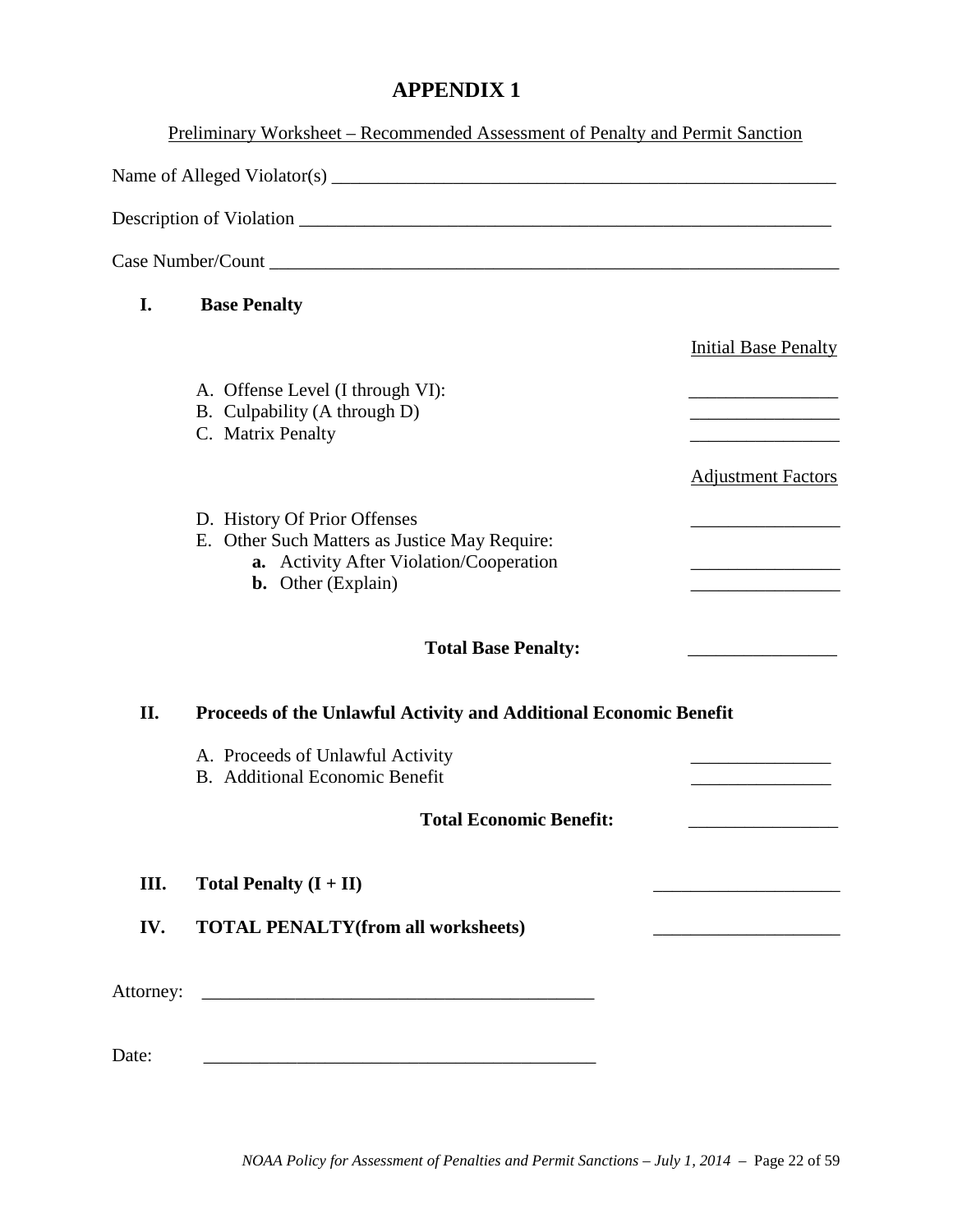# APPENDIX 1

Preliminary Worksheet – Recommended Assessment of Penalty and Permit Sanction

Name of Alleged Violator(s) ________________________________________________________

Description of Violation ________________________________________________________

Case Number/Count ____________________________________________________________

## I. Base Penalty

| | Initial Base Penalty |
|---|---|
| A. Offense Level (I through VI): | ________________ |
| B. Culpability (A through D) | ________________ |
| C. Matrix Penalty | ________________ |
| | **Adjustment Factors** |
| D. History Of Prior Offenses | ________________ |
| E. Other Such Matters as Justice May Require: | |
| **a.** Activity After Violation/Cooperation | ________________ |
| **b.** Other (Explain) | ________________ |
| **Total Base Penalty:** | ________________ |

## II. Proceeds of the Unlawful Activity and Additional Economic Benefit

| | |
|---|---|
| A. Proceeds of Unlawful Activity | _______________ |
| B. Additional Economic Benefit | _______________ |
| **Total Economic Benefit:** | ________________ |

## III. Total Penalty (I + II) ____________________

## IV. TOTAL PENALTY(from all worksheets) ____________________

Attorney: ___________________________________________

Date: ___________________________________________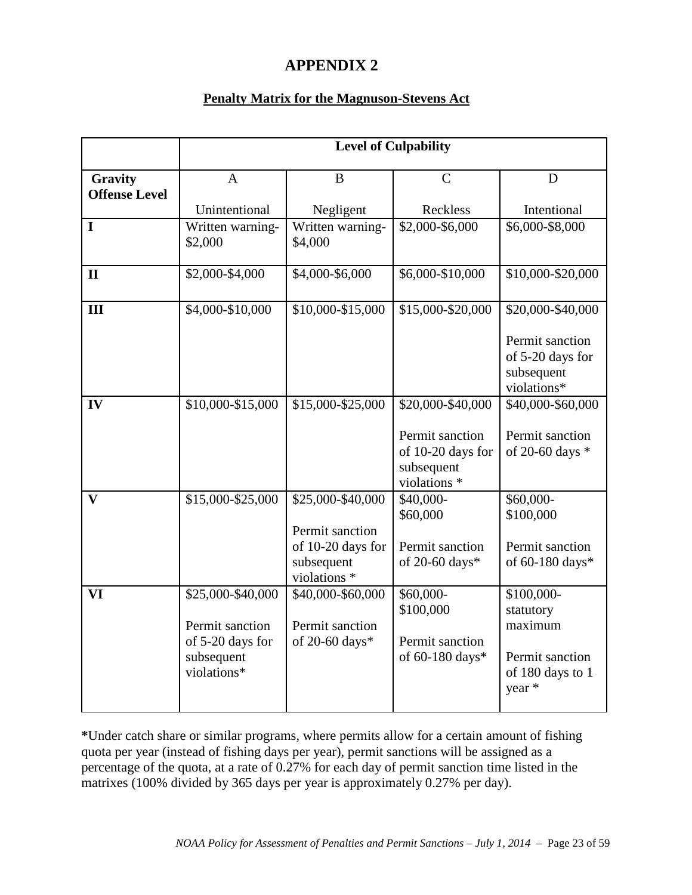# APPENDIX 2

## Penalty Matrix for the Magnuson-Stevens Act

| | Level of Culpability | | | |
|---|---|---|---|---|
| **Gravity Offense Level** | A<br>Unintentional | B<br>Negligent | C<br>Reckless | D<br>Intentional |
| **I** | Written warning-$2,000 | Written warning-$4,000 | $2,000-$6,000 | $6,000-$8,000 |
| **II** | $2,000-$4,000 | $4,000-$6,000 | $6,000-$10,000 | $10,000-$20,000 |
| **III** | $4,000-$10,000 | $10,000-$15,000 | $15,000-$20,000 | $20,000-$40,000<br><br>Permit sanction of 5-20 days for subsequent violations* |
| **IV** | $10,000-$15,000 | $15,000-$25,000 | $20,000-$40,000<br><br>Permit sanction of 10-20 days for subsequent violations * | $40,000-$60,000<br><br>Permit sanction of 20-60 days * |
| **V** | $15,000-$25,000 | $25,000-$40,000<br><br>Permit sanction of 10-20 days for subsequent violations * | $40,000-$60,000<br><br>Permit sanction of 20-60 days* | $60,000-$100,000<br><br>Permit sanction of 60-180 days* |
| **VI** | $25,000-$40,000<br><br>Permit sanction of 5-20 days for subsequent violations* | $40,000-$60,000<br><br>Permit sanction of 20-60 days* | $60,000-$100,000<br><br>Permit sanction of 60-180 days* | $100,000-statutory maximum<br><br>Permit sanction of 180 days to 1 year * |

**\***Under catch share or similar programs, where permits allow for a certain amount of fishing quota per year (instead of fishing days per year), permit sanctions will be assigned as a percentage of the quota, at a rate of 0.27% for each day of permit sanction time listed in the matrixes (100% divided by 365 days per year is approximately 0.27% per day).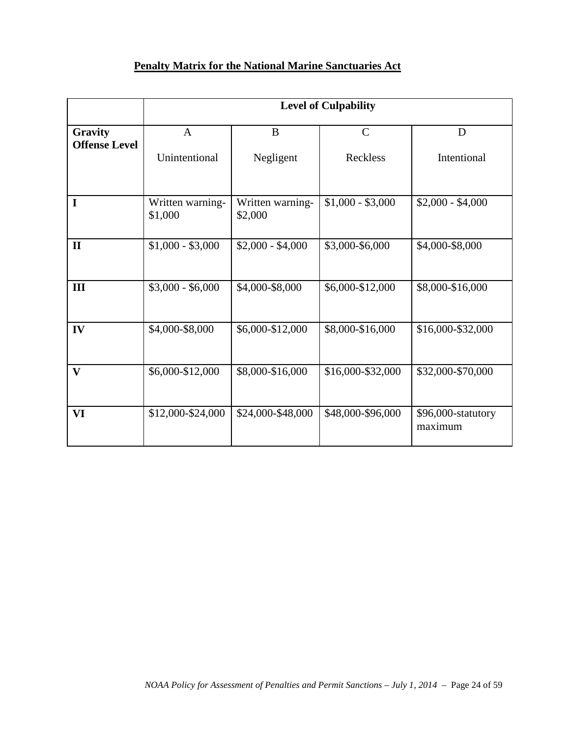**Penalty Matrix for the National Marine Sanctuaries Act**

| | Level of Culpability | | | |
|---|---|---|---|---|
| **Gravity Offense Level** | A<br>Unintentional | B<br>Negligent | C<br>Reckless | D<br>Intentional |
| **I** | Written warning-$1,000 | Written warning-$2,000 | $1,000 - $3,000 | $2,000 - $4,000 |
| **II** | $1,000 - $3,000 | $2,000 - $4,000 | $3,000-$6,000 | $4,000-$8,000 |
| **III** | $3,000 - $6,000 | $4,000-$8,000 | $6,000-$12,000 | $8,000-$16,000 |
| **IV** | $4,000-$8,000 | $6,000-$12,000 | $8,000-$16,000 | $16,000-$32,000 |
| **V** | $6,000-$12,000 | $8,000-$16,000 | $16,000-$32,000 | $32,000-$70,000 |
| **VI** | $12,000-$24,000 | $24,000-$48,000 | $48,000-$96,000 | $96,000-statutory maximum |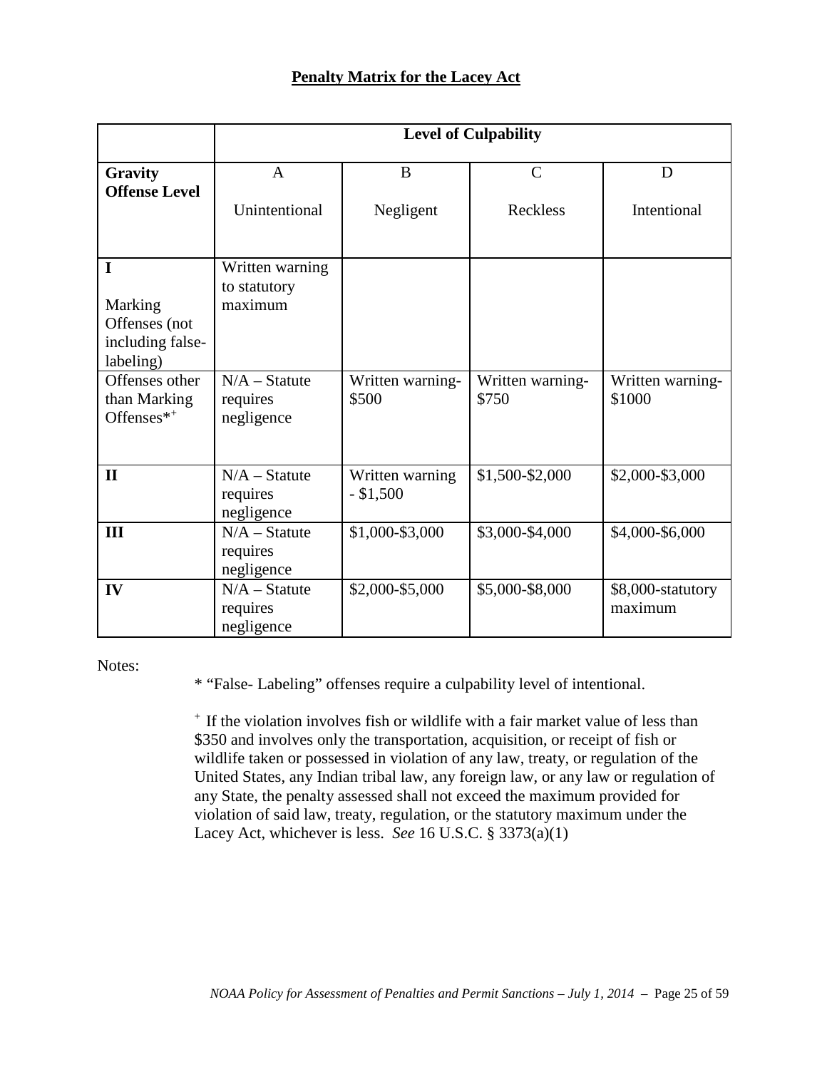## Penalty Matrix for the Lacey Act

| | Level of Culpability | | | |
|---|---|---|---|---|
| **Gravity Offense Level** | A<br>Unintentional | B<br>Negligent | C<br>Reckless | D<br>Intentional |
| **I**<br>Marking Offenses (not including false-labeling) | Written warning to statutory maximum | | | |
| Offenses other than Marking Offenses*+ | N/A – Statute requires negligence | Written warning-$500 | Written warning-$750 | Written warning-$1000 |
| **II** | N/A – Statute requires negligence | Written warning - $1,500 | $1,500-$2,000 | $2,000-$3,000 |
| **III** | N/A – Statute requires negligence | $1,000-$3,000 | $3,000-$4,000 | $4,000-$6,000 |
| **IV** | N/A – Statute requires negligence | $2,000-$5,000 | $5,000-$8,000 | $8,000-statutory maximum |

Notes:

* "False- Labeling" offenses require a culpability level of intentional.

+ If the violation involves fish or wildlife with a fair market value of less than $350 and involves only the transportation, acquisition, or receipt of fish or wildlife taken or possessed in violation of any law, treaty, or regulation of the United States, any Indian tribal law, any foreign law, or any law or regulation of any State, the penalty assessed shall not exceed the maximum provided for violation of said law, treaty, regulation, or the statutory maximum under the Lacey Act, whichever is less. *See* 16 U.S.C. § 3373(a)(1)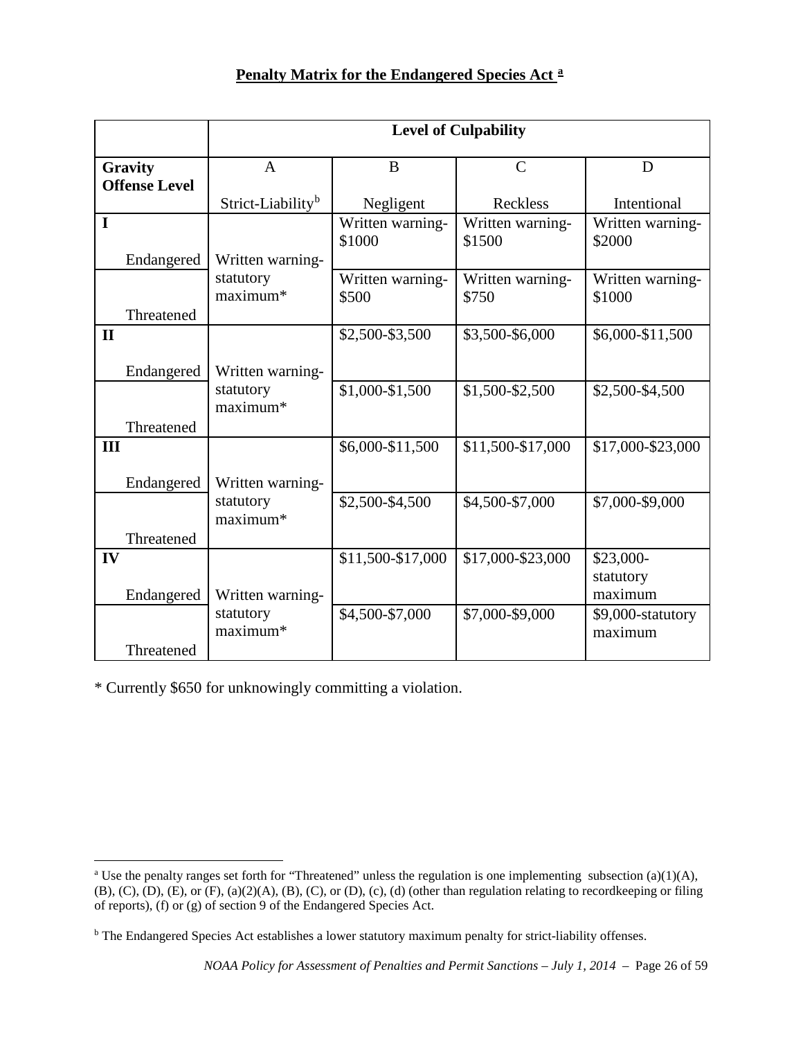**Penalty Matrix for the Endangered Species Act [a]**

| | Level of Culpability | | | |
|---|---|---|---|---|
| **Gravity Offense Level** | A<br>Strict-Liability[b] | B<br>Negligent | C<br>Reckless | D<br>Intentional |
| **I** Endangered | Written warning-statutory maximum* | Written warning-$1000 | Written warning-$1500 | Written warning-$2000 |
| Threatened | | Written warning-$500 | Written warning-$750 | Written warning-$1000 |
| **II** Endangered | Written warning-statutory maximum* | $2,500-$3,500 | $3,500-$6,000 | $6,000-$11,500 |
| Threatened | | $1,000-$1,500 | $1,500-$2,500 | $2,500-$4,500 |
| **III** Endangered | Written warning-statutory maximum* | $6,000-$11,500 | $11,500-$17,000 | $17,000-$23,000 |
| Threatened | | $2,500-$4,500 | $4,500-$7,000 | $7,000-$9,000 |
| **IV** Endangered | Written warning-statutory maximum* | $11,500-$17,000 | $17,000-$23,000 | $23,000-statutory maximum |
| Threatened | | $4,500-$7,000 | $7,000-$9,000 | $9,000-statutory maximum |

* Currently $650 for unknowingly committing a violation.

[a] Use the penalty ranges set forth for "Threatened" unless the regulation is one implementing subsection (a)(1)(A), (B), (C), (D), (E), or (F), (a)(2)(A), (B), (C), or (D), (c), (d) (other than regulation relating to recordkeeping or filing of reports), (f) or (g) of section 9 of the Endangered Species Act.

[b] The Endangered Species Act establishes a lower statutory maximum penalty for strict-liability offenses.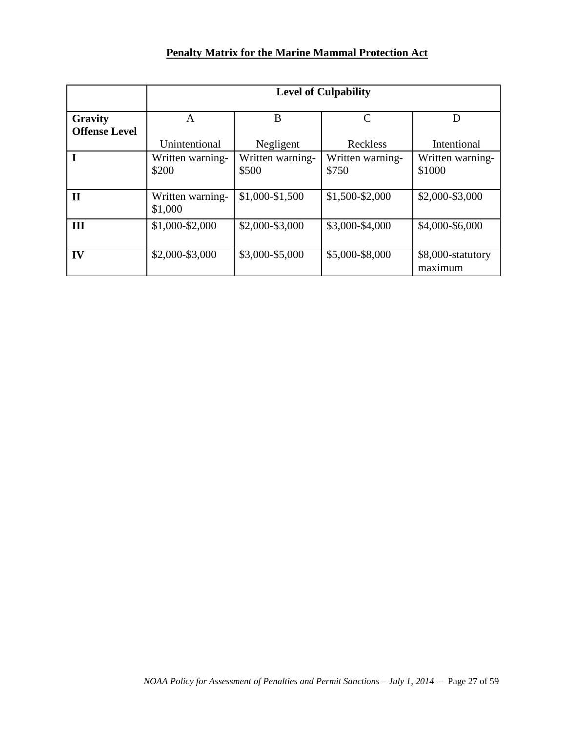**Penalty Matrix for the Marine Mammal Protection Act**

| | Level of Culpability | | | |
|---|---|---|---|---|
| **Gravity Offense Level** | A<br>Unintentional | B<br>Negligent | C<br>Reckless | D<br>Intentional |
| **I** | Written warning-$200 | Written warning-$500 | Written warning-$750 | Written warning-$1000 |
| **II** | Written warning-$1,000 | $1,000-$1,500 | $1,500-$2,000 | $2,000-$3,000 |
| **III** | $1,000-$2,000 | $2,000-$3,000 | $3,000-$4,000 | $4,000-$6,000 |
| **IV** | $2,000-$3,000 | $3,000-$5,000 | $5,000-$8,000 | $8,000-statutory maximum |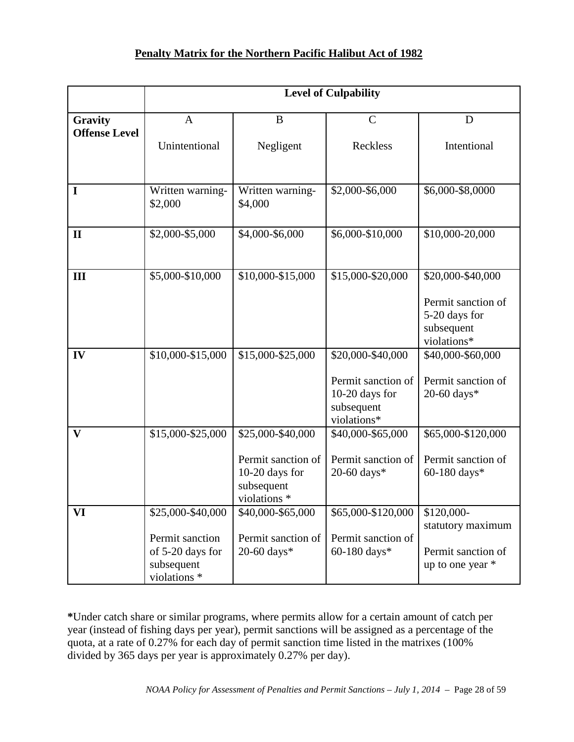**Penalty Matrix for the Northern Pacific Halibut Act of 1982**

| | Level of Culpability | | | |
|---|---|---|---|---|
| **Gravity Offense Level** | A<br>Unintentional | B<br>Negligent | C<br>Reckless | D<br>Intentional |
| **I** | Written warning-$2,000 | Written warning-$4,000 | $2,000-$6,000 | $6,000-$8,0000 |
| **II** | $2,000-$5,000 | $4,000-$6,000 | $6,000-$10,000 | $10,000-20,000 |
| **III** | $5,000-$10,000 | $10,000-$15,000 | $15,000-$20,000 | $20,000-$40,000<br><br>Permit sanction of 5-20 days for subsequent violations* |
| **IV** | $10,000-$15,000 | $15,000-$25,000 | $20,000-$40,000<br><br>Permit sanction of 10-20 days for subsequent violations* | $40,000-$60,000<br><br>Permit sanction of 20-60 days* |
| **V** | $15,000-$25,000 | $25,000-$40,000<br><br>Permit sanction of 10-20 days for subsequent violations * | $40,000-$65,000<br><br>Permit sanction of 20-60 days* | $65,000-$120,000<br><br>Permit sanction of 60-180 days* |
| **VI** | $25,000-$40,000<br><br>Permit sanction of 5-20 days for subsequent violations * | $40,000-$65,000<br><br>Permit sanction of 20-60 days* | $65,000-$120,000<br><br>Permit sanction of 60-180 days* | $120,000-statutory maximum<br><br>Permit sanction of up to one year * |

**\***Under catch share or similar programs, where permits allow for a certain amount of catch per year (instead of fishing days per year), permit sanctions will be assigned as a percentage of the quota, at a rate of 0.27% for each day of permit sanction time listed in the matrixes (100% divided by 365 days per year is approximately 0.27% per day).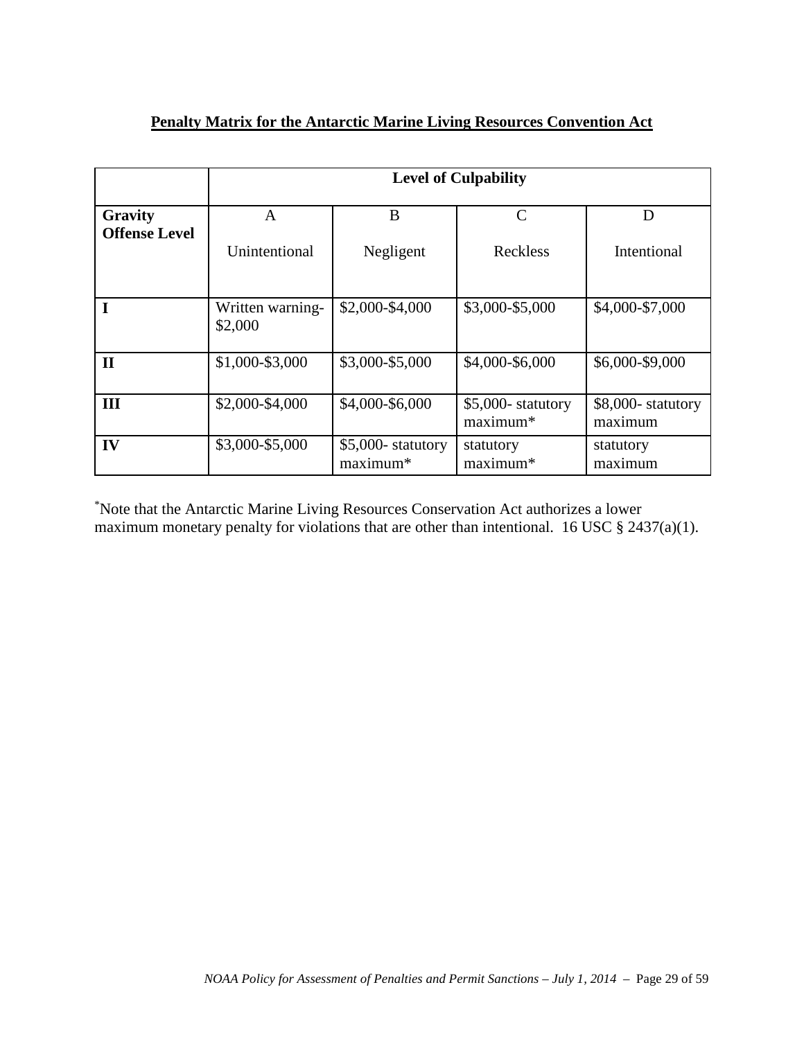**Penalty Matrix for the Antarctic Marine Living Resources Convention Act**

| | Level of Culpability | | | |
|---|---|---|---|---|
| **Gravity Offense Level** | A<br>Unintentional | B<br>Negligent | C<br>Reckless | D<br>Intentional |
| **I** | Written warning-$2,000 | $2,000-$4,000 | $3,000-$5,000 | $4,000-$7,000 |
| **II** | $1,000-$3,000 | $3,000-$5,000 | $4,000-$6,000 | $6,000-$9,000 |
| **III** | $2,000-$4,000 | $4,000-$6,000 | $5,000- statutory maximum* | $8,000- statutory maximum |
| **IV** | $3,000-$5,000 | $5,000- statutory maximum* | statutory maximum* | statutory maximum |

*Note that the Antarctic Marine Living Resources Conservation Act authorizes a lower maximum monetary penalty for violations that are other than intentional. 16 USC § 2437(a)(1).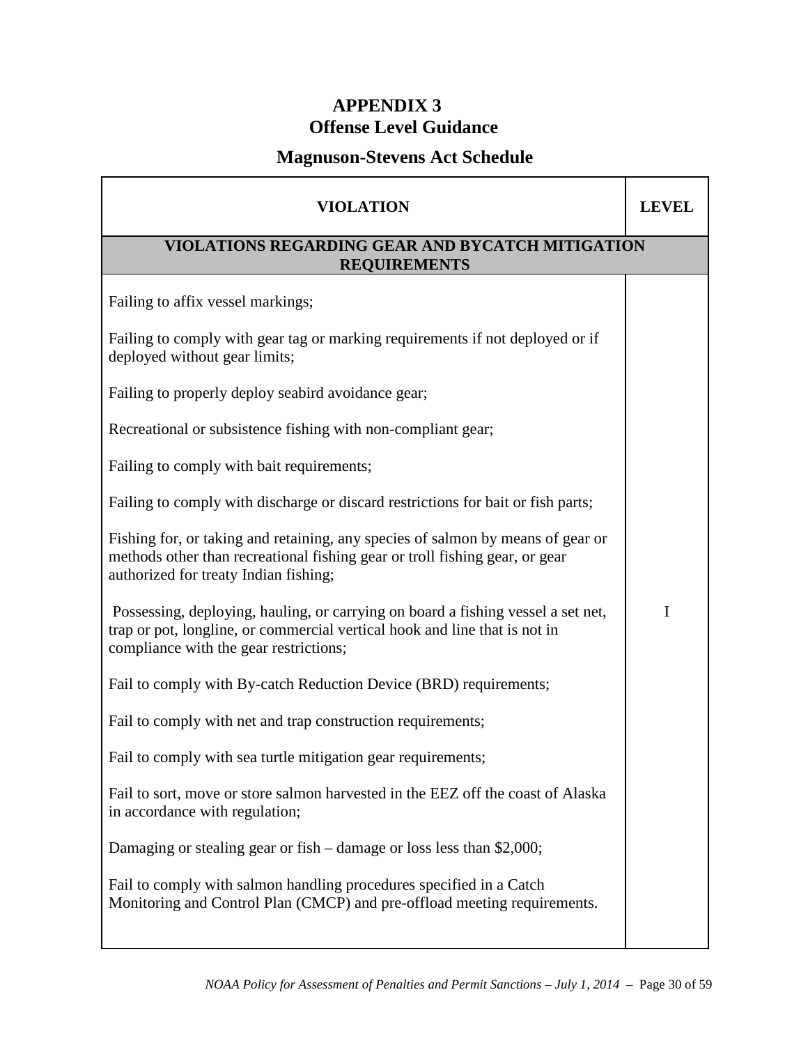# APPENDIX 3
## Offense Level Guidance

## Magnuson-Stevens Act Schedule

| VIOLATION | LEVEL |
|---|---|
| **VIOLATIONS REGARDING GEAR AND BYCATCH MITIGATION REQUIREMENTS** | |
| Failing to affix vessel markings;<br><br>Failing to comply with gear tag or marking requirements if not deployed or if deployed without gear limits;<br><br>Failing to properly deploy seabird avoidance gear;<br><br>Recreational or subsistence fishing with non-compliant gear;<br><br>Failing to comply with bait requirements;<br><br>Failing to comply with discharge or discard restrictions for bait or fish parts;<br><br>Fishing for, or taking and retaining, any species of salmon by means of gear or methods other than recreational fishing gear or troll fishing gear, or gear authorized for treaty Indian fishing;<br><br>Possessing, deploying, hauling, or carrying on board a fishing vessel a set net, trap or pot, longline, or commercial vertical hook and line that is not in compliance with the gear restrictions;<br><br>Fail to comply with By-catch Reduction Device (BRD) requirements;<br><br>Fail to comply with net and trap construction requirements;<br><br>Fail to comply with sea turtle mitigation gear requirements;<br><br>Fail to sort, move or store salmon harvested in the EEZ off the coast of Alaska in accordance with regulation;<br><br>Damaging or stealing gear or fish – damage or loss less than $2,000;<br><br>Fail to comply with salmon handling procedures specified in a Catch Monitoring and Control Plan (CMCP) and pre-offload meeting requirements. | I |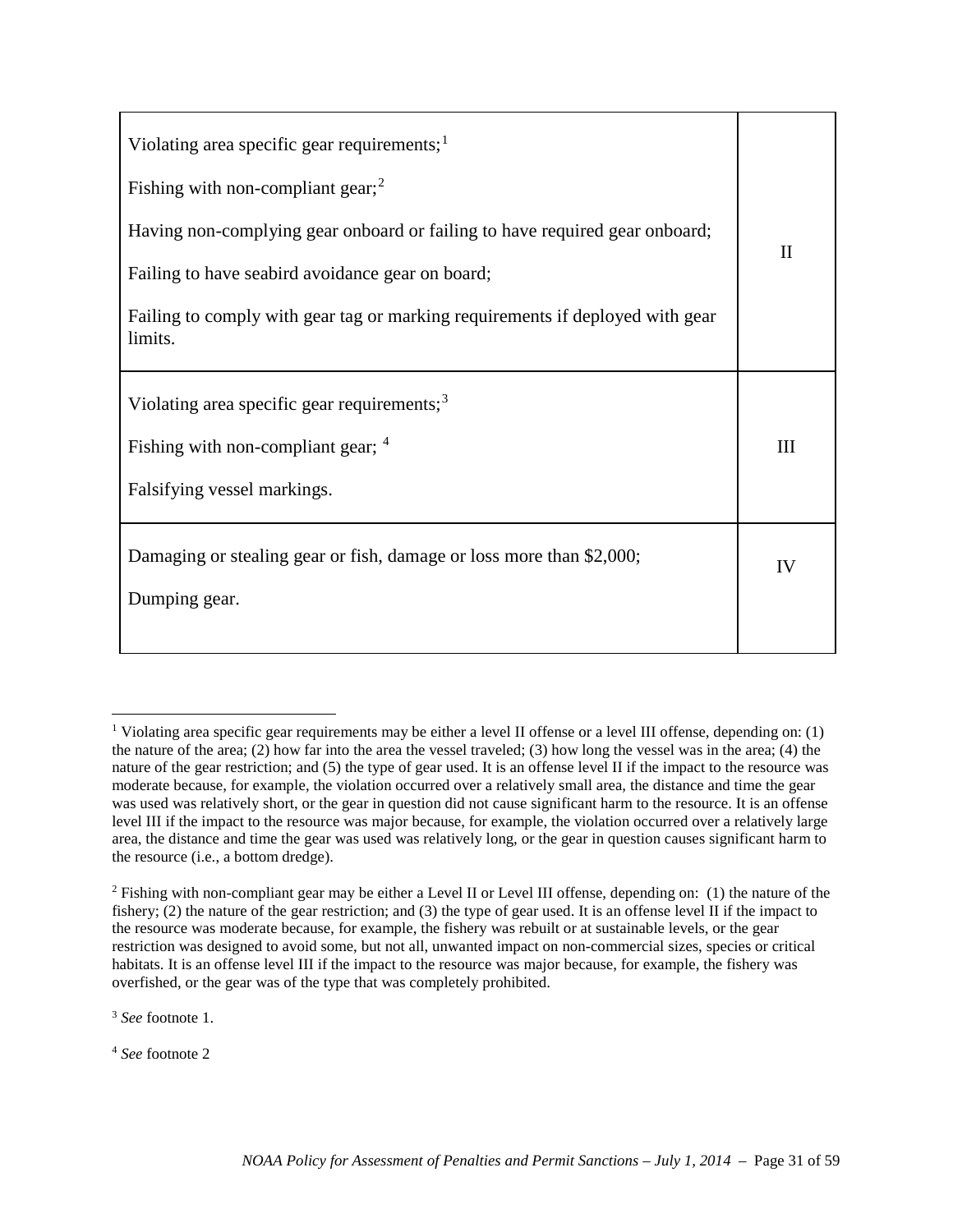| | |
|---|---|
| Violating area specific gear requirements;[1]<br><br>Fishing with non-compliant gear;[2]<br><br>Having non-complying gear onboard or failing to have required gear onboard;<br><br>Failing to have seabird avoidance gear on board;<br><br>Failing to comply with gear tag or marking requirements if deployed with gear limits. | II |
| Violating area specific gear requirements;[3]<br><br>Fishing with non-compliant gear; [4]<br><br>Falsifying vessel markings. | III |
| Damaging or stealing gear or fish, damage or loss more than $2,000;<br><br>Dumping gear. | IV |

[1] Violating area specific gear requirements may be either a level II offense or a level III offense, depending on: (1) the nature of the area; (2) how far into the area the vessel traveled; (3) how long the vessel was in the area; (4) the nature of the gear restriction; and (5) the type of gear used. It is an offense level II if the impact to the resource was moderate because, for example, the violation occurred over a relatively small area, the distance and time the gear was used was relatively short, or the gear in question did not cause significant harm to the resource. It is an offense level III if the impact to the resource was major because, for example, the violation occurred over a relatively large area, the distance and time the gear was used was relatively long, or the gear in question causes significant harm to the resource (i.e., a bottom dredge).

[2] Fishing with non-compliant gear may be either a Level II or Level III offense, depending on: (1) the nature of the fishery; (2) the nature of the gear restriction; and (3) the type of gear used. It is an offense level II if the impact to the resource was moderate because, for example, the fishery was rebuilt or at sustainable levels, or the gear restriction was designed to avoid some, but not all, unwanted impact on non-commercial sizes, species or critical habitats. It is an offense level III if the impact to the resource was major because, for example, the fishery was overfished, or the gear was of the type that was completely prohibited.

[3] *See* footnote 1.

[4] *See* footnote 2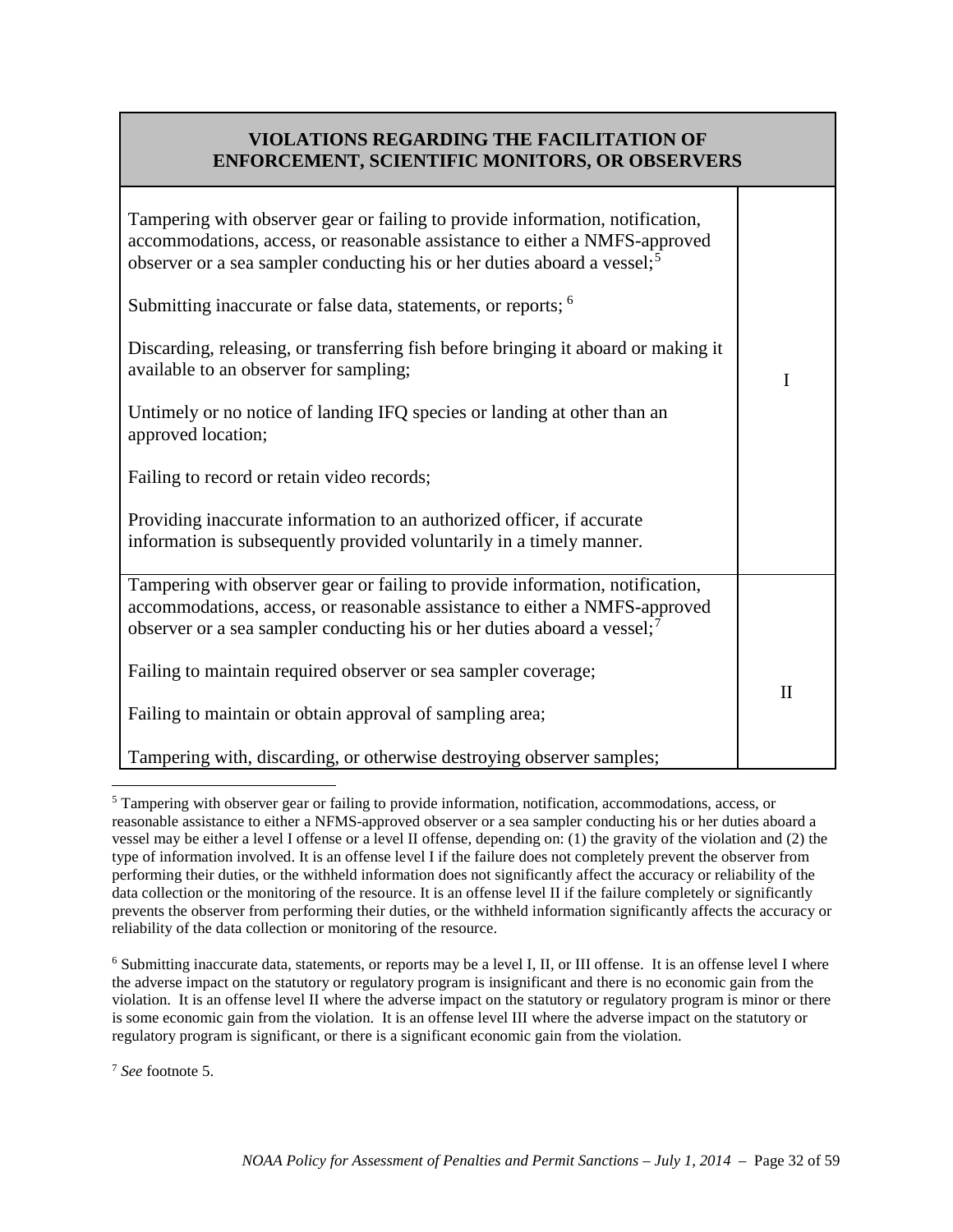| VIOLATIONS REGARDING THE FACILITATION OF ENFORCEMENT, SCIENTIFIC MONITORS, OR OBSERVERS | |
|---|---|
| Tampering with observer gear or failing to provide information, notification, accommodations, access, or reasonable assistance to either a NMFS-approved observer or a sea sampler conducting his or her duties aboard a vessel;[5]<br><br>Submitting inaccurate or false data, statements, or reports; [6]<br><br>Discarding, releasing, or transferring fish before bringing it aboard or making it available to an observer for sampling;<br><br>Untimely or no notice of landing IFQ species or landing at other than an approved location;<br><br>Failing to record or retain video records;<br><br>Providing inaccurate information to an authorized officer, if accurate information is subsequently provided voluntarily in a timely manner. | I |
| Tampering with observer gear or failing to provide information, notification, accommodations, access, or reasonable assistance to either a NMFS-approved observer or a sea sampler conducting his or her duties aboard a vessel;[7]<br><br>Failing to maintain required observer or sea sampler coverage;<br><br>Failing to maintain or obtain approval of sampling area;<br><br>Tampering with, discarding, or otherwise destroying observer samples; | II |

[5] Tampering with observer gear or failing to provide information, notification, accommodations, access, or reasonable assistance to either a NFMS-approved observer or a sea sampler conducting his or her duties aboard a vessel may be either a level I offense or a level II offense, depending on: (1) the gravity of the violation and (2) the type of information involved. It is an offense level I if the failure does not completely prevent the observer from performing their duties, or the withheld information does not significantly affect the accuracy or reliability of the data collection or the monitoring of the resource. It is an offense level II if the failure completely or significantly prevents the observer from performing their duties, or the withheld information significantly affects the accuracy or reliability of the data collection or monitoring of the resource.

[6] Submitting inaccurate data, statements, or reports may be a level I, II, or III offense. It is an offense level I where the adverse impact on the statutory or regulatory program is insignificant and there is no economic gain from the violation. It is an offense level II where the adverse impact on the statutory or regulatory program is minor or there is some economic gain from the violation. It is an offense level III where the adverse impact on the statutory or regulatory program is significant, or there is a significant economic gain from the violation.

[7] *See* footnote 5.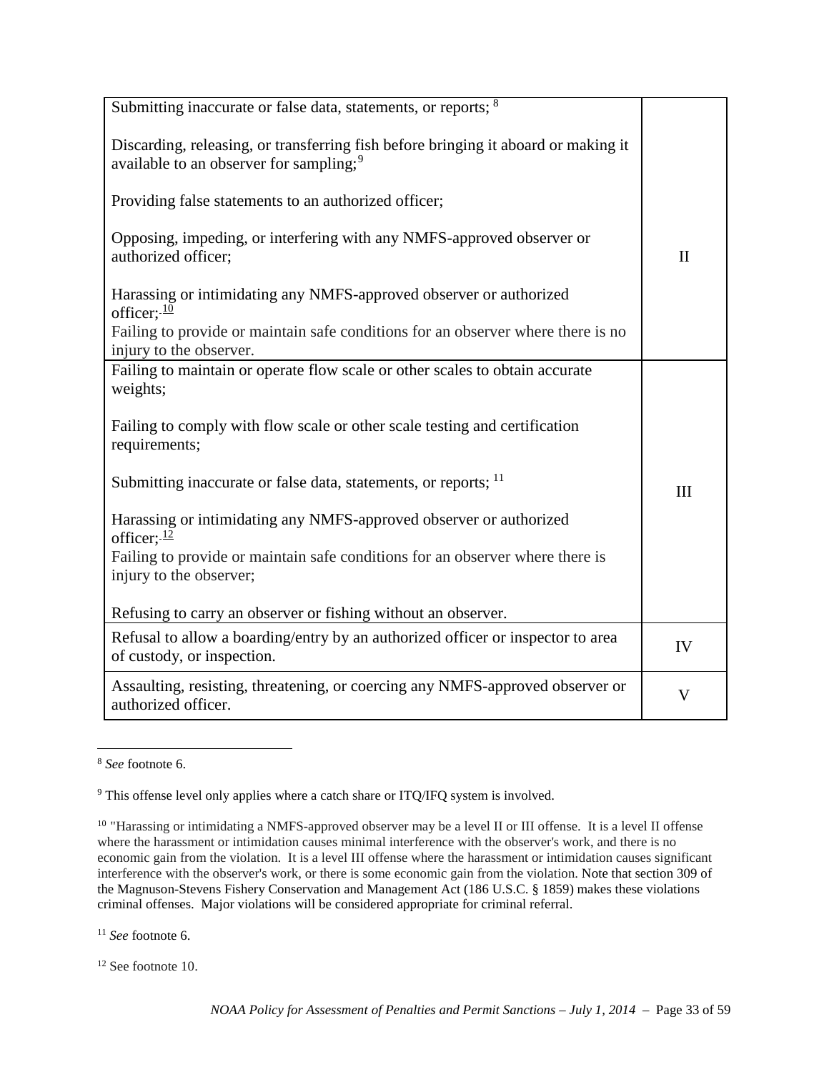| | |
|---|---|
| Submitting inaccurate or false data, statements, or reports; [8]<br><br>Discarding, releasing, or transferring fish before bringing it aboard or making it available to an observer for sampling;[9]<br><br>Providing false statements to an authorized officer;<br><br>Opposing, impeding, or interfering with any NMFS-approved observer or authorized officer;<br><br>Harassing or intimidating any NMFS-approved observer or authorized officer; [10]<br>Failing to provide or maintain safe conditions for an observer where there is no injury to the observer. | II |
| Failing to maintain or operate flow scale or other scales to obtain accurate weights;<br><br>Failing to comply with flow scale or other scale testing and certification requirements;<br><br>Submitting inaccurate or false data, statements, or reports; [11]<br><br>Harassing or intimidating any NMFS-approved observer or authorized officer; [12]<br>Failing to provide or maintain safe conditions for an observer where there is injury to the observer;<br><br>Refusing to carry an observer or fishing without an observer. | III |
| Refusal to allow a boarding/entry by an authorized officer or inspector to area of custody, or inspection. | IV |
| Assaulting, resisting, threatening, or coercing any NMFS-approved observer or authorized officer. | V |

---

[8] *See* footnote 6.

[9] This offense level only applies where a catch share or ITQ/IFQ system is involved.

[10] "Harassing or intimidating a NMFS-approved observer may be a level II or III offense. It is a level II offense where the harassment or intimidation causes minimal interference with the observer's work, and there is no economic gain from the violation. It is a level III offense where the harassment or intimidation causes significant interference with the observer's work, or there is some economic gain from the violation. Note that section 309 of the Magnuson-Stevens Fishery Conservation and Management Act (186 U.S.C. § 1859) makes these violations criminal offenses. Major violations will be considered appropriate for criminal referral.

[11] *See* footnote 6.

[12] See footnote 10.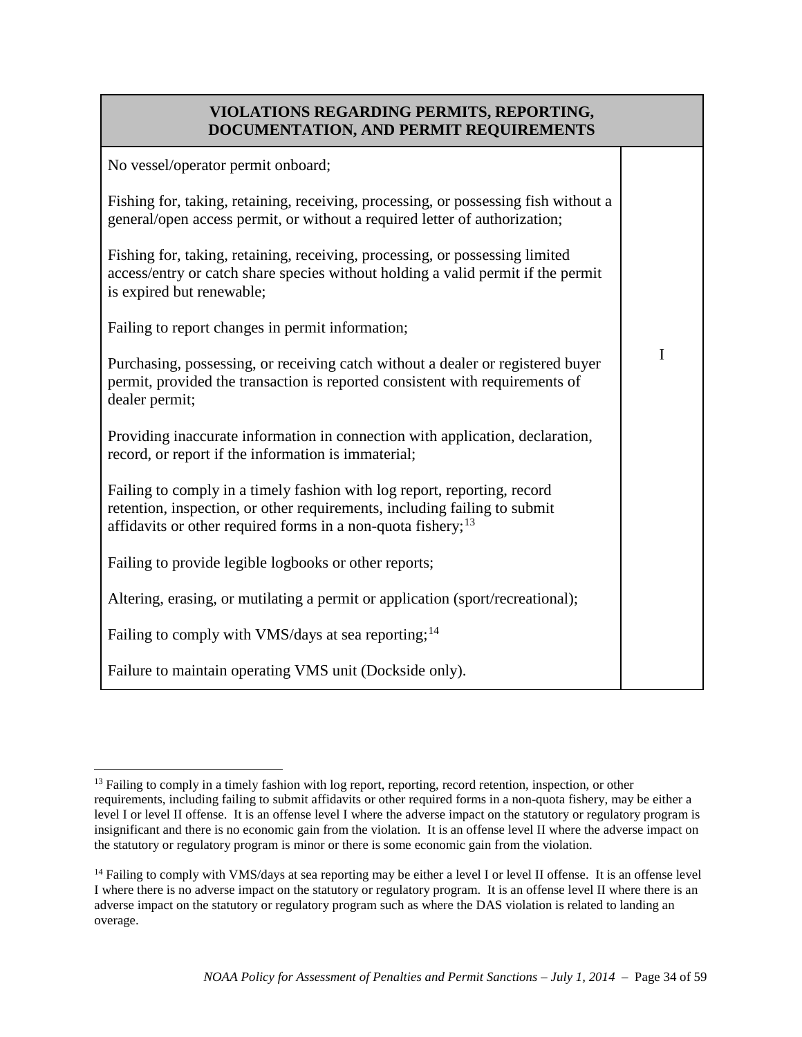| VIOLATIONS REGARDING PERMITS, REPORTING, DOCUMENTATION, AND PERMIT REQUIREMENTS | |
|---|---|
| No vessel/operator permit onboard;<br><br>Fishing for, taking, retaining, receiving, processing, or possessing fish without a general/open access permit, or without a required letter of authorization;<br><br>Fishing for, taking, retaining, receiving, processing, or possessing limited access/entry or catch share species without holding a valid permit if the permit is expired but renewable;<br><br>Failing to report changes in permit information;<br><br>Purchasing, possessing, or receiving catch without a dealer or registered buyer permit, provided the transaction is reported consistent with requirements of dealer permit;<br><br>Providing inaccurate information in connection with application, declaration, record, or report if the information is immaterial;<br><br>Failing to comply in a timely fashion with log report, reporting, record retention, inspection, or other requirements, including failing to submit affidavits or other required forms in a non-quota fishery;[13]<br><br>Failing to provide legible logbooks or other reports;<br><br>Altering, erasing, or mutilating a permit or application (sport/recreational);<br><br>Failing to comply with VMS/days at sea reporting;[14]<br><br>Failure to maintain operating VMS unit (Dockside only). | I |

[13] Failing to comply in a timely fashion with log report, reporting, record retention, inspection, or other requirements, including failing to submit affidavits or other required forms in a non-quota fishery, may be either a level I or level II offense. It is an offense level I where the adverse impact on the statutory or regulatory program is insignificant and there is no economic gain from the violation. It is an offense level II where the adverse impact on the statutory or regulatory program is minor or there is some economic gain from the violation.

[14] Failing to comply with VMS/days at sea reporting may be either a level I or level II offense. It is an offense level I where there is no adverse impact on the statutory or regulatory program. It is an offense level II where there is an adverse impact on the statutory or regulatory program such as where the DAS violation is related to landing an overage.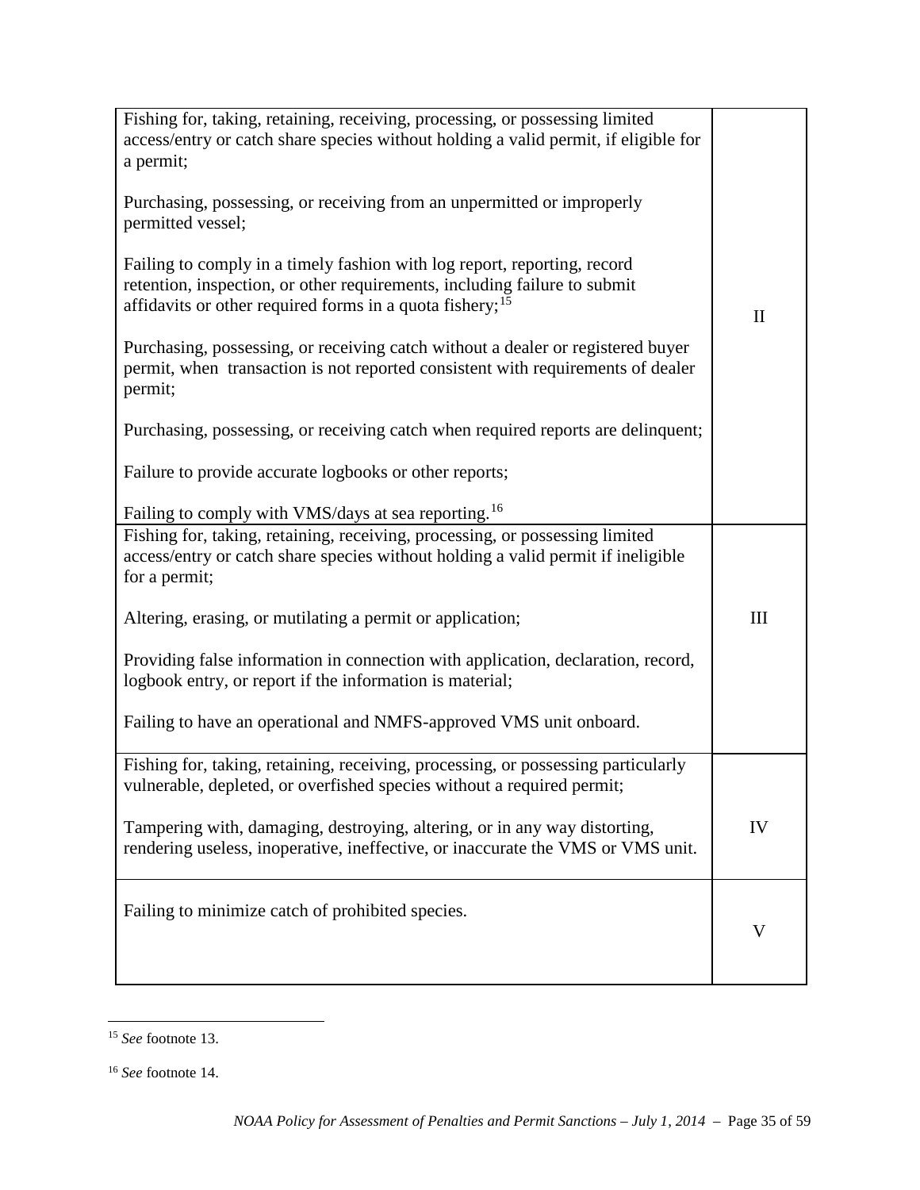| | |
|---|---|
| Fishing for, taking, retaining, receiving, processing, or possessing limited access/entry or catch share species without holding a valid permit, if eligible for a permit;<br><br>Purchasing, possessing, or receiving from an unpermitted or improperly permitted vessel;<br><br>Failing to comply in a timely fashion with log report, reporting, record retention, inspection, or other requirements, including failure to submit affidavits or other required forms in a quota fishery;[15]<br><br>Purchasing, possessing, or receiving catch without a dealer or registered buyer permit, when transaction is not reported consistent with requirements of dealer permit;<br><br>Purchasing, possessing, or receiving catch when required reports are delinquent;<br><br>Failure to provide accurate logbooks or other reports;<br><br>Failing to comply with VMS/days at sea reporting.[16] | II |
| Fishing for, taking, retaining, receiving, processing, or possessing limited access/entry or catch share species without holding a valid permit if ineligible for a permit;<br><br>Altering, erasing, or mutilating a permit or application;<br><br>Providing false information in connection with application, declaration, record, logbook entry, or report if the information is material;<br><br>Failing to have an operational and NMFS-approved VMS unit onboard. | III |
| Fishing for, taking, retaining, receiving, processing, or possessing particularly vulnerable, depleted, or overfished species without a required permit;<br><br>Tampering with, damaging, destroying, altering, or in any way distorting, rendering useless, inoperative, ineffective, or inaccurate the VMS or VMS unit. | IV |
| Failing to minimize catch of prohibited species. | V |

[15] *See* footnote 13.

[16] *See* footnote 14.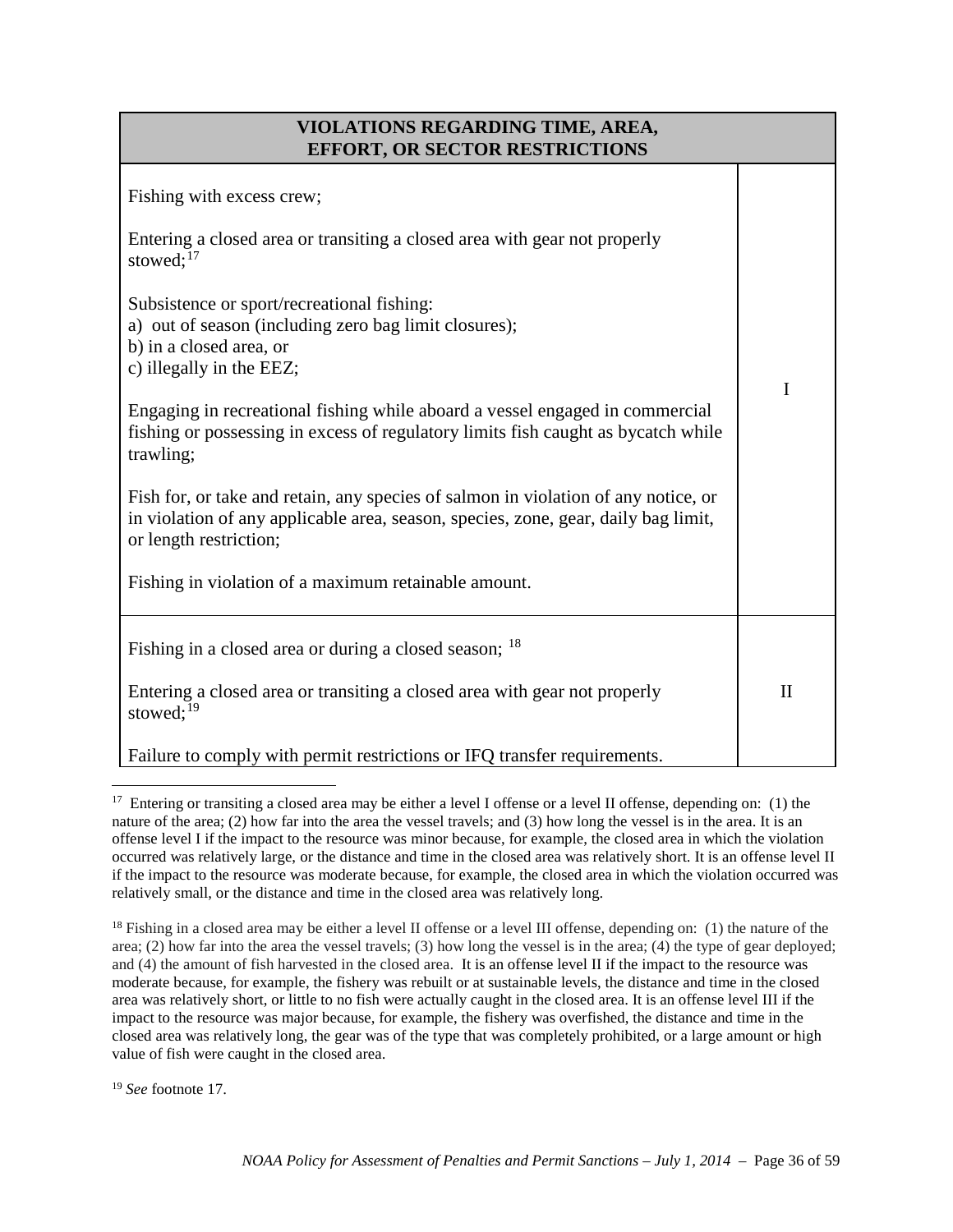| VIOLATIONS REGARDING TIME, AREA, EFFORT, OR SECTOR RESTRICTIONS | |
|---|---|
| Fishing with excess crew;<br><br>Entering a closed area or transiting a closed area with gear not properly stowed;[17]<br><br>Subsistence or sport/recreational fishing:<br>a) out of season (including zero bag limit closures);<br>b) in a closed area, or<br>c) illegally in the EEZ;<br><br>Engaging in recreational fishing while aboard a vessel engaged in commercial fishing or possessing in excess of regulatory limits fish caught as bycatch while trawling;<br><br>Fish for, or take and retain, any species of salmon in violation of any notice, or in violation of any applicable area, season, species, zone, gear, daily bag limit, or length restriction;<br><br>Fishing in violation of a maximum retainable amount. | I |
| Fishing in a closed area or during a closed season; [18]<br><br>Entering a closed area or transiting a closed area with gear not properly stowed;[19]<br><br>Failure to comply with permit restrictions or IFQ transfer requirements. | II |

[17] Entering or transiting a closed area may be either a level I offense or a level II offense, depending on: (1) the nature of the area; (2) how far into the area the vessel travels; and (3) how long the vessel is in the area. It is an offense level I if the impact to the resource was minor because, for example, the closed area in which the violation occurred was relatively large, or the distance and time in the closed area was relatively short. It is an offense level II if the impact to the resource was moderate because, for example, the closed area in which the violation occurred was relatively small, or the distance and time in the closed area was relatively long.

[18] Fishing in a closed area may be either a level II offense or a level III offense, depending on: (1) the nature of the area; (2) how far into the area the vessel travels; (3) how long the vessel is in the area; (4) the type of gear deployed; and (4) the amount of fish harvested in the closed area. It is an offense level II if the impact to the resource was moderate because, for example, the fishery was rebuilt or at sustainable levels, the distance and time in the closed area was relatively short, or little to no fish were actually caught in the closed area. It is an offense level III if the impact to the resource was major because, for example, the fishery was overfished, the distance and time in the closed area was relatively long, the gear was of the type that was completely prohibited, or a large amount or high value of fish were caught in the closed area.

[19] *See* footnote 17.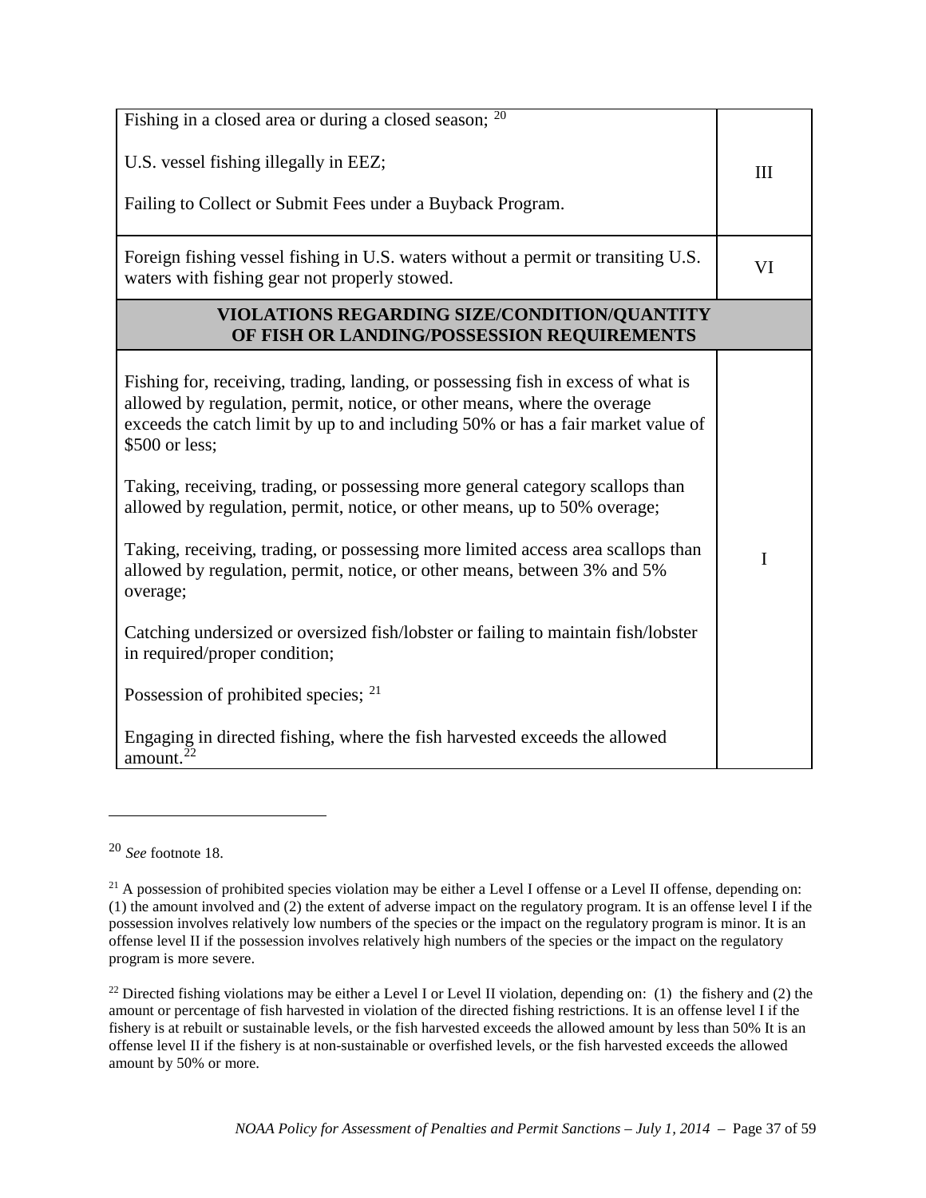| | |
|---|---|
| Fishing in a closed area or during a closed season; [20]<br><br>U.S. vessel fishing illegally in EEZ;<br><br>Failing to Collect or Submit Fees under a Buyback Program. | III |
| Foreign fishing vessel fishing in U.S. waters without a permit or transiting U.S. waters with fishing gear not properly stowed. | VI |
| **VIOLATIONS REGARDING SIZE/CONDITION/QUANTITY OF FISH OR LANDING/POSSESSION REQUIREMENTS** | |
| Fishing for, receiving, trading, landing, or possessing fish in excess of what is allowed by regulation, permit, notice, or other means, where the overage exceeds the catch limit by up to and including 50% or has a fair market value of $500 or less;<br><br>Taking, receiving, trading, or possessing more general category scallops than allowed by regulation, permit, notice, or other means, up to 50% overage;<br><br>Taking, receiving, trading, or possessing more limited access area scallops than allowed by regulation, permit, notice, or other means, between 3% and 5% overage;<br><br>Catching undersized or oversized fish/lobster or failing to maintain fish/lobster in required/proper condition;<br><br>Possession of prohibited species; [21]<br><br>Engaging in directed fishing, where the fish harvested exceeds the allowed amount.[22] | I |

[20] *See* footnote 18.

[21] A possession of prohibited species violation may be either a Level I offense or a Level II offense, depending on: (1) the amount involved and (2) the extent of adverse impact on the regulatory program. It is an offense level I if the possession involves relatively low numbers of the species or the impact on the regulatory program is minor. It is an offense level II if the possession involves relatively high numbers of the species or the impact on the regulatory program is more severe.

[22] Directed fishing violations may be either a Level I or Level II violation, depending on: (1) the fishery and (2) the amount or percentage of fish harvested in violation of the directed fishing restrictions. It is an offense level I if the fishery is at rebuilt or sustainable levels, or the fish harvested exceeds the allowed amount by less than 50% It is an offense level II if the fishery is at non-sustainable or overfished levels, or the fish harvested exceeds the allowed amount by 50% or more.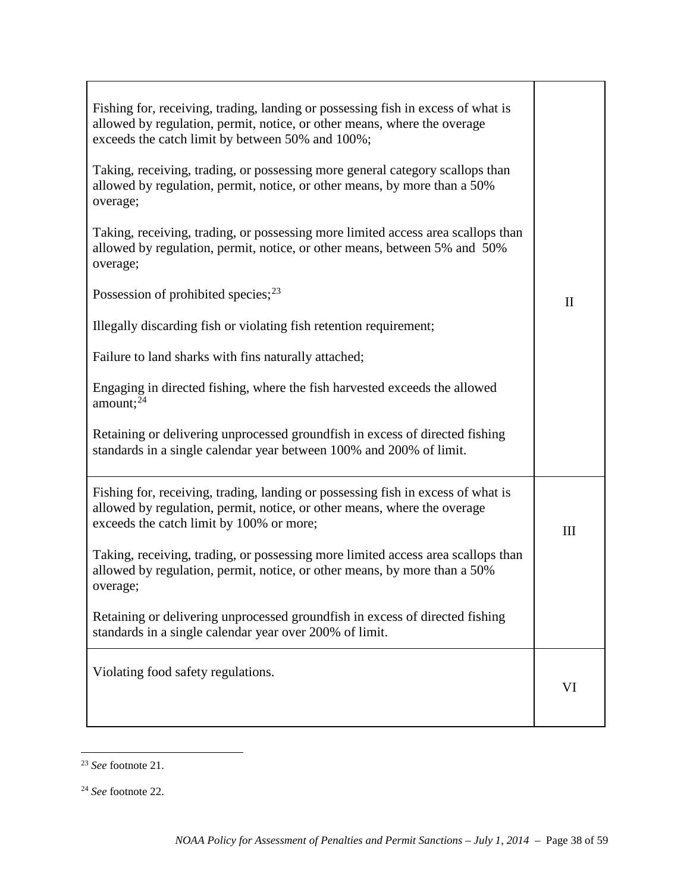| | |
|---|---|
| Fishing for, receiving, trading, landing or possessing fish in excess of what is allowed by regulation, permit, notice, or other means, where the overage exceeds the catch limit by between 50% and 100%;<br><br>Taking, receiving, trading, or possessing more general category scallops than allowed by regulation, permit, notice, or other means, by more than a 50% overage;<br><br>Taking, receiving, trading, or possessing more limited access area scallops than allowed by regulation, permit, notice, or other means, between 5% and 50% overage;<br><br>Possession of prohibited species;[23]<br><br>Illegally discarding fish or violating fish retention requirement;<br><br>Failure to land sharks with fins naturally attached;<br><br>Engaging in directed fishing, where the fish harvested exceeds the allowed amount;[24]<br><br>Retaining or delivering unprocessed groundfish in excess of directed fishing standards in a single calendar year between 100% and 200% of limit. | II |
| Fishing for, receiving, trading, landing or possessing fish in excess of what is allowed by regulation, permit, notice, or other means, where the overage exceeds the catch limit by 100% or more;<br><br>Taking, receiving, trading, or possessing more limited access area scallops than allowed by regulation, permit, notice, or other means, by more than a 50% overage;<br><br>Retaining or delivering unprocessed groundfish in excess of directed fishing standards in a single calendar year over 200% of limit. | III |
| Violating food safety regulations. | VI |

[23] *See* footnote 21.

[24] *See* footnote 22.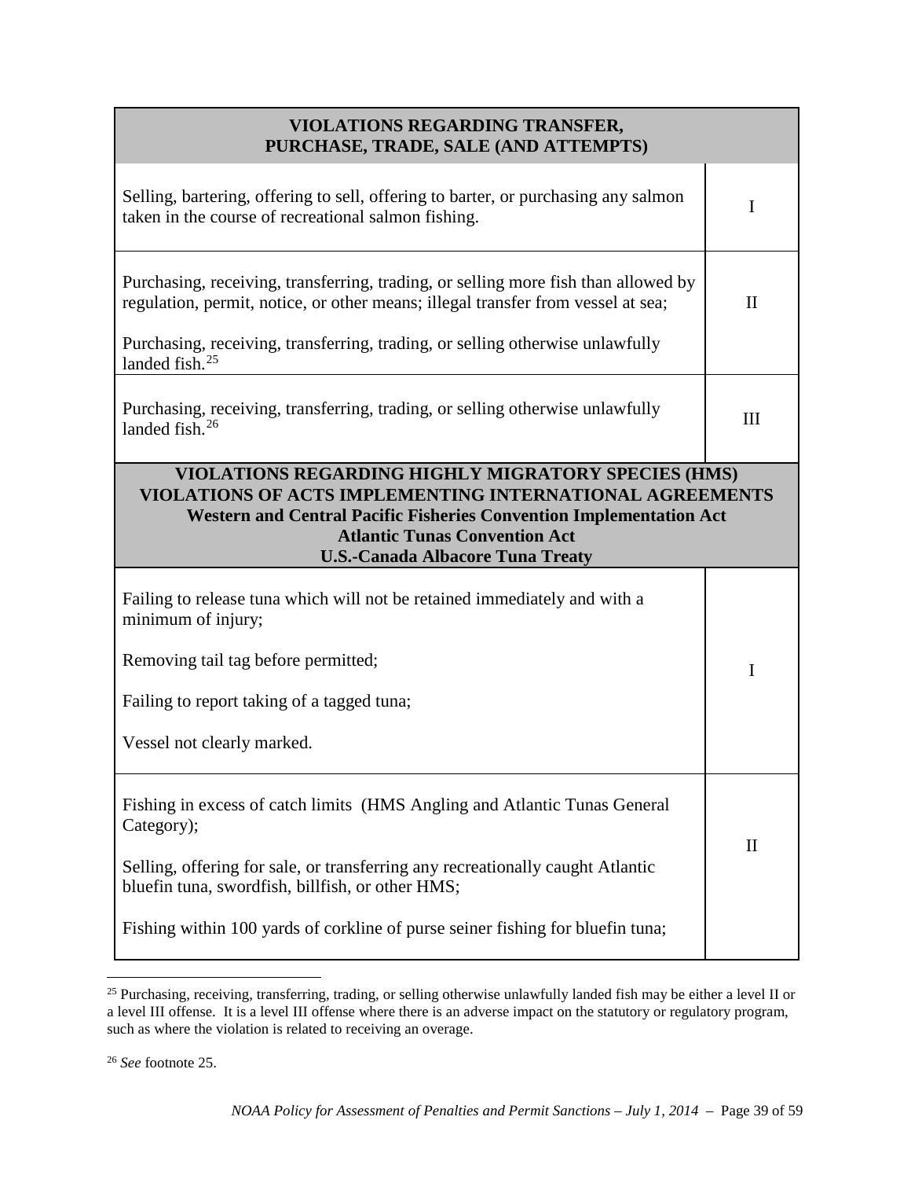| VIOLATIONS REGARDING TRANSFER, PURCHASE, TRADE, SALE (AND ATTEMPTS) | |
|---|---|
| Selling, bartering, offering to sell, offering to barter, or purchasing any salmon taken in the course of recreational salmon fishing. | I |
| Purchasing, receiving, transferring, trading, or selling more fish than allowed by regulation, permit, notice, or other means; illegal transfer from vessel at sea;<br><br>Purchasing, receiving, transferring, trading, or selling otherwise unlawfully landed fish.[25] | II |
| Purchasing, receiving, transferring, trading, or selling otherwise unlawfully landed fish.[26] | III |

| VIOLATIONS REGARDING HIGHLY MIGRATORY SPECIES (HMS)<br>VIOLATIONS OF ACTS IMPLEMENTING INTERNATIONAL AGREEMENTS<br>Western and Central Pacific Fisheries Convention Implementation Act<br>Atlantic Tunas Convention Act<br>U.S.-Canada Albacore Tuna Treaty | |
|---|---|
| Failing to release tuna which will not be retained immediately and with a minimum of injury;<br><br>Removing tail tag before permitted;<br><br>Failing to report taking of a tagged tuna;<br><br>Vessel not clearly marked. | I |
| Fishing in excess of catch limits (HMS Angling and Atlantic Tunas General Category);<br><br>Selling, offering for sale, or transferring any recreationally caught Atlantic bluefin tuna, swordfish, billfish, or other HMS;<br><br>Fishing within 100 yards of corkline of purse seiner fishing for bluefin tuna; | II |

[25] Purchasing, receiving, transferring, trading, or selling otherwise unlawfully landed fish may be either a level II or a level III offense. It is a level III offense where there is an adverse impact on the statutory or regulatory program, such as where the violation is related to receiving an overage.

[26] *See* footnote 25.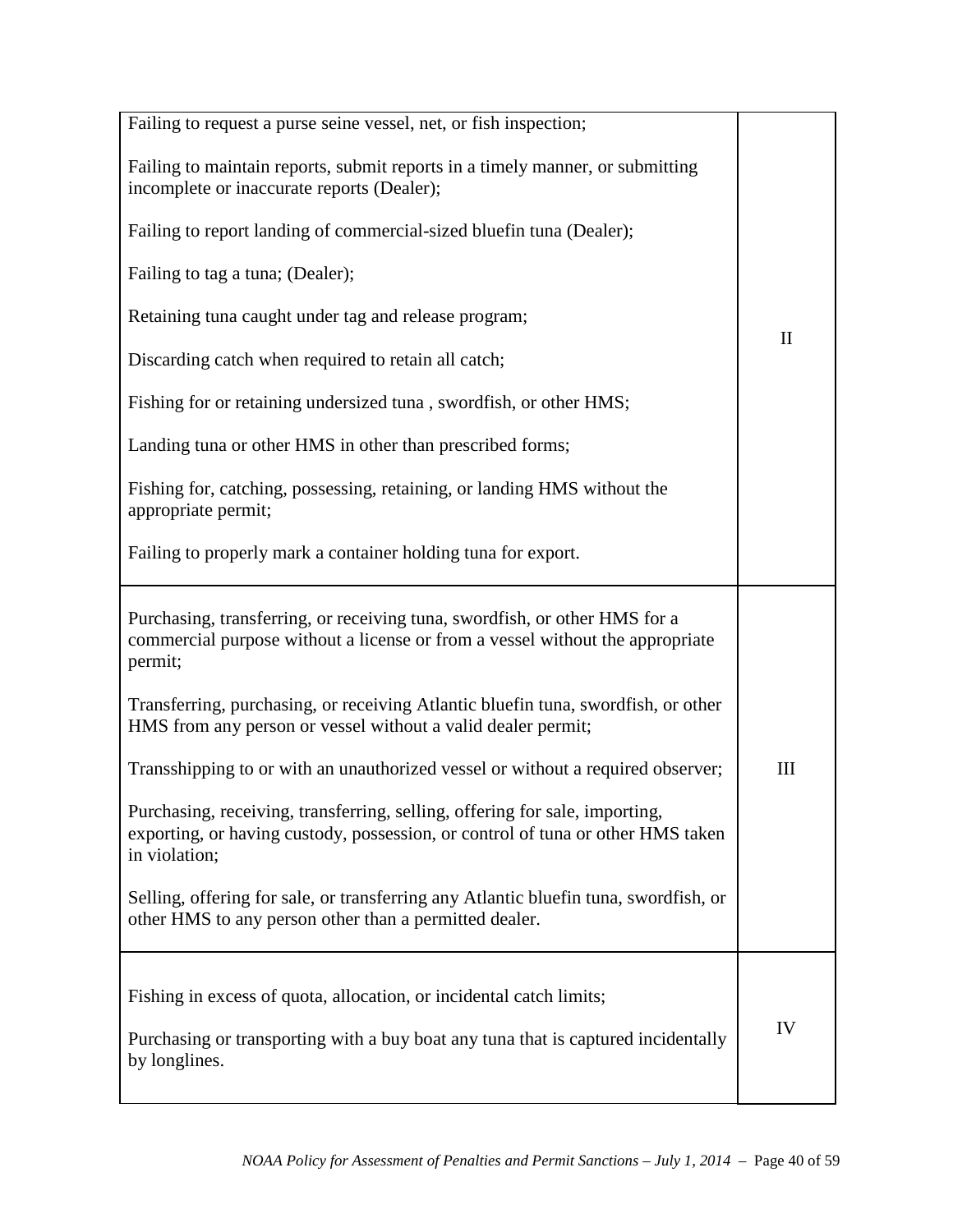| | |
|---|---|
| Failing to request a purse seine vessel, net, or fish inspection;<br><br>Failing to maintain reports, submit reports in a timely manner, or submitting incomplete or inaccurate reports (Dealer);<br><br>Failing to report landing of commercial-sized bluefin tuna (Dealer);<br><br>Failing to tag a tuna; (Dealer);<br><br>Retaining tuna caught under tag and release program;<br><br>Discarding catch when required to retain all catch;<br><br>Fishing for or retaining undersized tuna , swordfish, or other HMS;<br><br>Landing tuna or other HMS in other than prescribed forms;<br><br>Fishing for, catching, possessing, retaining, or landing HMS without the appropriate permit;<br><br>Failing to properly mark a container holding tuna for export. | II |
| Purchasing, transferring, or receiving tuna, swordfish, or other HMS for a commercial purpose without a license or from a vessel without the appropriate permit;<br><br>Transferring, purchasing, or receiving Atlantic bluefin tuna, swordfish, or other HMS from any person or vessel without a valid dealer permit;<br><br>Transshipping to or with an unauthorized vessel or without a required observer;<br><br>Purchasing, receiving, transferring, selling, offering for sale, importing, exporting, or having custody, possession, or control of tuna or other HMS taken in violation;<br><br>Selling, offering for sale, or transferring any Atlantic bluefin tuna, swordfish, or other HMS to any person other than a permitted dealer. | III |
| Fishing in excess of quota, allocation, or incidental catch limits;<br><br>Purchasing or transporting with a buy boat any tuna that is captured incidentally by longlines. | IV |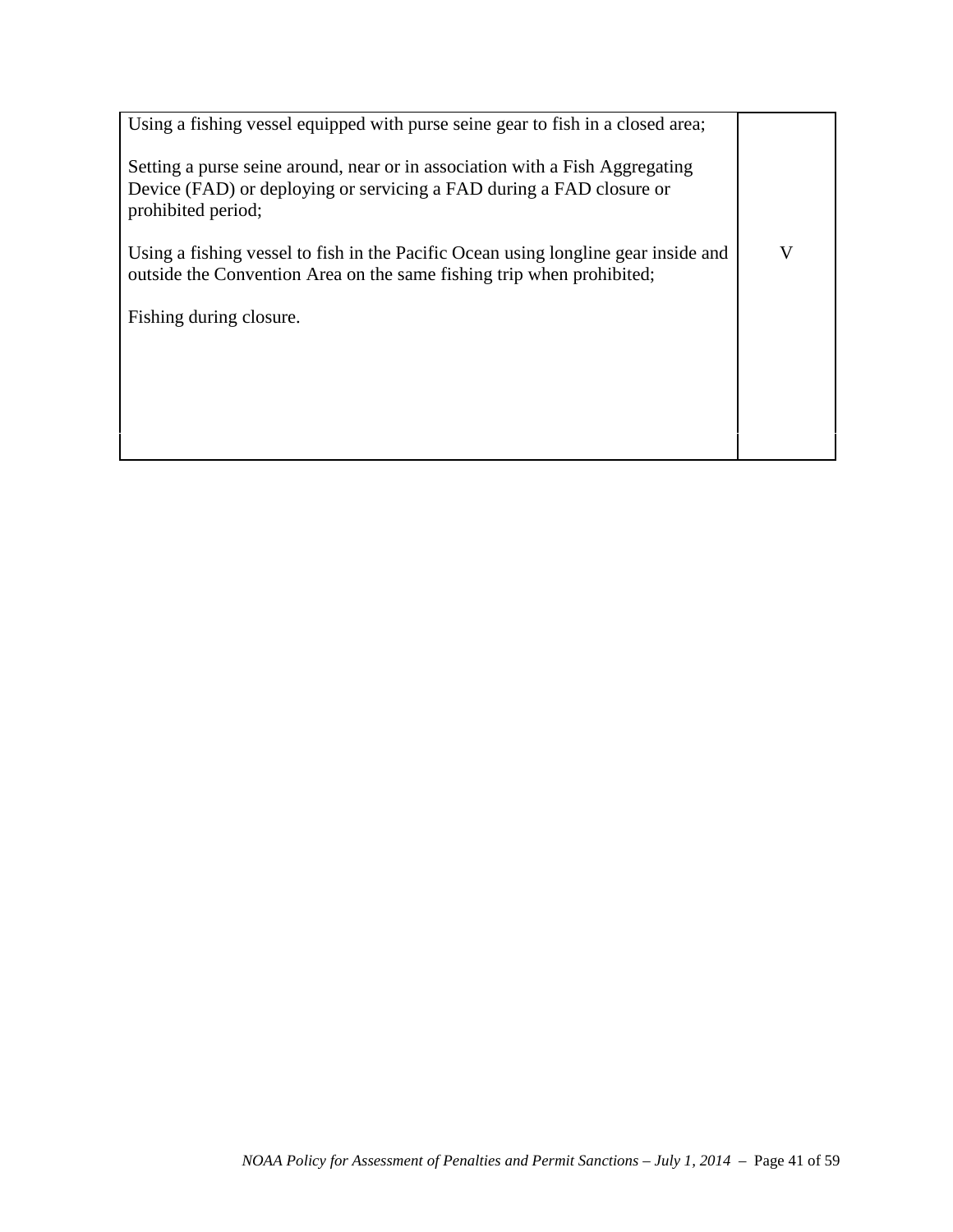| | |
|---|---|
| Using a fishing vessel equipped with purse seine gear to fish in a closed area;<br><br>Setting a purse seine around, near or in association with a Fish Aggregating Device (FAD) or deploying or servicing a FAD during a FAD closure or prohibited period;<br><br>Using a fishing vessel to fish in the Pacific Ocean using longline gear inside and outside the Convention Area on the same fishing trip when prohibited;<br><br>Fishing during closure. | V |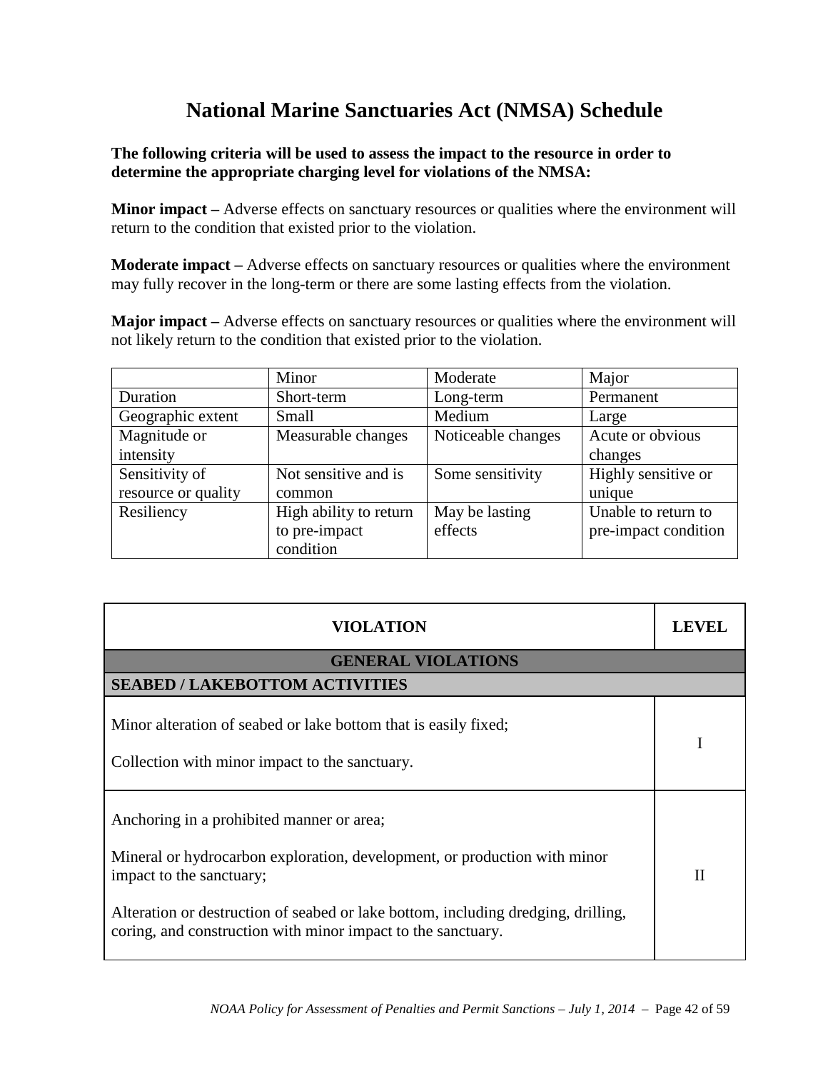# National Marine Sanctuaries Act (NMSA) Schedule

**The following criteria will be used to assess the impact to the resource in order to determine the appropriate charging level for violations of the NMSA:**

**Minor impact –** Adverse effects on sanctuary resources or qualities where the environment will return to the condition that existed prior to the violation.

**Moderate impact –** Adverse effects on sanctuary resources or qualities where the environment may fully recover in the long-term or there are some lasting effects from the violation.

**Major impact –** Adverse effects on sanctuary resources or qualities where the environment will not likely return to the condition that existed prior to the violation.

| | Minor | Moderate | Major |
|---|---|---|---|
| Duration | Short-term | Long-term | Permanent |
| Geographic extent | Small | Medium | Large |
| Magnitude or intensity | Measurable changes | Noticeable changes | Acute or obvious changes |
| Sensitivity of resource or quality | Not sensitive and is common | Some sensitivity | Highly sensitive or unique |
| Resiliency | High ability to return to pre-impact condition | May be lasting effects | Unable to return to pre-impact condition |

| VIOLATION | LEVEL |
|---|---|
| **GENERAL VIOLATIONS** | |
| **SEABED / LAKEBOTTOM ACTIVITIES** | |
| Minor alteration of seabed or lake bottom that is easily fixed;<br><br>Collection with minor impact to the sanctuary. | I |
| Anchoring in a prohibited manner or area;<br><br>Mineral or hydrocarbon exploration, development, or production with minor impact to the sanctuary;<br><br>Alteration or destruction of seabed or lake bottom, including dredging, drilling, coring, and construction with minor impact to the sanctuary. | II |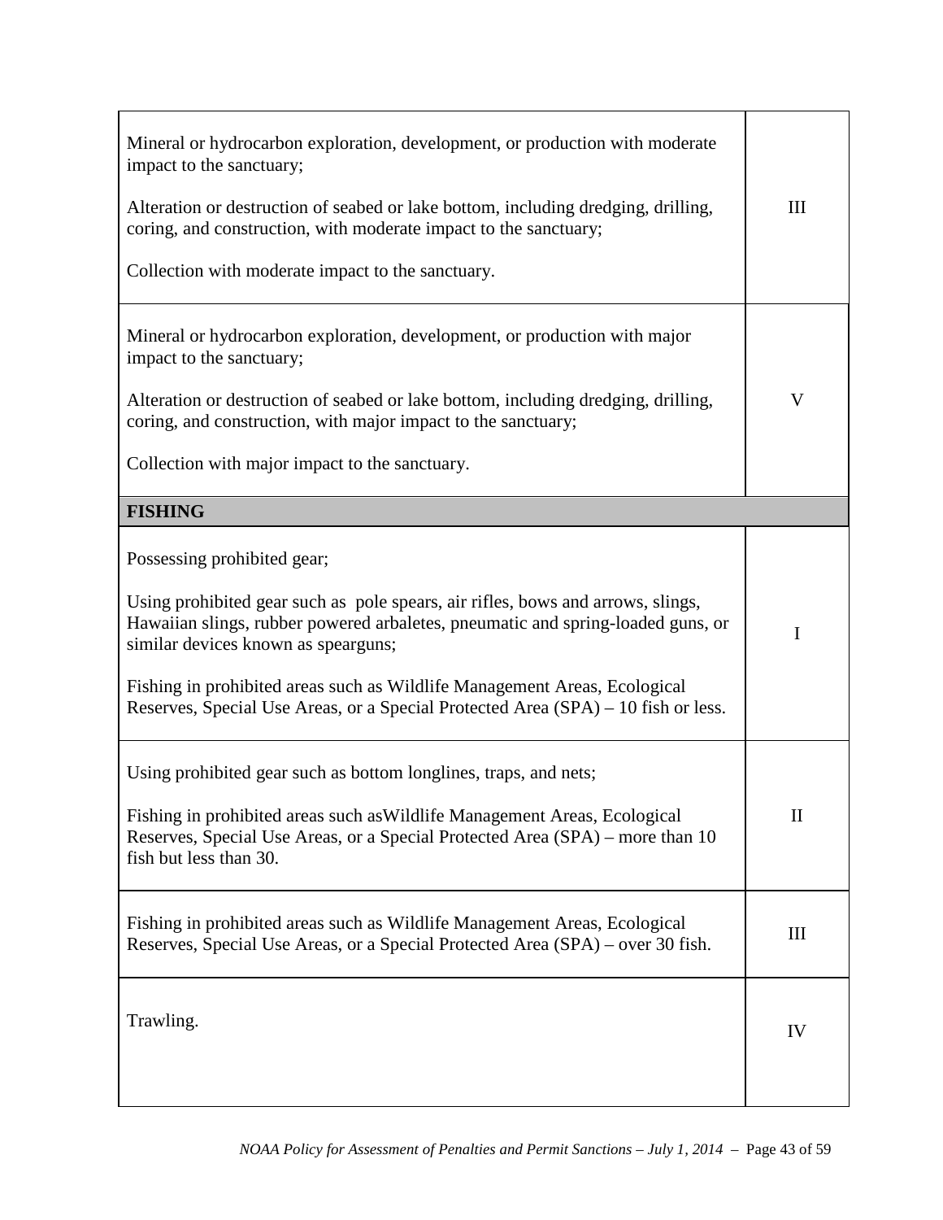| | |
|---|---|
| Mineral or hydrocarbon exploration, development, or production with moderate impact to the sanctuary;<br><br>Alteration or destruction of seabed or lake bottom, including dredging, drilling, coring, and construction, with moderate impact to the sanctuary;<br><br>Collection with moderate impact to the sanctuary. | III |
| Mineral or hydrocarbon exploration, development, or production with major impact to the sanctuary;<br><br>Alteration or destruction of seabed or lake bottom, including dredging, drilling, coring, and construction, with major impact to the sanctuary;<br><br>Collection with major impact to the sanctuary. | V |
| **FISHING** | |
| Possessing prohibited gear;<br><br>Using prohibited gear such as pole spears, air rifles, bows and arrows, slings, Hawaiian slings, rubber powered arbaletes, pneumatic and spring-loaded guns, or similar devices known as spearguns;<br><br>Fishing in prohibited areas such as Wildlife Management Areas, Ecological Reserves, Special Use Areas, or a Special Protected Area (SPA) – 10 fish or less. | I |
| Using prohibited gear such as bottom longlines, traps, and nets;<br><br>Fishing in prohibited areas such asWildlife Management Areas, Ecological Reserves, Special Use Areas, or a Special Protected Area (SPA) – more than 10 fish but less than 30. | II |
| Fishing in prohibited areas such as Wildlife Management Areas, Ecological Reserves, Special Use Areas, or a Special Protected Area (SPA) – over 30 fish. | III |
| Trawling. | IV |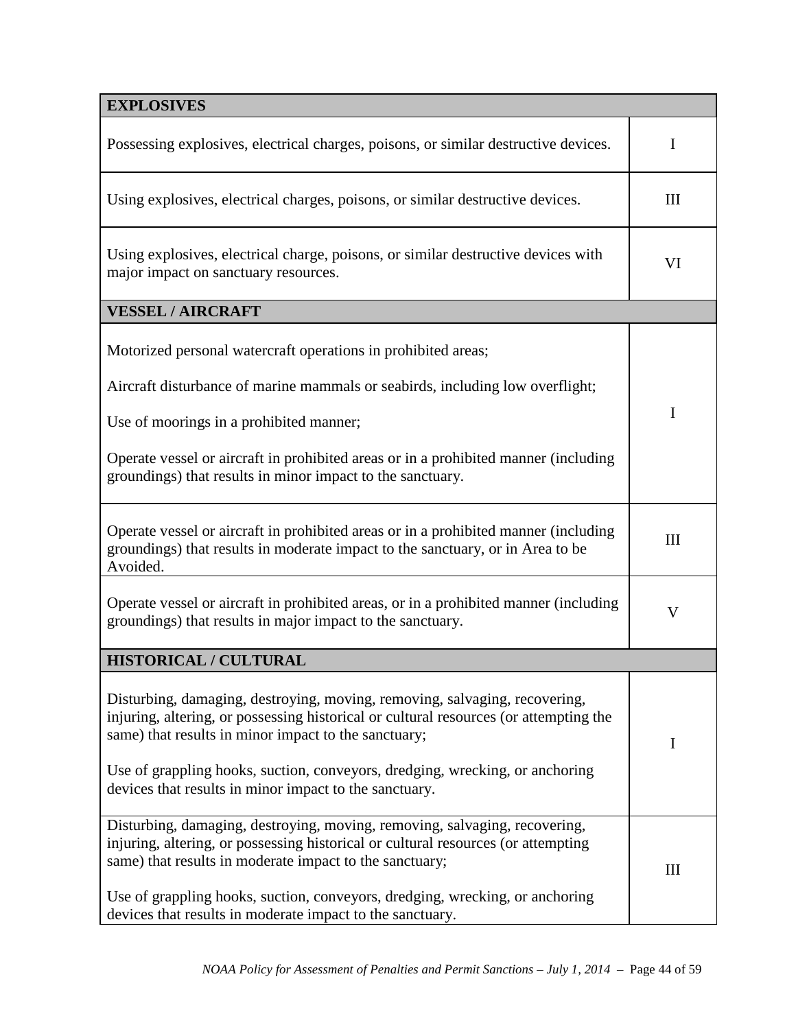| EXPLOSIVES | |
|---|---|
| Possessing explosives, electrical charges, poisons, or similar destructive devices. | I |
| Using explosives, electrical charges, poisons, or similar destructive devices. | III |
| Using explosives, electrical charge, poisons, or similar destructive devices with major impact on sanctuary resources. | VI |
| **VESSEL / AIRCRAFT** | |
| Motorized personal watercraft operations in prohibited areas;<br><br>Aircraft disturbance of marine mammals or seabirds, including low overflight;<br><br>Use of moorings in a prohibited manner;<br><br>Operate vessel or aircraft in prohibited areas or in a prohibited manner (including groundings) that results in minor impact to the sanctuary. | I |
| Operate vessel or aircraft in prohibited areas or in a prohibited manner (including groundings) that results in moderate impact to the sanctuary, or in Area to be Avoided. | III |
| Operate vessel or aircraft in prohibited areas, or in a prohibited manner (including groundings) that results in major impact to the sanctuary. | V |
| **HISTORICAL / CULTURAL** | |
| Disturbing, damaging, destroying, moving, removing, salvaging, recovering, injuring, altering, or possessing historical or cultural resources (or attempting the same) that results in minor impact to the sanctuary;<br><br>Use of grappling hooks, suction, conveyors, dredging, wrecking, or anchoring devices that results in minor impact to the sanctuary. | I |
| Disturbing, damaging, destroying, moving, removing, salvaging, recovering, injuring, altering, or possessing historical or cultural resources (or attempting same) that results in moderate impact to the sanctuary;<br><br>Use of grappling hooks, suction, conveyors, dredging, wrecking, or anchoring devices that results in moderate impact to the sanctuary. | III |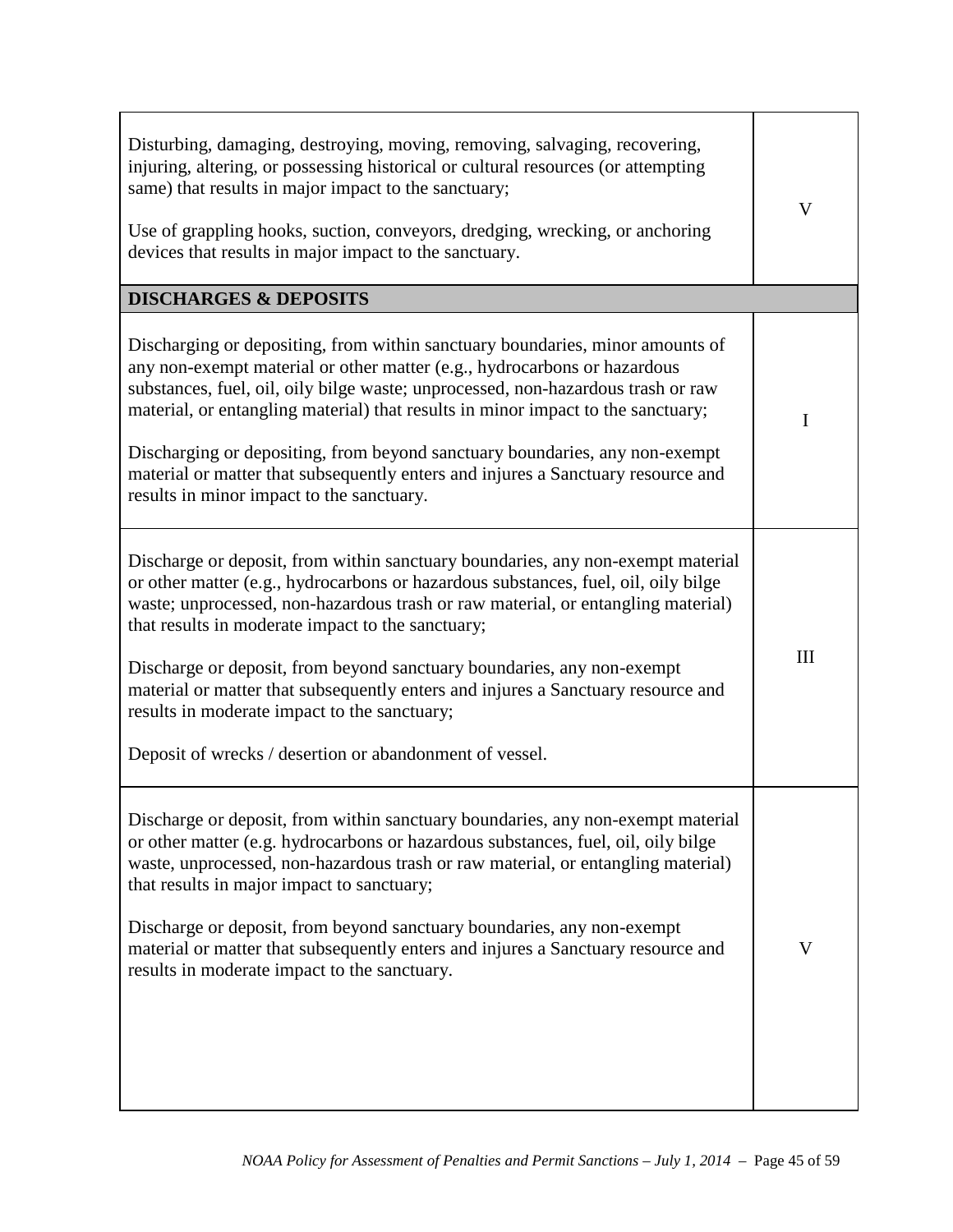| | |
|---|---|
| Disturbing, damaging, destroying, moving, removing, salvaging, recovering, injuring, altering, or possessing historical or cultural resources (or attempting same) that results in major impact to the sanctuary;<br><br>Use of grappling hooks, suction, conveyors, dredging, wrecking, or anchoring devices that results in major impact to the sanctuary. | V |
| **DISCHARGES & DEPOSITS** | |
| Discharging or depositing, from within sanctuary boundaries, minor amounts of any non-exempt material or other matter (e.g., hydrocarbons or hazardous substances, fuel, oil, oily bilge waste; unprocessed, non-hazardous trash or raw material, or entangling material) that results in minor impact to the sanctuary;<br><br>Discharging or depositing, from beyond sanctuary boundaries, any non-exempt material or matter that subsequently enters and injures a Sanctuary resource and results in minor impact to the sanctuary. | I |
| Discharge or deposit, from within sanctuary boundaries, any non-exempt material or other matter (e.g., hydrocarbons or hazardous substances, fuel, oil, oily bilge waste; unprocessed, non-hazardous trash or raw material, or entangling material) that results in moderate impact to the sanctuary;<br><br>Discharge or deposit, from beyond sanctuary boundaries, any non-exempt material or matter that subsequently enters and injures a Sanctuary resource and results in moderate impact to the sanctuary;<br><br>Deposit of wrecks / desertion or abandonment of vessel. | III |
| Discharge or deposit, from within sanctuary boundaries, any non-exempt material or other matter (e.g. hydrocarbons or hazardous substances, fuel, oil, oily bilge waste, unprocessed, non-hazardous trash or raw material, or entangling material) that results in major impact to sanctuary;<br><br>Discharge or deposit, from beyond sanctuary boundaries, any non-exempt material or matter that subsequently enters and injures a Sanctuary resource and results in moderate impact to the sanctuary. | V |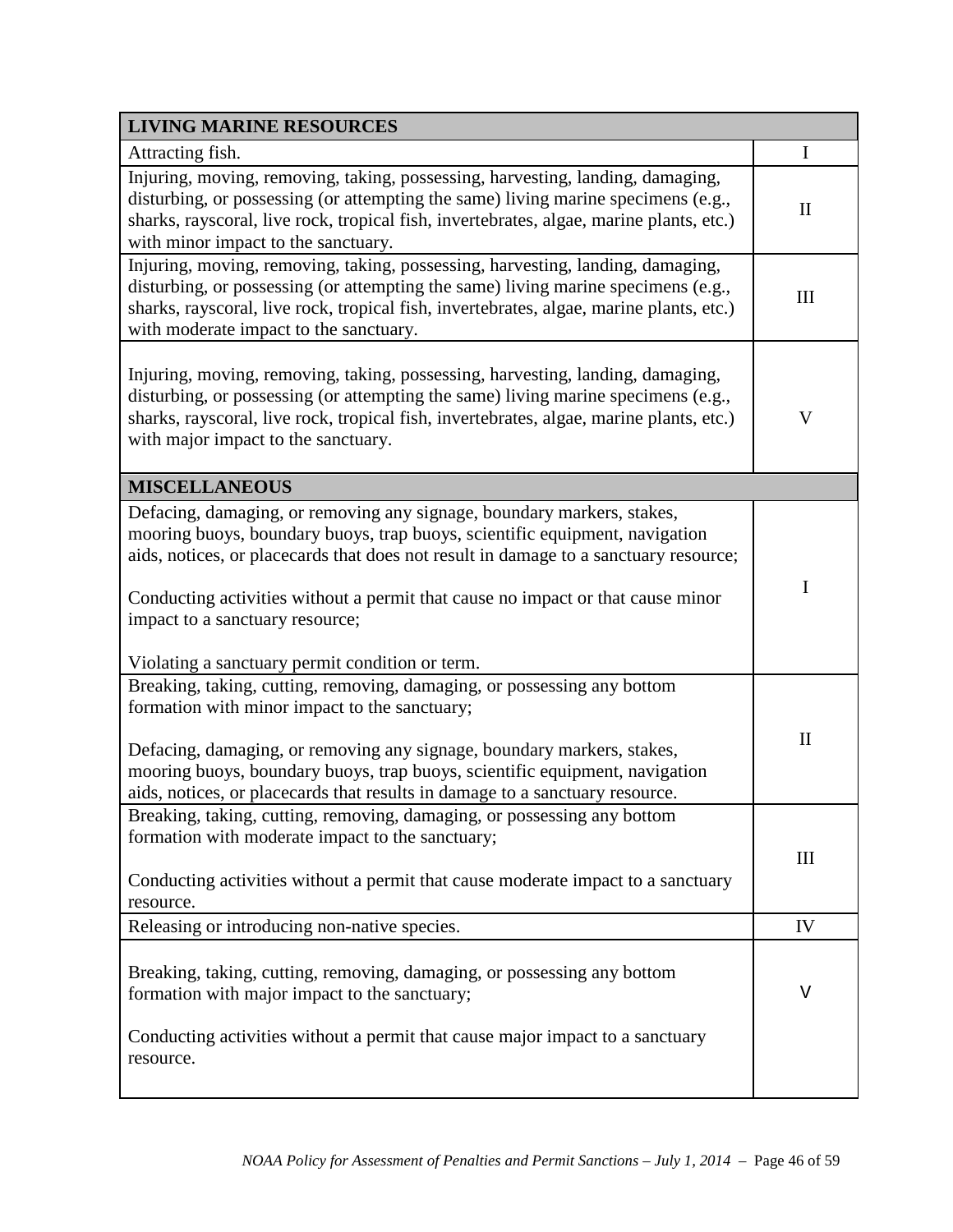| LIVING MARINE RESOURCES | |
|---|---|
| Attracting fish. | I |
| Injuring, moving, removing, taking, possessing, harvesting, landing, damaging, disturbing, or possessing (or attempting the same) living marine specimens (e.g., sharks, rayscoral, live rock, tropical fish, invertebrates, algae, marine plants, etc.) with minor impact to the sanctuary. | II |
| Injuring, moving, removing, taking, possessing, harvesting, landing, damaging, disturbing, or possessing (or attempting the same) living marine specimens (e.g., sharks, rayscoral, live rock, tropical fish, invertebrates, algae, marine plants, etc.) with moderate impact to the sanctuary. | III |
| Injuring, moving, removing, taking, possessing, harvesting, landing, damaging, disturbing, or possessing (or attempting the same) living marine specimens (e.g., sharks, rayscoral, live rock, tropical fish, invertebrates, algae, marine plants, etc.) with major impact to the sanctuary. | V |
| **MISCELLANEOUS** | |
| Defacing, damaging, or removing any signage, boundary markers, stakes, mooring buoys, boundary buoys, trap buoys, scientific equipment, navigation aids, notices, or placecards that does not result in damage to a sanctuary resource;<br><br>Conducting activities without a permit that cause no impact or that cause minor impact to a sanctuary resource;<br><br>Violating a sanctuary permit condition or term. | I |
| Breaking, taking, cutting, removing, damaging, or possessing any bottom formation with minor impact to the sanctuary;<br><br>Defacing, damaging, or removing any signage, boundary markers, stakes, mooring buoys, boundary buoys, trap buoys, scientific equipment, navigation aids, notices, or placecards that results in damage to a sanctuary resource. | II |
| Breaking, taking, cutting, removing, damaging, or possessing any bottom formation with moderate impact to the sanctuary;<br><br>Conducting activities without a permit that cause moderate impact to a sanctuary resource. | III |
| Releasing or introducing non-native species. | IV |
| Breaking, taking, cutting, removing, damaging, or possessing any bottom formation with major impact to the sanctuary;<br><br>Conducting activities without a permit that cause major impact to a sanctuary resource. | V |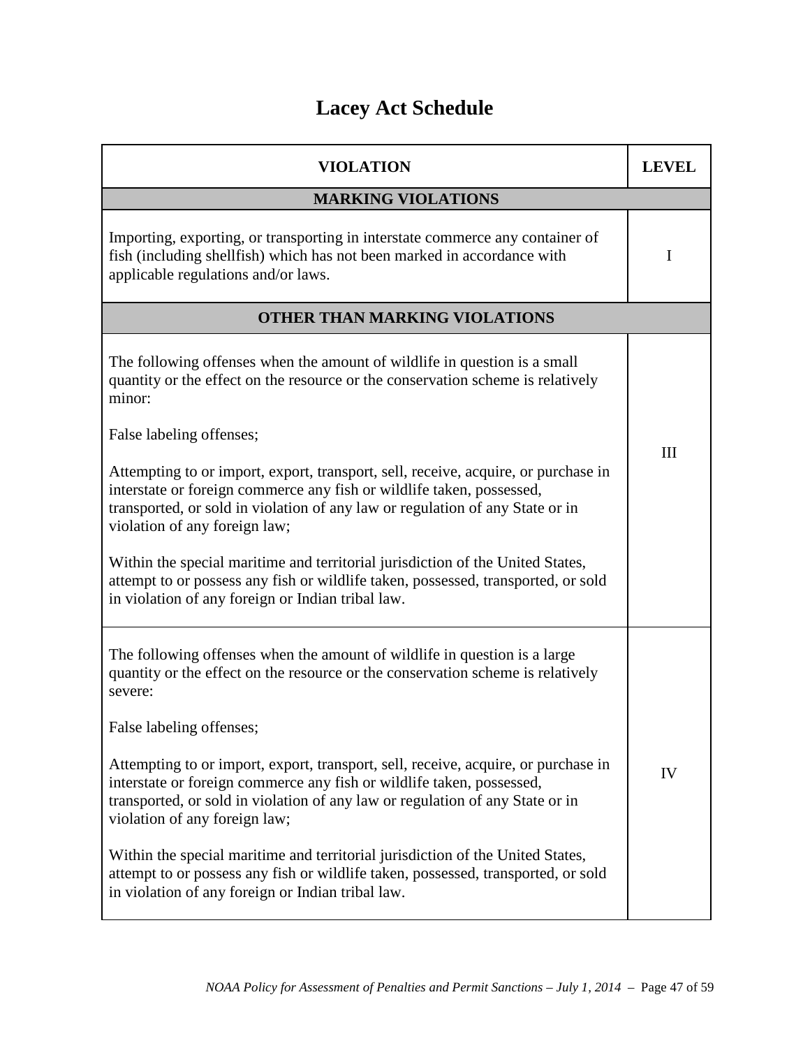# Lacey Act Schedule

| VIOLATION | LEVEL |
|---|---|
| **MARKING VIOLATIONS** | |
| Importing, exporting, or transporting in interstate commerce any container of fish (including shellfish) which has not been marked in accordance with applicable regulations and/or laws. | I |
| **OTHER THAN MARKING VIOLATIONS** | |
| The following offenses when the amount of wildlife in question is a small quantity or the effect on the resource or the conservation scheme is relatively minor:<br><br>False labeling offenses;<br><br>Attempting to or import, export, transport, sell, receive, acquire, or purchase in interstate or foreign commerce any fish or wildlife taken, possessed, transported, or sold in violation of any law or regulation of any State or in violation of any foreign law;<br><br>Within the special maritime and territorial jurisdiction of the United States, attempt to or possess any fish or wildlife taken, possessed, transported, or sold in violation of any foreign or Indian tribal law. | III |
| The following offenses when the amount of wildlife in question is a large quantity or the effect on the resource or the conservation scheme is relatively severe:<br><br>False labeling offenses;<br><br>Attempting to or import, export, transport, sell, receive, acquire, or purchase in interstate or foreign commerce any fish or wildlife taken, possessed, transported, or sold in violation of any law or regulation of any State or in violation of any foreign law;<br><br>Within the special maritime and territorial jurisdiction of the United States, attempt to or possess any fish or wildlife taken, possessed, transported, or sold in violation of any foreign or Indian tribal law. | IV |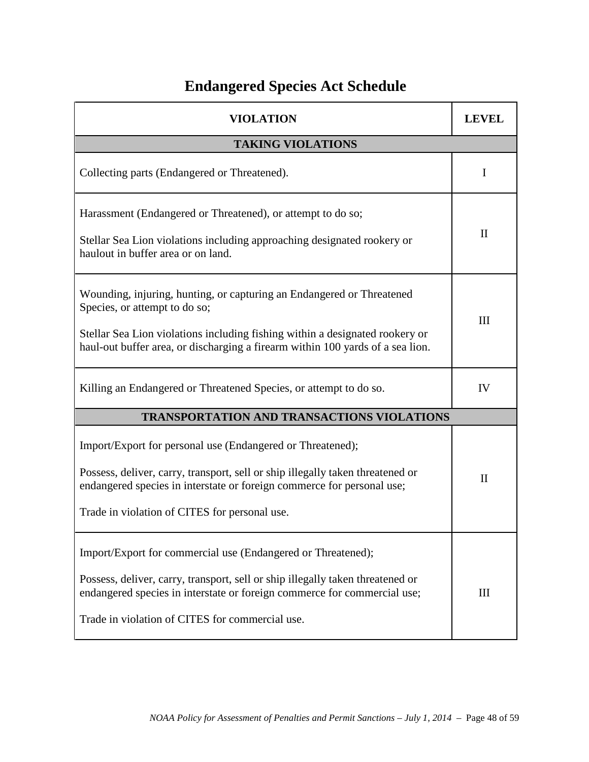# Endangered Species Act Schedule

| VIOLATION | LEVEL |
|---|---|
| **TAKING VIOLATIONS** | |
| Collecting parts (Endangered or Threatened). | I |
| Harassment (Endangered or Threatened), or attempt to do so;<br><br>Stellar Sea Lion violations including approaching designated rookery or haulout in buffer area or on land. | II |
| Wounding, injuring, hunting, or capturing an Endangered or Threatened Species, or attempt to do so;<br><br>Stellar Sea Lion violations including fishing within a designated rookery or haul-out buffer area, or discharging a firearm within 100 yards of a sea lion. | III |
| Killing an Endangered or Threatened Species, or attempt to do so. | IV |
| **TRANSPORTATION AND TRANSACTIONS VIOLATIONS** | |
| Import/Export for personal use (Endangered or Threatened);<br><br>Possess, deliver, carry, transport, sell or ship illegally taken threatened or endangered species in interstate or foreign commerce for personal use;<br><br>Trade in violation of CITES for personal use. | II |
| Import/Export for commercial use (Endangered or Threatened);<br><br>Possess, deliver, carry, transport, sell or ship illegally taken threatened or endangered species in interstate or foreign commerce for commercial use;<br><br>Trade in violation of CITES for commercial use. | III |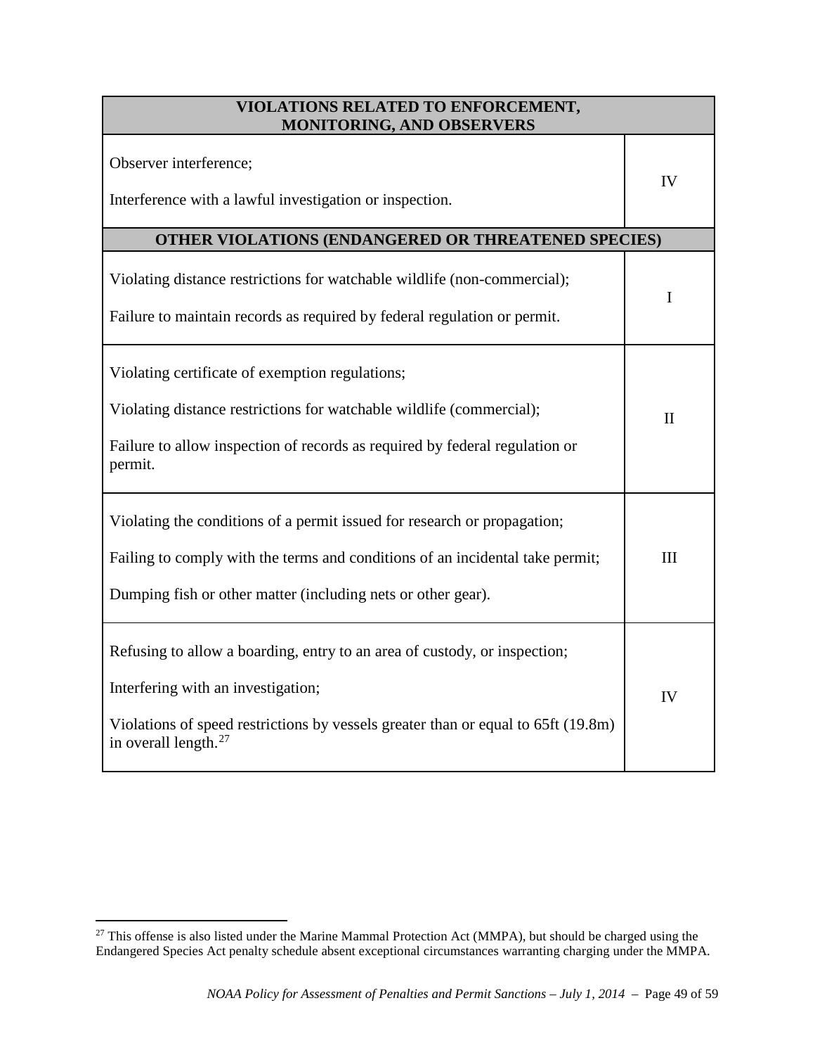| VIOLATIONS RELATED TO ENFORCEMENT, MONITORING, AND OBSERVERS | |
|---|---|
| Observer interference;<br><br>Interference with a lawful investigation or inspection. | IV |
| **OTHER VIOLATIONS (ENDANGERED OR THREATENED SPECIES)** | |
| Violating distance restrictions for watchable wildlife (non-commercial);<br><br>Failure to maintain records as required by federal regulation or permit. | I |
| Violating certificate of exemption regulations;<br><br>Violating distance restrictions for watchable wildlife (commercial);<br><br>Failure to allow inspection of records as required by federal regulation or permit. | II |
| Violating the conditions of a permit issued for research or propagation;<br><br>Failing to comply with the terms and conditions of an incidental take permit;<br><br>Dumping fish or other matter (including nets or other gear). | III |
| Refusing to allow a boarding, entry to an area of custody, or inspection;<br><br>Interfering with an investigation;<br><br>Violations of speed restrictions by vessels greater than or equal to 65ft (19.8m) in overall length.[27] | IV |

[27] This offense is also listed under the Marine Mammal Protection Act (MMPA), but should be charged using the Endangered Species Act penalty schedule absent exceptional circumstances warranting charging under the MMPA.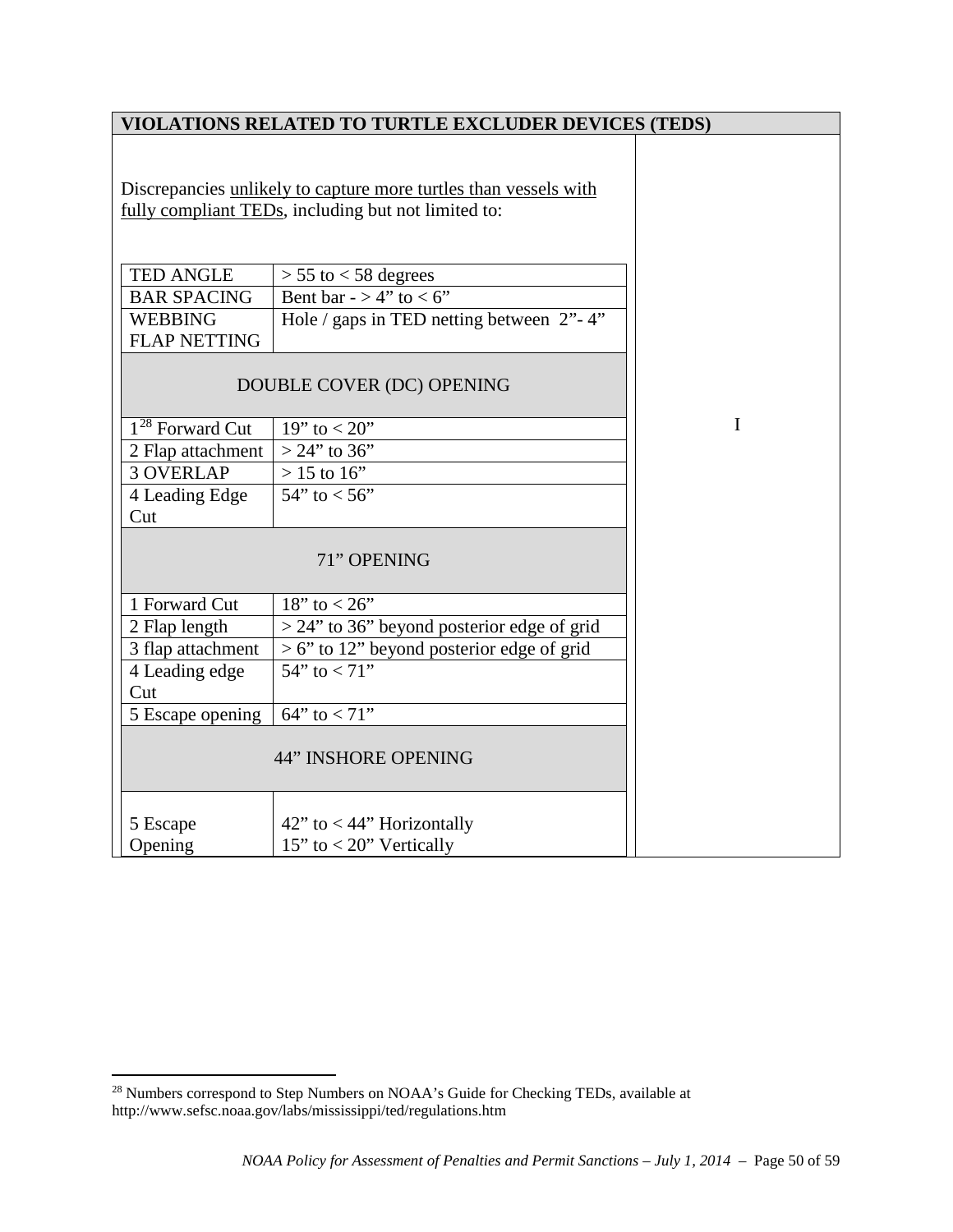**VIOLATIONS RELATED TO TURTLE EXCLUDER DEVICES (TEDS)**

Discrepancies unlikely to capture more turtles than vessels with fully compliant TEDs, including but not limited to:

| | | |
|---|---|---|
| TED ANGLE | > 55 to < 58 degrees | I |
| BAR SPACING | Bent bar - > 4" to < 6" | |
| WEBBING FLAP NETTING | Hole / gaps in TED netting between 2"- 4" | |
| DOUBLE COVER (DC) OPENING | | |
| 1[28] Forward Cut | 19" to < 20" | |
| 2 Flap attachment | > 24" to 36" | |
| 3 OVERLAP | > 15 to 16" | |
| 4 Leading Edge Cut | 54" to < 56" | |
| 71" OPENING | | |
| 1 Forward Cut | 18" to < 26" | |
| 2 Flap length | > 24" to 36" beyond posterior edge of grid | |
| 3 flap attachment | > 6" to 12" beyond posterior edge of grid | |
| 4 Leading edge Cut | 54" to < 71" | |
| 5 Escape opening | 64" to < 71" | |
| 44" INSHORE OPENING | | |
| 5 Escape Opening | 42" to < 44" Horizontally<br>15" to < 20" Vertically | |

[28] Numbers correspond to Step Numbers on NOAA's Guide for Checking TEDs, available at http://www.sefsc.noaa.gov/labs/mississippi/ted/regulations.htm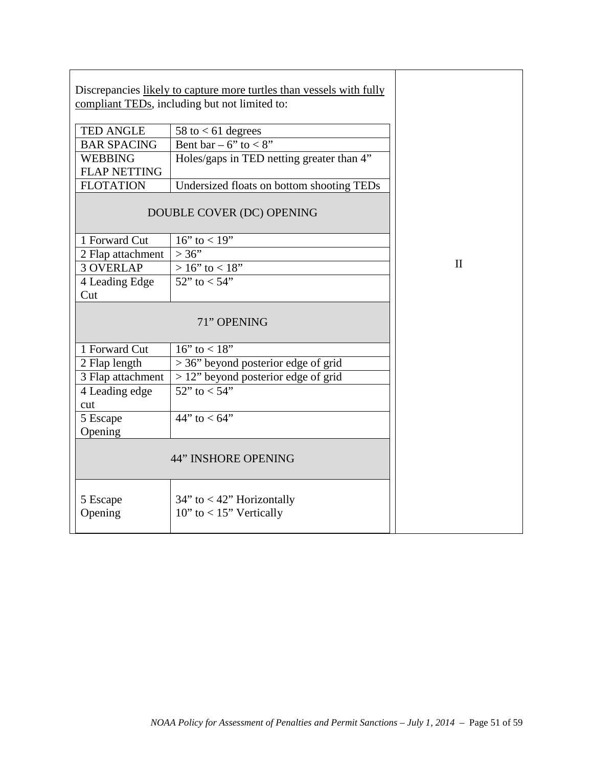| Discrepancies <u>likely to capture more turtles than vessels with fully compliant TEDs</u>, including but not limited to: | | |
|---|---|---|
| TED ANGLE | 58 to < 61 degrees | II |
| BAR SPACING | Bent bar – 6" to < 8" | |
| WEBBING FLAP NETTING | Holes/gaps in TED netting greater than 4" | |
| FLOTATION | Undersized floats on bottom shooting TEDs | |
| DOUBLE COVER (DC) OPENING | | |
| 1 Forward Cut | 16" to < 19" | |
| 2 Flap attachment | > 36" | |
| 3 OVERLAP | > 16" to < 18" | |
| 4 Leading Edge Cut | 52" to < 54" | |
| 71" OPENING | | |
| 1 Forward Cut | 16" to < 18" | |
| 2 Flap length | > 36" beyond posterior edge of grid | |
| 3 Flap attachment | > 12" beyond posterior edge of grid | |
| 4 Leading edge cut | 52" to < 54" | |
| 5 Escape Opening | 44" to < 64" | |
| 44" INSHORE OPENING | | |
| 5 Escape Opening | 34" to < 42" Horizontally<br>10" to < 15" Vertically | |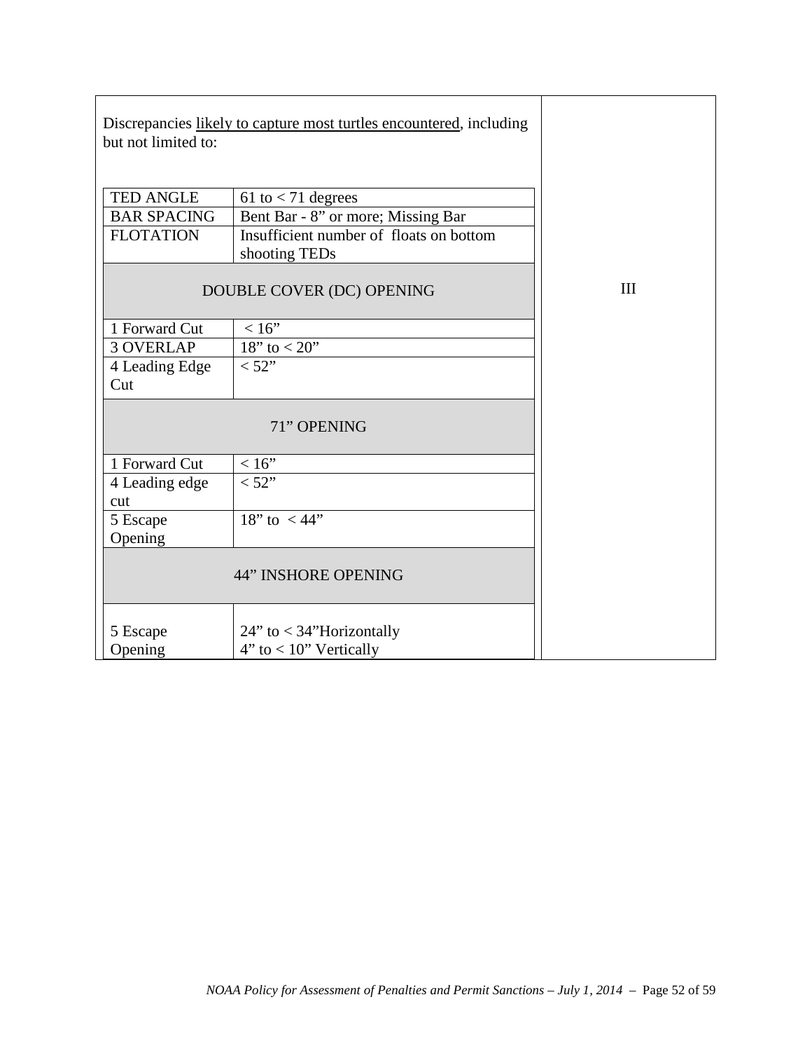| Discrepancies <u>likely to capture most turtles encountered</u>, including but not limited to: | | |
|---|---|---|
| TED ANGLE | 61 to < 71 degrees | III |
| BAR SPACING | Bent Bar - 8" or more; Missing Bar | |
| FLOTATION | Insufficient number of floats on bottom shooting TEDs | |
| DOUBLE COVER (DC) OPENING | | |
| 1 Forward Cut | < 16" | |
| 3 OVERLAP | 18" to < 20" | |
| 4 Leading Edge Cut | < 52" | |
| 71" OPENING | | |
| 1 Forward Cut | < 16" | |
| 4 Leading edge cut | < 52" | |
| 5 Escape Opening | 18" to < 44" | |
| 44" INSHORE OPENING | | |
| 5 Escape Opening | 24" to < 34" Horizontally<br>4" to < 10" Vertically | |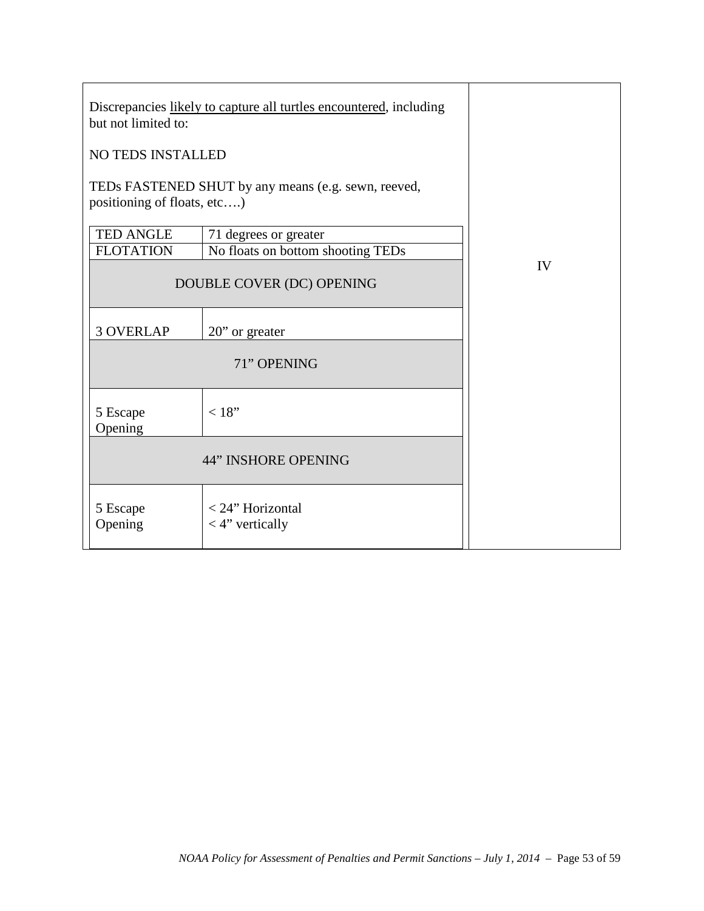| Discrepancies likely to capture all turtles encountered, including but not limited to:<br><br>NO TEDS INSTALLED<br><br>TEDs FASTENED SHUT by any means (e.g. sewn, reeved, positioning of floats, etc….) | IV |
|---|---|

| | |
|---|---|
| TED ANGLE | 71 degrees or greater |
| FLOTATION | No floats on bottom shooting TEDs |
| DOUBLE COVER (DC) OPENING | |
| 3 OVERLAP | 20” or greater |
| 71” OPENING | |
| 5 Escape Opening | < 18” |
| 44” INSHORE OPENING | |
| 5 Escape Opening | < 24” Horizontal<br>< 4” vertically |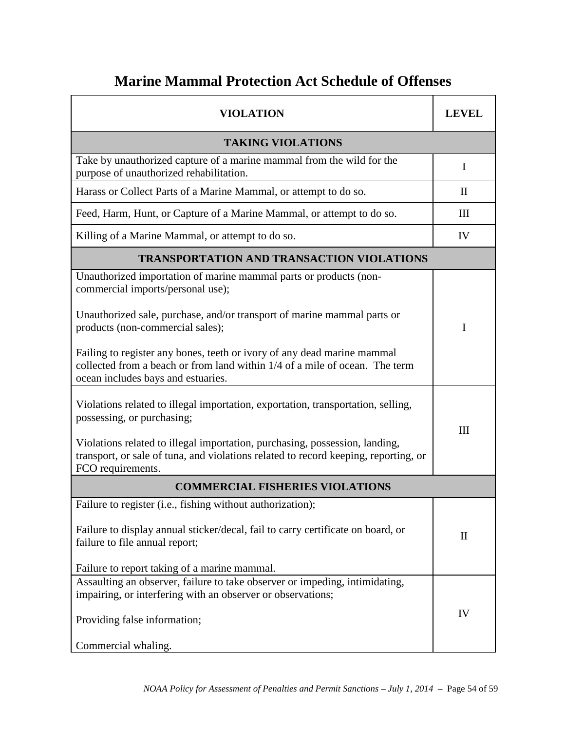# Marine Mammal Protection Act Schedule of Offenses

| VIOLATION | LEVEL |
|---|---|
| **TAKING VIOLATIONS** | |
| Take by unauthorized capture of a marine mammal from the wild for the purpose of unauthorized rehabilitation. | I |
| Harass or Collect Parts of a Marine Mammal, or attempt to do so. | II |
| Feed, Harm, Hunt, or Capture of a Marine Mammal, or attempt to do so. | III |
| Killing of a Marine Mammal, or attempt to do so. | IV |
| **TRANSPORTATION AND TRANSACTION VIOLATIONS** | |
| Unauthorized importation of marine mammal parts or products (non-commercial imports/personal use);<br><br>Unauthorized sale, purchase, and/or transport of marine mammal parts or products (non-commercial sales);<br><br>Failing to register any bones, teeth or ivory of any dead marine mammal collected from a beach or from land within 1/4 of a mile of ocean. The term ocean includes bays and estuaries. | I |
| Violations related to illegal importation, exportation, transportation, selling, possessing, or purchasing;<br><br>Violations related to illegal importation, purchasing, possession, landing, transport, or sale of tuna, and violations related to record keeping, reporting, or FCO requirements. | III |
| **COMMERCIAL FISHERIES VIOLATIONS** | |
| Failure to register (i.e., fishing without authorization);<br><br>Failure to display annual sticker/decal, fail to carry certificate on board, or failure to file annual report;<br><br>Failure to report taking of a marine mammal. | II |
| Assaulting an observer, failure to take observer or impeding, intimidating, impairing, or interfering with an observer or observations;<br><br>Providing false information;<br><br>Commercial whaling. | IV |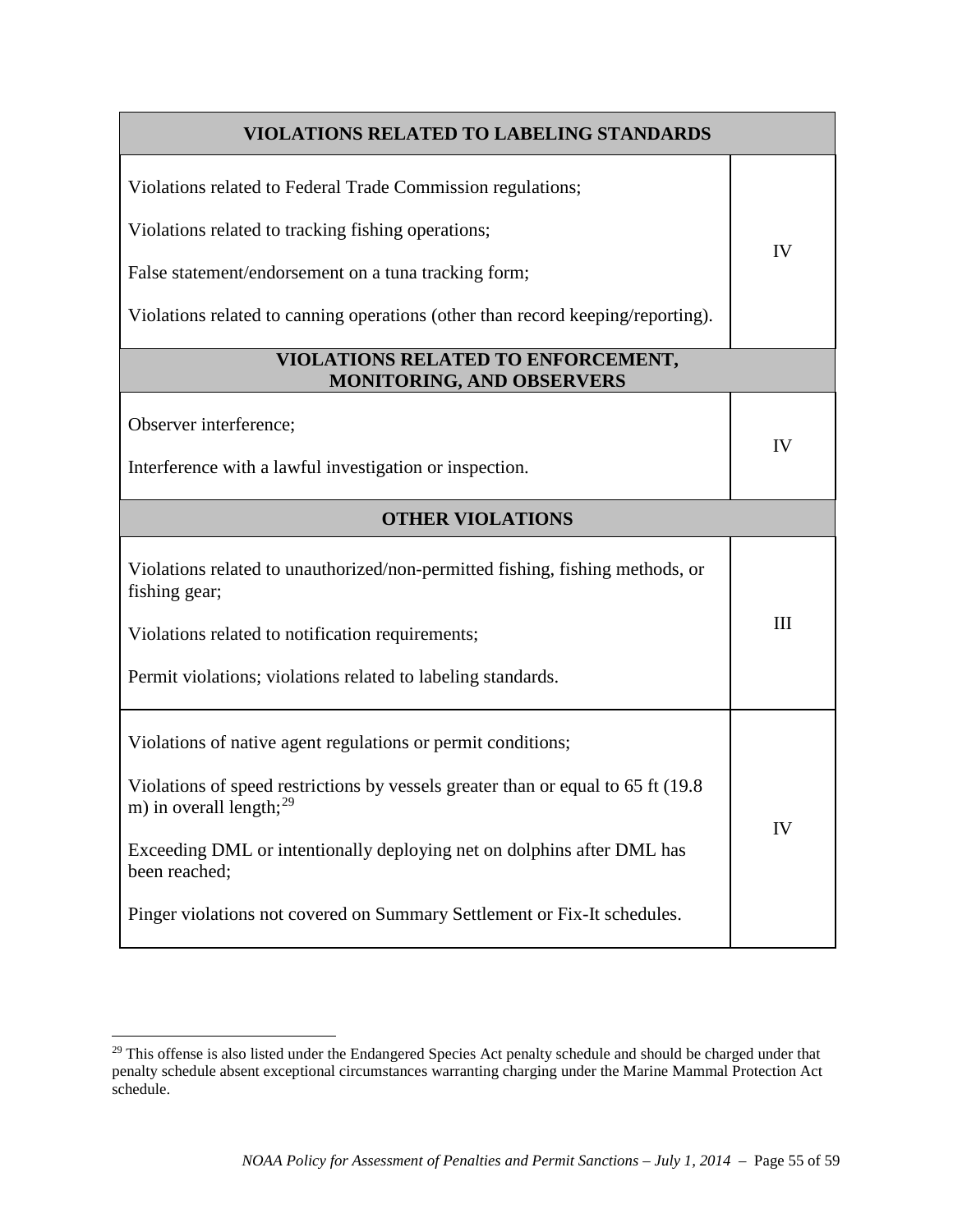| VIOLATIONS RELATED TO LABELING STANDARDS | |
|---|---|
| Violations related to Federal Trade Commission regulations;<br><br>Violations related to tracking fishing operations;<br><br>False statement/endorsement on a tuna tracking form;<br><br>Violations related to canning operations (other than record keeping/reporting). | IV |
| **VIOLATIONS RELATED TO ENFORCEMENT, MONITORING, AND OBSERVERS** | |
| Observer interference;<br><br>Interference with a lawful investigation or inspection. | IV |
| **OTHER VIOLATIONS** | |
| Violations related to unauthorized/non-permitted fishing, fishing methods, or fishing gear;<br><br>Violations related to notification requirements;<br><br>Permit violations; violations related to labeling standards. | III |
| Violations of native agent regulations or permit conditions;<br><br>Violations of speed restrictions by vessels greater than or equal to 65 ft (19.8 m) in overall length;[29]<br><br>Exceeding DML or intentionally deploying net on dolphins after DML has been reached;<br><br>Pinger violations not covered on Summary Settlement or Fix-It schedules. | IV |

[29] This offense is also listed under the Endangered Species Act penalty schedule and should be charged under that penalty schedule absent exceptional circumstances warranting charging under the Marine Mammal Protection Act schedule.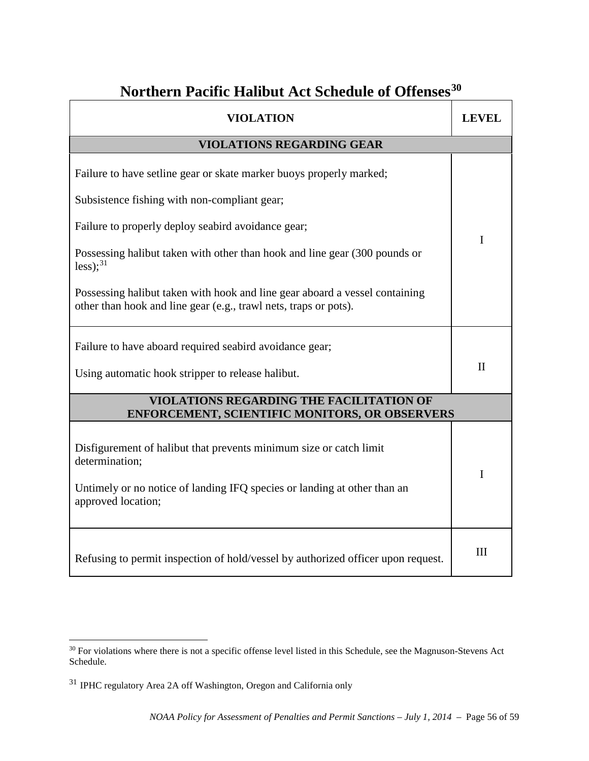# Northern Pacific Halibut Act Schedule of Offenses[30]

| VIOLATION | LEVEL |
|---|---|
| **VIOLATIONS REGARDING GEAR** | |
| Failure to have setline gear or skate marker buoys properly marked;<br><br>Subsistence fishing with non-compliant gear;<br><br>Failure to properly deploy seabird avoidance gear;<br><br>Possessing halibut taken with other than hook and line gear (300 pounds or less);[31]<br><br>Possessing halibut taken with hook and line gear aboard a vessel containing other than hook and line gear (e.g., trawl nets, traps or pots). | I |
| Failure to have aboard required seabird avoidance gear;<br><br>Using automatic hook stripper to release halibut. | II |
| **VIOLATIONS REGARDING THE FACILITATION OF ENFORCEMENT, SCIENTIFIC MONITORS, OR OBSERVERS** | |
| Disfigurement of halibut that prevents minimum size or catch limit determination;<br><br>Untimely or no notice of landing IFQ species or landing at other than an approved location; | I |
| Refusing to permit inspection of hold/vessel by authorized officer upon request. | III |

[30] For violations where there is not a specific offense level listed in this Schedule, see the Magnuson-Stevens Act Schedule.

[31] IPHC regulatory Area 2A off Washington, Oregon and California only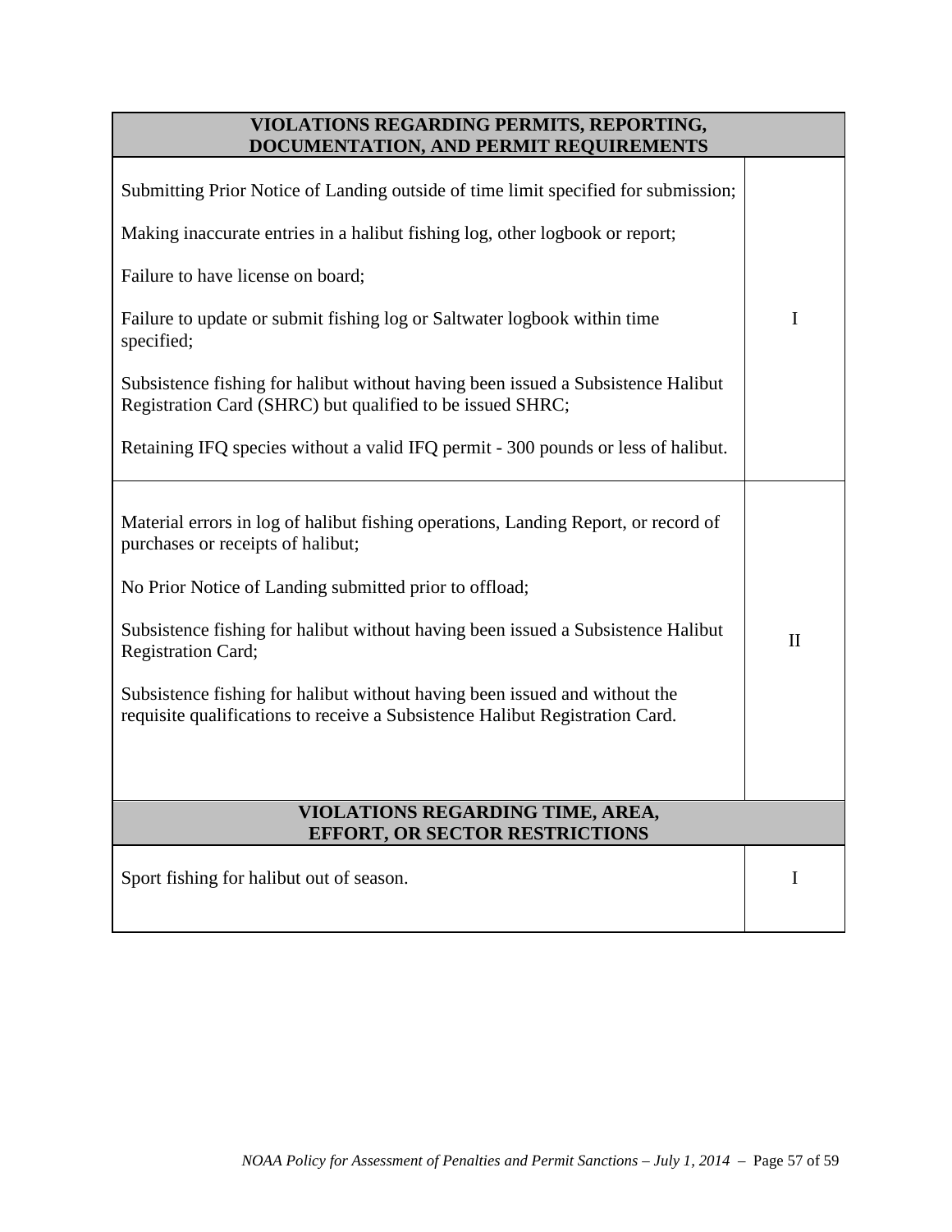| VIOLATIONS REGARDING PERMITS, REPORTING, DOCUMENTATION, AND PERMIT REQUIREMENTS | |
|---|---|
| Submitting Prior Notice of Landing outside of time limit specified for submission;<br><br>Making inaccurate entries in a halibut fishing log, other logbook or report;<br><br>Failure to have license on board;<br><br>Failure to update or submit fishing log or Saltwater logbook within time specified;<br><br>Subsistence fishing for halibut without having been issued a Subsistence Halibut Registration Card (SHRC) but qualified to be issued SHRC;<br><br>Retaining IFQ species without a valid IFQ permit - 300 pounds or less of halibut. | I |
| Material errors in log of halibut fishing operations, Landing Report, or record of purchases or receipts of halibut;<br><br>No Prior Notice of Landing submitted prior to offload;<br><br>Subsistence fishing for halibut without having been issued a Subsistence Halibut Registration Card;<br><br>Subsistence fishing for halibut without having been issued and without the requisite qualifications to receive a Subsistence Halibut Registration Card. | II |
| **VIOLATIONS REGARDING TIME, AREA, EFFORT, OR SECTOR RESTRICTIONS** | |
| Sport fishing for halibut out of season. | I |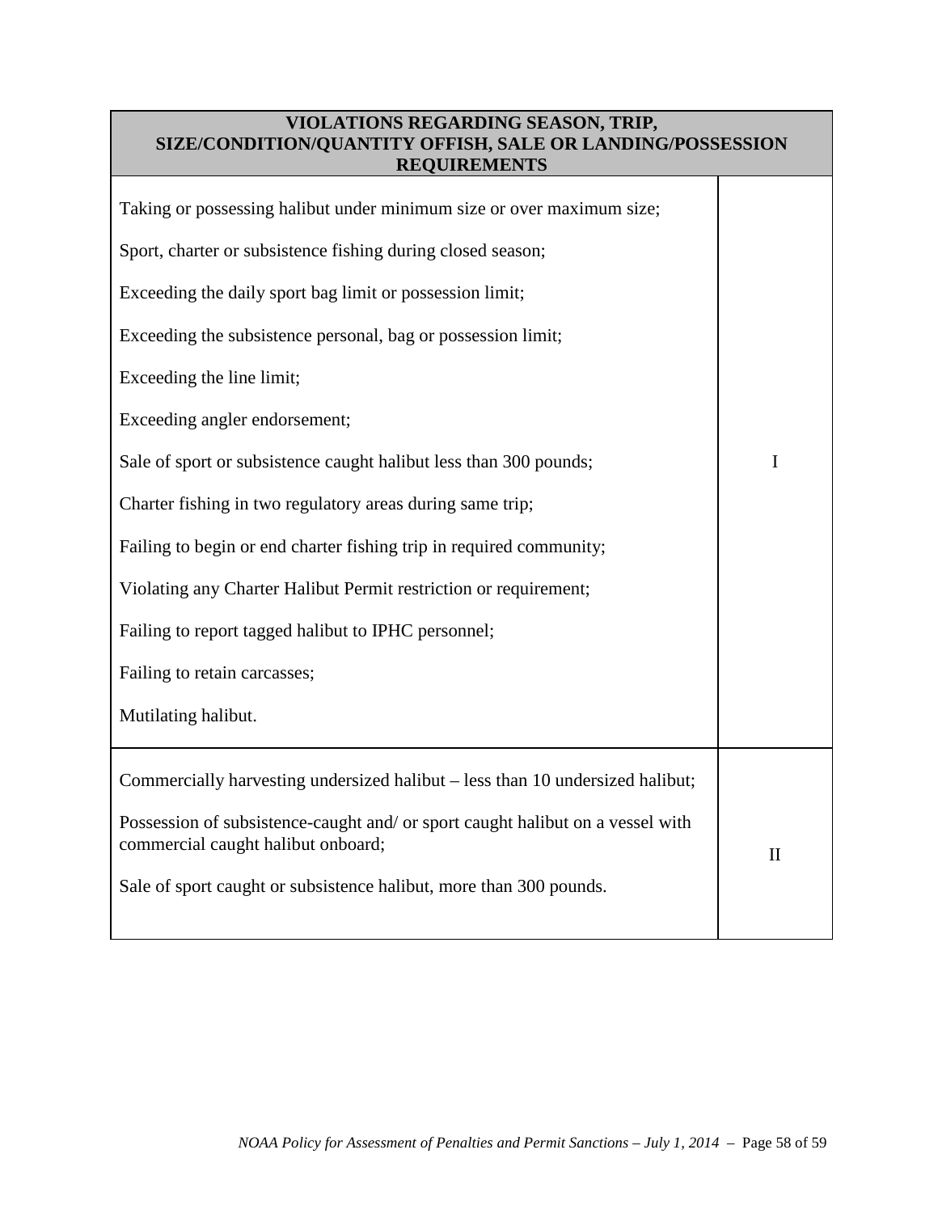| VIOLATIONS REGARDING SEASON, TRIP, SIZE/CONDITION/QUANTITY OFFISH, SALE OR LANDING/POSSESSION REQUIREMENTS | |
|---|---|
| Taking or possessing halibut under minimum size or over maximum size;<br><br>Sport, charter or subsistence fishing during closed season;<br><br>Exceeding the daily sport bag limit or possession limit;<br><br>Exceeding the subsistence personal, bag or possession limit;<br><br>Exceeding the line limit;<br><br>Exceeding angler endorsement;<br><br>Sale of sport or subsistence caught halibut less than 300 pounds;<br><br>Charter fishing in two regulatory areas during same trip;<br><br>Failing to begin or end charter fishing trip in required community;<br><br>Violating any Charter Halibut Permit restriction or requirement;<br><br>Failing to report tagged halibut to IPHC personnel;<br><br>Failing to retain carcasses;<br><br>Mutilating halibut. | I |
| Commercially harvesting undersized halibut – less than 10 undersized halibut;<br><br>Possession of subsistence-caught and/ or sport caught halibut on a vessel with commercial caught halibut onboard;<br><br>Sale of sport caught or subsistence halibut, more than 300 pounds. | II |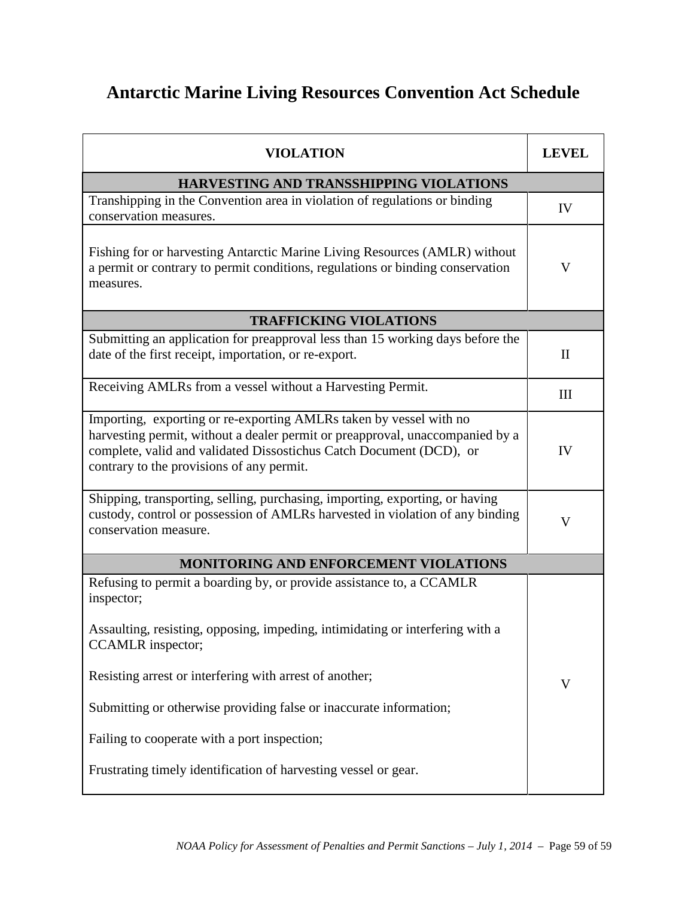# Antarctic Marine Living Resources Convention Act Schedule

| VIOLATION | LEVEL |
|---|---|
| **HARVESTING AND TRANSSHIPPING VIOLATIONS** | |
| Transhipping in the Convention area in violation of regulations or binding conservation measures. | IV |
| Fishing for or harvesting Antarctic Marine Living Resources (AMLR) without a permit or contrary to permit conditions, regulations or binding conservation measures. | V |
| **TRAFFICKING VIOLATIONS** | |
| Submitting an application for preapproval less than 15 working days before the date of the first receipt, importation, or re-export. | II |
| Receiving AMLRs from a vessel without a Harvesting Permit. | III |
| Importing, exporting or re-exporting AMLRs taken by vessel with no harvesting permit, without a dealer permit or preapproval, unaccompanied by a complete, valid and validated Dissostichus Catch Document (DCD), or contrary to the provisions of any permit. | IV |
| Shipping, transporting, selling, purchasing, importing, exporting, or having custody, control or possession of AMLRs harvested in violation of any binding conservation measure. | V |
| **MONITORING AND ENFORCEMENT VIOLATIONS** | |
| Refusing to permit a boarding by, or provide assistance to, a CCAMLR inspector;<br><br>Assaulting, resisting, opposing, impeding, intimidating or interfering with a CCAMLR inspector;<br><br>Resisting arrest or interfering with arrest of another;<br><br>Submitting or otherwise providing false or inaccurate information;<br><br>Failing to cooperate with a port inspection;<br><br>Frustrating timely identification of harvesting vessel or gear. | V |